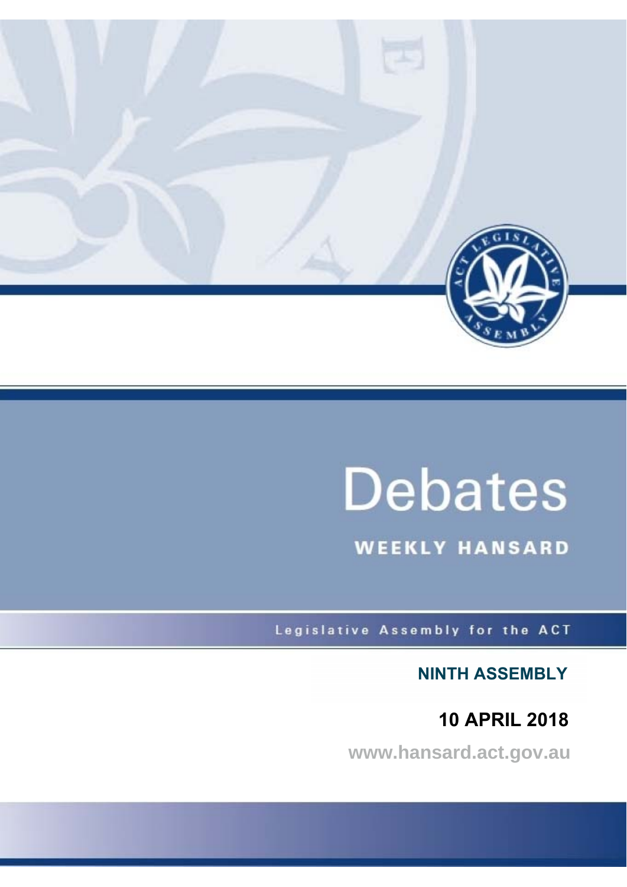# Debates

## WEEKLY HANSARD

Legislative Assembly for the ACT

**NINTH ASSEMBLY**

**10 APRIL 2018**

www.hansard.act.gov.au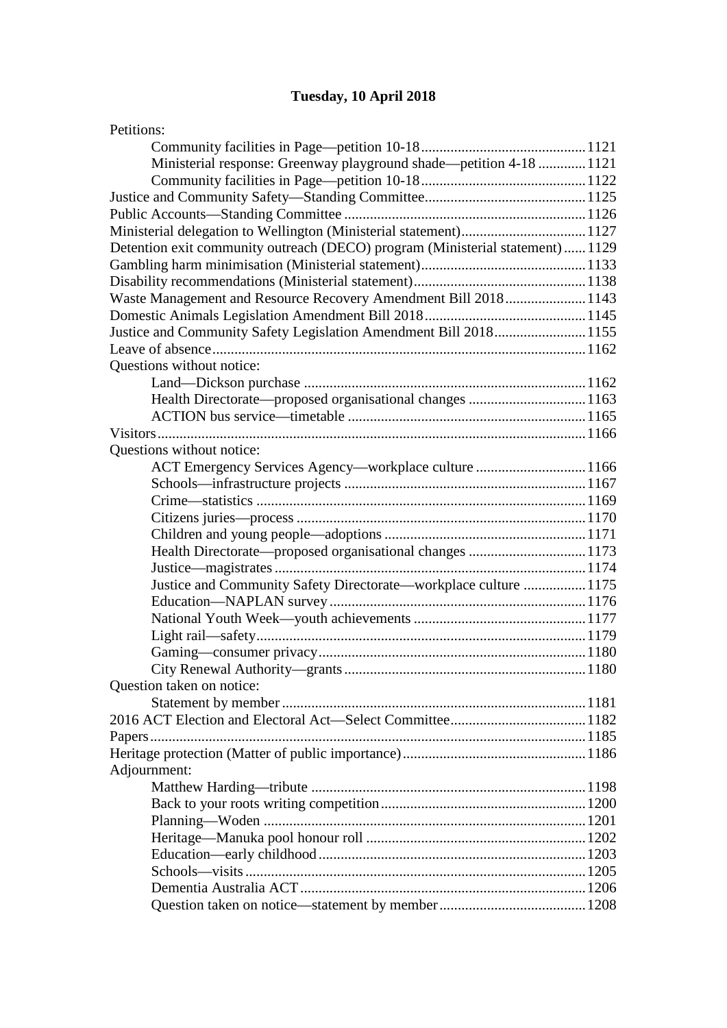# Tuesday, 10 April 2018

Petitions:

- Community facilities in Page—petition 10-18 ... 1121
- Ministerial response: Greenway playground shade—petition 4-18 ... 1121
- Community facilities in Page—petition 10-18 ... 1122

Justice and Community Safety—Standing Committee ... 1125

Public Accounts—Standing Committee ... 1126

Ministerial delegation to Wellington (Ministerial statement) ... 1127

Detention exit community outreach (DECO) program (Ministerial statement) ... 1129

Gambling harm minimisation (Ministerial statement) ... 1133

Disability recommendations (Ministerial statement) ... 1138

Waste Management and Resource Recovery Amendment Bill 2018 ... 1143

Domestic Animals Legislation Amendment Bill 2018 ... 1145

Justice and Community Safety Legislation Amendment Bill 2018 ... 1155

Leave of absence ... 1162

Questions without notice:

- Land—Dickson purchase ... 1162
- Health Directorate—proposed organisational changes ... 1163
- ACTION bus service—timetable ... 1165

Visitors ... 1166

Questions without notice:

- ACT Emergency Services Agency—workplace culture ... 1166
- Schools—infrastructure projects ... 1167
- Crime—statistics ... 1169
- Citizens juries—process ... 1170
- Children and young people—adoptions ... 1171
- Health Directorate—proposed organisational changes ... 1173
- Justice—magistrates ... 1174
- Justice and Community Safety Directorate—workplace culture ... 1175
- Education—NAPLAN survey ... 1176
- National Youth Week—youth achievements ... 1177
- Light rail—safety ... 1179
- Gaming—consumer privacy ... 1180
- City Renewal Authority—grants ... 1180

Question taken on notice:

- Statement by member ... 1181

2016 ACT Election and Electoral Act—Select Committee ... 1182

Papers ... 1185

Heritage protection (Matter of public importance) ... 1186

Adjournment:

- Matthew Harding—tribute ... 1198
- Back to your roots writing competition ... 1200
- Planning—Woden ... 1201
- Heritage—Manuka pool honour roll ... 1202
- Education—early childhood ... 1203
- Schools—visits ... 1205
- Dementia Australia ACT ... 1206
- Question taken on notice—statement by member ... 1208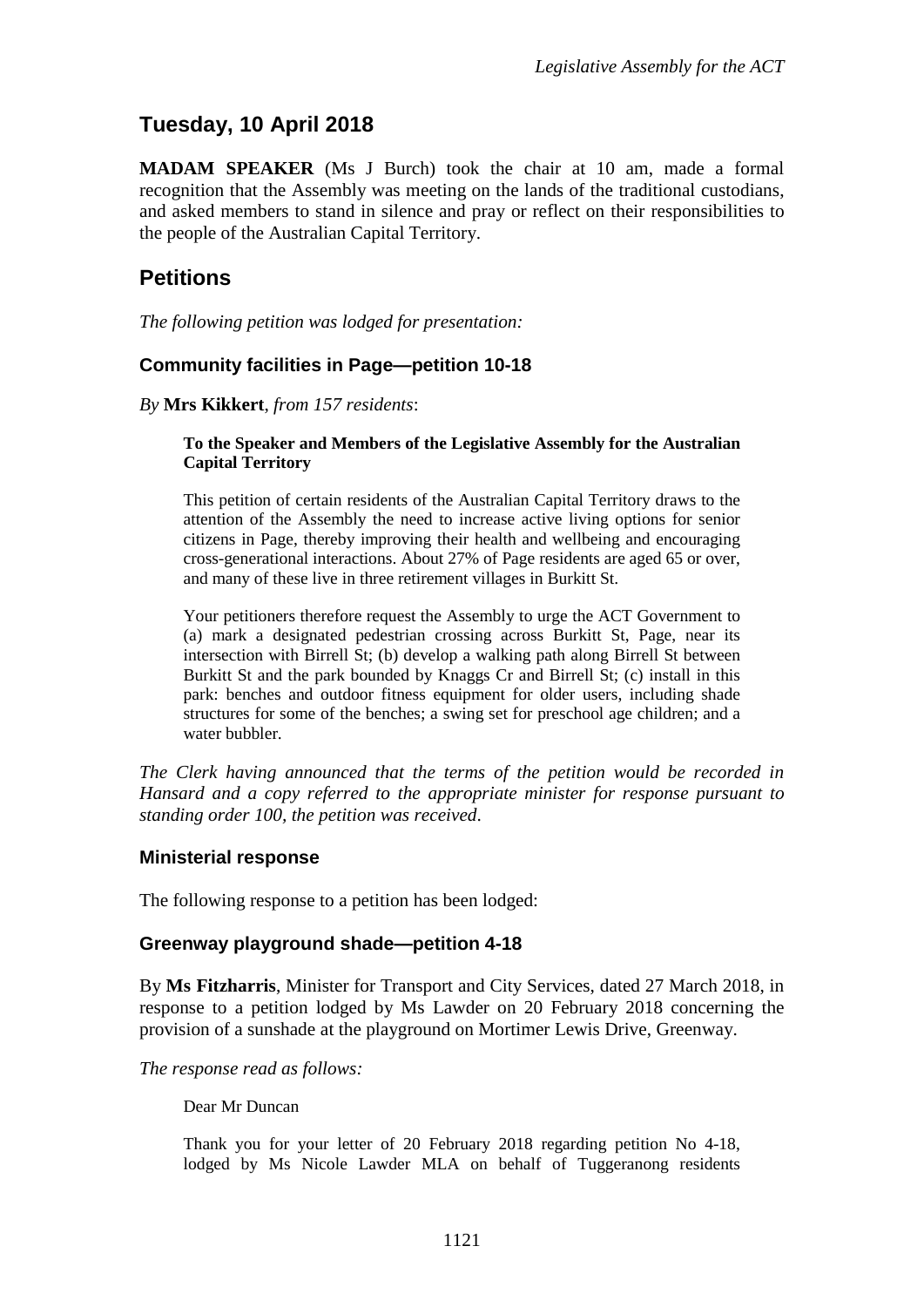# Tuesday, 10 April 2018

**MADAM SPEAKER** (Ms J Burch) took the chair at 10 am, made a formal recognition that the Assembly was meeting on the lands of the traditional custodians, and asked members to stand in silence and pray or reflect on their responsibilities to the people of the Australian Capital Territory.

## Petitions

*The following petition was lodged for presentation:*

### Community facilities in Page—petition 10-18

*By* **Mrs Kikkert**, *from 157 residents*:

> **To the Speaker and Members of the Legislative Assembly for the Australian Capital Territory**
>
> This petition of certain residents of the Australian Capital Territory draws to the attention of the Assembly the need to increase active living options for senior citizens in Page, thereby improving their health and wellbeing and encouraging cross-generational interactions. About 27% of Page residents are aged 65 or over, and many of these live in three retirement villages in Burkitt St.
>
> Your petitioners therefore request the Assembly to urge the ACT Government to (a) mark a designated pedestrian crossing across Burkitt St, Page, near its intersection with Birrell St; (b) develop a walking path along Birrell St between Burkitt St and the park bounded by Knaggs Cr and Birrell St; (c) install in this park: benches and outdoor fitness equipment for older users, including shade structures for some of the benches; a swing set for preschool age children; and a water bubbler.

*The Clerk having announced that the terms of the petition would be recorded in Hansard and a copy referred to the appropriate minister for response pursuant to standing order 100, the petition was received.*

### Ministerial response

The following response to a petition has been lodged:

### Greenway playground shade—petition 4-18

By **Ms Fitzharris**, Minister for Transport and City Services, dated 27 March 2018, in response to a petition lodged by Ms Lawder on 20 February 2018 concerning the provision of a sunshade at the playground on Mortimer Lewis Drive, Greenway.

*The response read as follows:*

> Dear Mr Duncan
>
> Thank you for your letter of 20 February 2018 regarding petition No 4-18, lodged by Ms Nicole Lawder MLA on behalf of Tuggeranong residents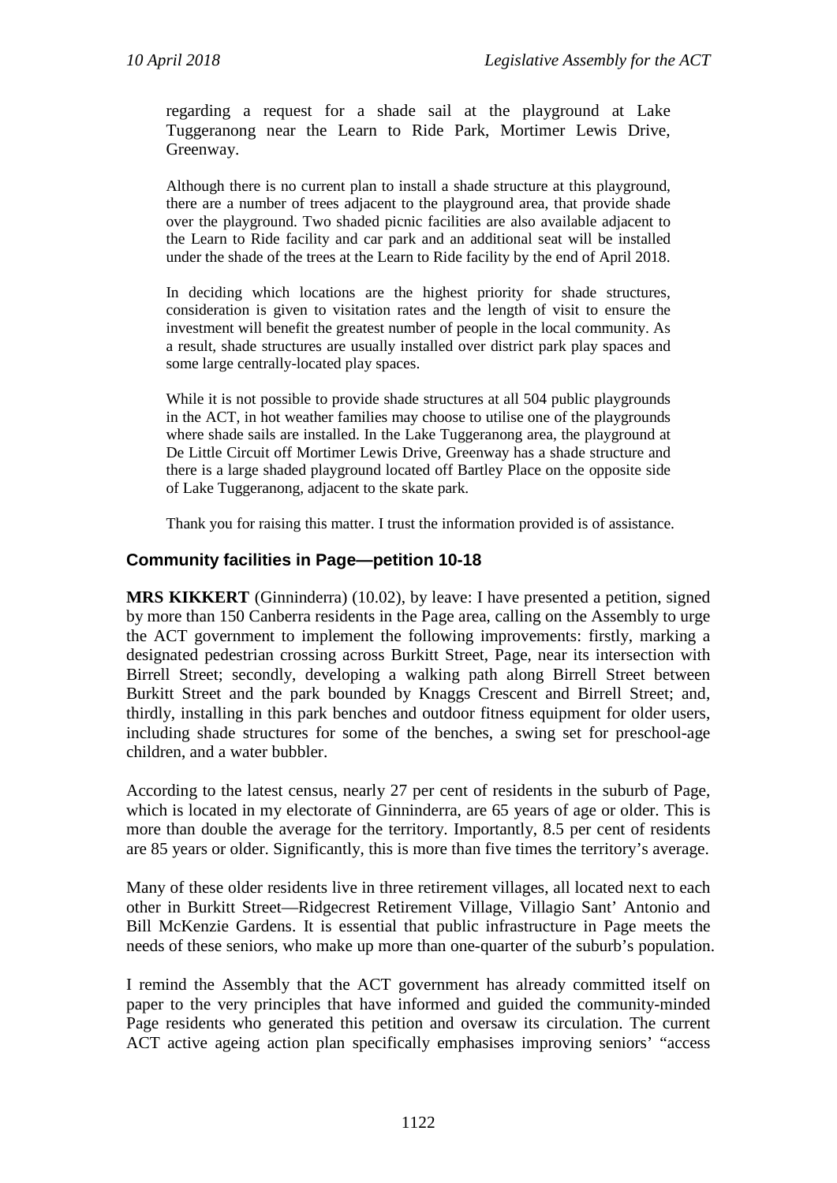regarding a request for a shade sail at the playground at Lake Tuggeranong near the Learn to Ride Park, Mortimer Lewis Drive, Greenway.

Although there is no current plan to install a shade structure at this playground, there are a number of trees adjacent to the playground area, that provide shade over the playground. Two shaded picnic facilities are also available adjacent to the Learn to Ride facility and car park and an additional seat will be installed under the shade of the trees at the Learn to Ride facility by the end of April 2018.

In deciding which locations are the highest priority for shade structures, consideration is given to visitation rates and the length of visit to ensure the investment will benefit the greatest number of people in the local community. As a result, shade structures are usually installed over district park play spaces and some large centrally-located play spaces.

While it is not possible to provide shade structures at all 504 public playgrounds in the ACT, in hot weather families may choose to utilise one of the playgrounds where shade sails are installed. In the Lake Tuggeranong area, the playground at De Little Circuit off Mortimer Lewis Drive, Greenway has a shade structure and there is a large shaded playground located off Bartley Place on the opposite side of Lake Tuggeranong, adjacent to the skate park.

Thank you for raising this matter. I trust the information provided is of assistance.

### Community facilities in Page—petition 10-18

**MRS KIKKERT** (Ginninderra) (10.02), by leave: I have presented a petition, signed by more than 150 Canberra residents in the Page area, calling on the Assembly to urge the ACT government to implement the following improvements: firstly, marking a designated pedestrian crossing across Burkitt Street, Page, near its intersection with Birrell Street; secondly, developing a walking path along Birrell Street between Burkitt Street and the park bounded by Knaggs Crescent and Birrell Street; and, thirdly, installing in this park benches and outdoor fitness equipment for older users, including shade structures for some of the benches, a swing set for preschool-age children, and a water bubbler.

According to the latest census, nearly 27 per cent of residents in the suburb of Page, which is located in my electorate of Ginninderra, are 65 years of age or older. This is more than double the average for the territory. Importantly, 8.5 per cent of residents are 85 years or older. Significantly, this is more than five times the territory's average.

Many of these older residents live in three retirement villages, all located next to each other in Burkitt Street—Ridgecrest Retirement Village, Villagio Sant' Antonio and Bill McKenzie Gardens. It is essential that public infrastructure in Page meets the needs of these seniors, who make up more than one-quarter of the suburb's population.

I remind the Assembly that the ACT government has already committed itself on paper to the very principles that have informed and guided the community-minded Page residents who generated this petition and oversaw its circulation. The current ACT active ageing action plan specifically emphasises improving seniors' "access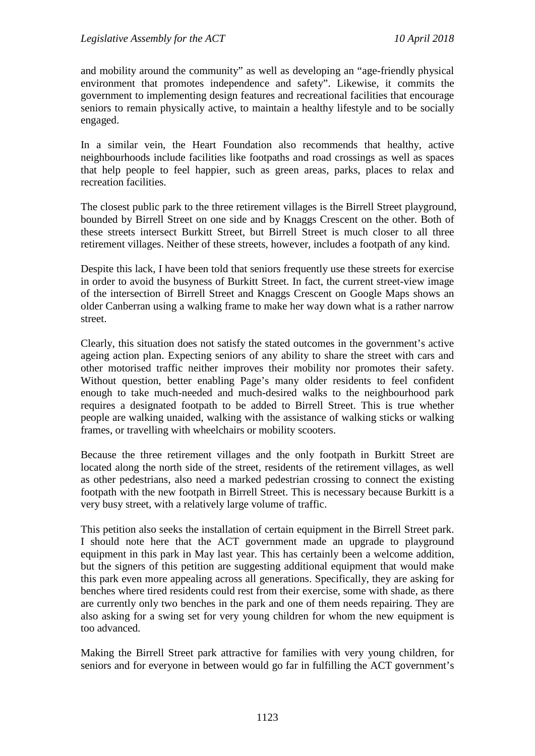and mobility around the community" as well as developing an "age-friendly physical environment that promotes independence and safety". Likewise, it commits the government to implementing design features and recreational facilities that encourage seniors to remain physically active, to maintain a healthy lifestyle and to be socially engaged.

In a similar vein, the Heart Foundation also recommends that healthy, active neighbourhoods include facilities like footpaths and road crossings as well as spaces that help people to feel happier, such as green areas, parks, places to relax and recreation facilities.

The closest public park to the three retirement villages is the Birrell Street playground, bounded by Birrell Street on one side and by Knaggs Crescent on the other. Both of these streets intersect Burkitt Street, but Birrell Street is much closer to all three retirement villages. Neither of these streets, however, includes a footpath of any kind.

Despite this lack, I have been told that seniors frequently use these streets for exercise in order to avoid the busyness of Burkitt Street. In fact, the current street-view image of the intersection of Birrell Street and Knaggs Crescent on Google Maps shows an older Canberran using a walking frame to make her way down what is a rather narrow street.

Clearly, this situation does not satisfy the stated outcomes in the government's active ageing action plan. Expecting seniors of any ability to share the street with cars and other motorised traffic neither improves their mobility nor promotes their safety. Without question, better enabling Page's many older residents to feel confident enough to take much-needed and much-desired walks to the neighbourhood park requires a designated footpath to be added to Birrell Street. This is true whether people are walking unaided, walking with the assistance of walking sticks or walking frames, or travelling with wheelchairs or mobility scooters.

Because the three retirement villages and the only footpath in Burkitt Street are located along the north side of the street, residents of the retirement villages, as well as other pedestrians, also need a marked pedestrian crossing to connect the existing footpath with the new footpath in Birrell Street. This is necessary because Burkitt is a very busy street, with a relatively large volume of traffic.

This petition also seeks the installation of certain equipment in the Birrell Street park. I should note here that the ACT government made an upgrade to playground equipment in this park in May last year. This has certainly been a welcome addition, but the signers of this petition are suggesting additional equipment that would make this park even more appealing across all generations. Specifically, they are asking for benches where tired residents could rest from their exercise, some with shade, as there are currently only two benches in the park and one of them needs repairing. They are also asking for a swing set for very young children for whom the new equipment is too advanced.

Making the Birrell Street park attractive for families with very young children, for seniors and for everyone in between would go far in fulfilling the ACT government's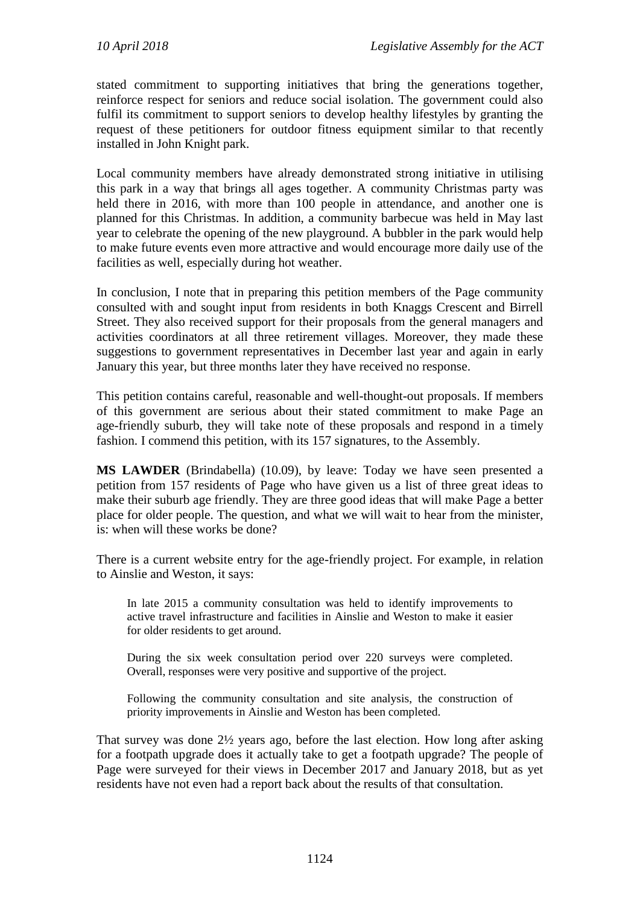stated commitment to supporting initiatives that bring the generations together, reinforce respect for seniors and reduce social isolation. The government could also fulfil its commitment to support seniors to develop healthy lifestyles by granting the request of these petitioners for outdoor fitness equipment similar to that recently installed in John Knight park.

Local community members have already demonstrated strong initiative in utilising this park in a way that brings all ages together. A community Christmas party was held there in 2016, with more than 100 people in attendance, and another one is planned for this Christmas. In addition, a community barbecue was held in May last year to celebrate the opening of the new playground. A bubbler in the park would help to make future events even more attractive and would encourage more daily use of the facilities as well, especially during hot weather.

In conclusion, I note that in preparing this petition members of the Page community consulted with and sought input from residents in both Knaggs Crescent and Birrell Street. They also received support for their proposals from the general managers and activities coordinators at all three retirement villages. Moreover, they made these suggestions to government representatives in December last year and again in early January this year, but three months later they have received no response.

This petition contains careful, reasonable and well-thought-out proposals. If members of this government are serious about their stated commitment to make Page an age-friendly suburb, they will take note of these proposals and respond in a timely fashion. I commend this petition, with its 157 signatures, to the Assembly.

**MS LAWDER** (Brindabella) (10.09), by leave: Today we have seen presented a petition from 157 residents of Page who have given us a list of three great ideas to make their suburb age friendly. They are three good ideas that will make Page a better place for older people. The question, and what we will wait to hear from the minister, is: when will these works be done?

There is a current website entry for the age-friendly project. For example, in relation to Ainslie and Weston, it says:

> In late 2015 a community consultation was held to identify improvements to active travel infrastructure and facilities in Ainslie and Weston to make it easier for older residents to get around.
>
> During the six week consultation period over 220 surveys were completed. Overall, responses were very positive and supportive of the project.
>
> Following the community consultation and site analysis, the construction of priority improvements in Ainslie and Weston has been completed.

That survey was done 2½ years ago, before the last election. How long after asking for a footpath upgrade does it actually take to get a footpath upgrade? The people of Page were surveyed for their views in December 2017 and January 2018, but as yet residents have not even had a report back about the results of that consultation.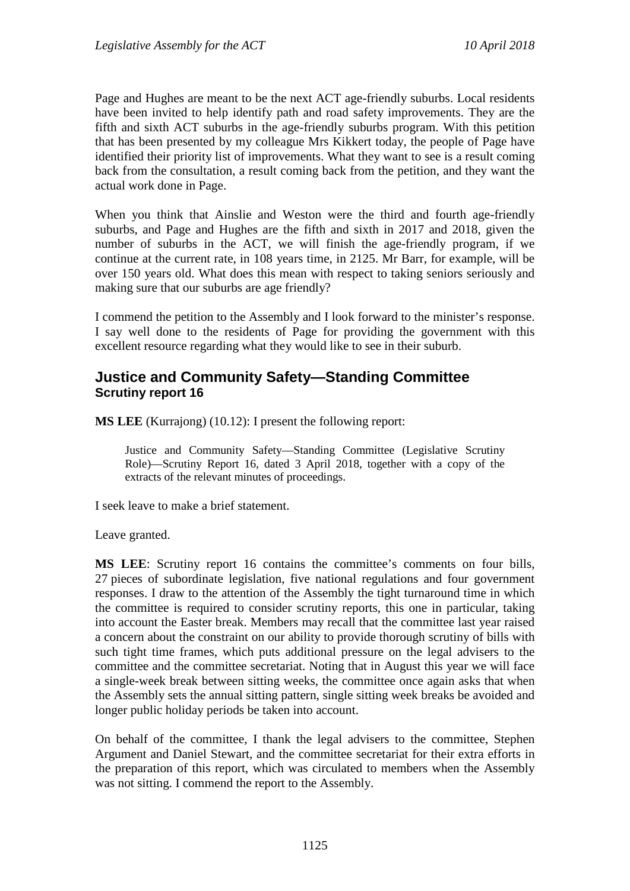Page and Hughes are meant to be the next ACT age-friendly suburbs. Local residents have been invited to help identify path and road safety improvements. They are the fifth and sixth ACT suburbs in the age-friendly suburbs program. With this petition that has been presented by my colleague Mrs Kikkert today, the people of Page have identified their priority list of improvements. What they want to see is a result coming back from the consultation, a result coming back from the petition, and they want the actual work done in Page.

When you think that Ainslie and Weston were the third and fourth age-friendly suburbs, and Page and Hughes are the fifth and sixth in 2017 and 2018, given the number of suburbs in the ACT, we will finish the age-friendly program, if we continue at the current rate, in 108 years time, in 2125. Mr Barr, for example, will be over 150 years old. What does this mean with respect to taking seniors seriously and making sure that our suburbs are age friendly?

I commend the petition to the Assembly and I look forward to the minister's response. I say well done to the residents of Page for providing the government with this excellent resource regarding what they would like to see in their suburb.

## Justice and Community Safety—Standing Committee
### Scrutiny report 16

**MS LEE** (Kurrajong) (10.12): I present the following report:

> Justice and Community Safety—Standing Committee (Legislative Scrutiny Role)—Scrutiny Report 16, dated 3 April 2018, together with a copy of the extracts of the relevant minutes of proceedings.

I seek leave to make a brief statement.

Leave granted.

**MS LEE**: Scrutiny report 16 contains the committee's comments on four bills, 27 pieces of subordinate legislation, five national regulations and four government responses. I draw to the attention of the Assembly the tight turnaround time in which the committee is required to consider scrutiny reports, this one in particular, taking into account the Easter break. Members may recall that the committee last year raised a concern about the constraint on our ability to provide thorough scrutiny of bills with such tight time frames, which puts additional pressure on the legal advisers to the committee and the committee secretariat. Noting that in August this year we will face a single-week break between sitting weeks, the committee once again asks that when the Assembly sets the annual sitting pattern, single sitting week breaks be avoided and longer public holiday periods be taken into account.

On behalf of the committee, I thank the legal advisers to the committee, Stephen Argument and Daniel Stewart, and the committee secretariat for their extra efforts in the preparation of this report, which was circulated to members when the Assembly was not sitting. I commend the report to the Assembly.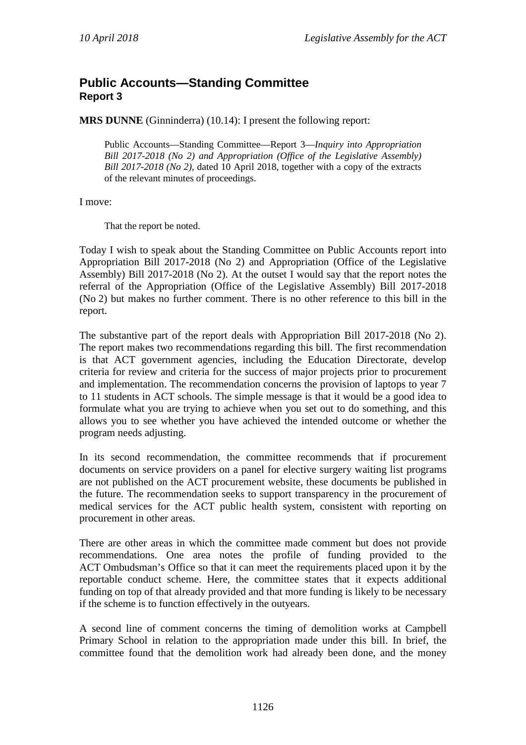## Public Accounts—Standing Committee
### Report 3

**MRS DUNNE** (Ginninderra) (10.14): I present the following report:

> Public Accounts—Standing Committee—Report 3—*Inquiry into Appropriation Bill 2017-2018 (No 2) and Appropriation (Office of the Legislative Assembly) Bill 2017-2018 (No 2)*, dated 10 April 2018, together with a copy of the extracts of the relevant minutes of proceedings.

I move:

> That the report be noted.

Today I wish to speak about the Standing Committee on Public Accounts report into Appropriation Bill 2017-2018 (No 2) and Appropriation (Office of the Legislative Assembly) Bill 2017-2018 (No 2). At the outset I would say that the report notes the referral of the Appropriation (Office of the Legislative Assembly) Bill 2017-2018 (No 2) but makes no further comment. There is no other reference to this bill in the report.

The substantive part of the report deals with Appropriation Bill 2017-2018 (No 2). The report makes two recommendations regarding this bill. The first recommendation is that ACT government agencies, including the Education Directorate, develop criteria for review and criteria for the success of major projects prior to procurement and implementation. The recommendation concerns the provision of laptops to year 7 to 11 students in ACT schools. The simple message is that it would be a good idea to formulate what you are trying to achieve when you set out to do something, and this allows you to see whether you have achieved the intended outcome or whether the program needs adjusting.

In its second recommendation, the committee recommends that if procurement documents on service providers on a panel for elective surgery waiting list programs are not published on the ACT procurement website, these documents be published in the future. The recommendation seeks to support transparency in the procurement of medical services for the ACT public health system, consistent with reporting on procurement in other areas.

There are other areas in which the committee made comment but does not provide recommendations. One area notes the profile of funding provided to the ACT Ombudsman's Office so that it can meet the requirements placed upon it by the reportable conduct scheme. Here, the committee states that it expects additional funding on top of that already provided and that more funding is likely to be necessary if the scheme is to function effectively in the outyears.

A second line of comment concerns the timing of demolition works at Campbell Primary School in relation to the appropriation made under this bill. In brief, the committee found that the demolition work had already been done, and the money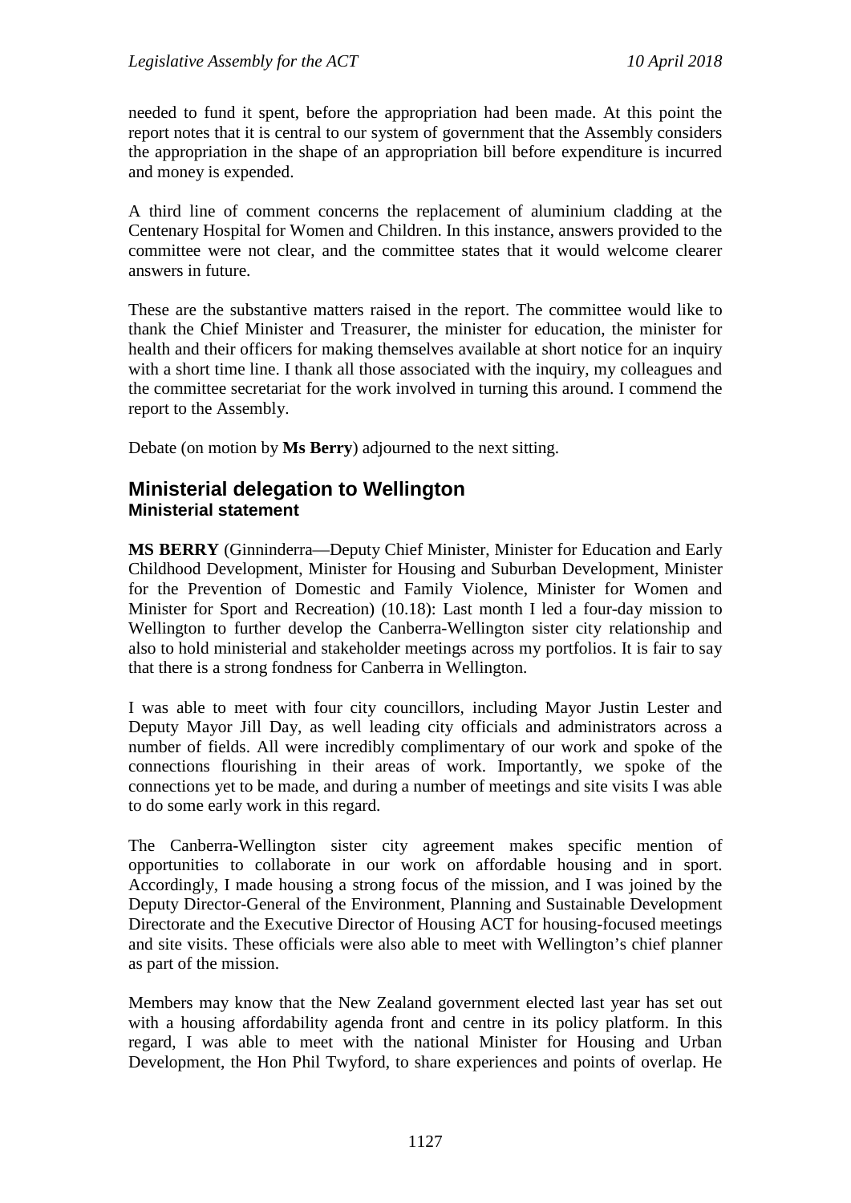needed to fund it spent, before the appropriation had been made. At this point the report notes that it is central to our system of government that the Assembly considers the appropriation in the shape of an appropriation bill before expenditure is incurred and money is expended.

A third line of comment concerns the replacement of aluminium cladding at the Centenary Hospital for Women and Children. In this instance, answers provided to the committee were not clear, and the committee states that it would welcome clearer answers in future.

These are the substantive matters raised in the report. The committee would like to thank the Chief Minister and Treasurer, the minister for education, the minister for health and their officers for making themselves available at short notice for an inquiry with a short time line. I thank all those associated with the inquiry, my colleagues and the committee secretariat for the work involved in turning this around. I commend the report to the Assembly.

Debate (on motion by **Ms Berry**) adjourned to the next sitting.

## Ministerial delegation to Wellington
### Ministerial statement

**MS BERRY** (Ginninderra—Deputy Chief Minister, Minister for Education and Early Childhood Development, Minister for Housing and Suburban Development, Minister for the Prevention of Domestic and Family Violence, Minister for Women and Minister for Sport and Recreation) (10.18): Last month I led a four-day mission to Wellington to further develop the Canberra-Wellington sister city relationship and also to hold ministerial and stakeholder meetings across my portfolios. It is fair to say that there is a strong fondness for Canberra in Wellington.

I was able to meet with four city councillors, including Mayor Justin Lester and Deputy Mayor Jill Day, as well leading city officials and administrators across a number of fields. All were incredibly complimentary of our work and spoke of the connections flourishing in their areas of work. Importantly, we spoke of the connections yet to be made, and during a number of meetings and site visits I was able to do some early work in this regard.

The Canberra-Wellington sister city agreement makes specific mention of opportunities to collaborate in our work on affordable housing and in sport. Accordingly, I made housing a strong focus of the mission, and I was joined by the Deputy Director-General of the Environment, Planning and Sustainable Development Directorate and the Executive Director of Housing ACT for housing-focused meetings and site visits. These officials were also able to meet with Wellington's chief planner as part of the mission.

Members may know that the New Zealand government elected last year has set out with a housing affordability agenda front and centre in its policy platform. In this regard, I was able to meet with the national Minister for Housing and Urban Development, the Hon Phil Twyford, to share experiences and points of overlap. He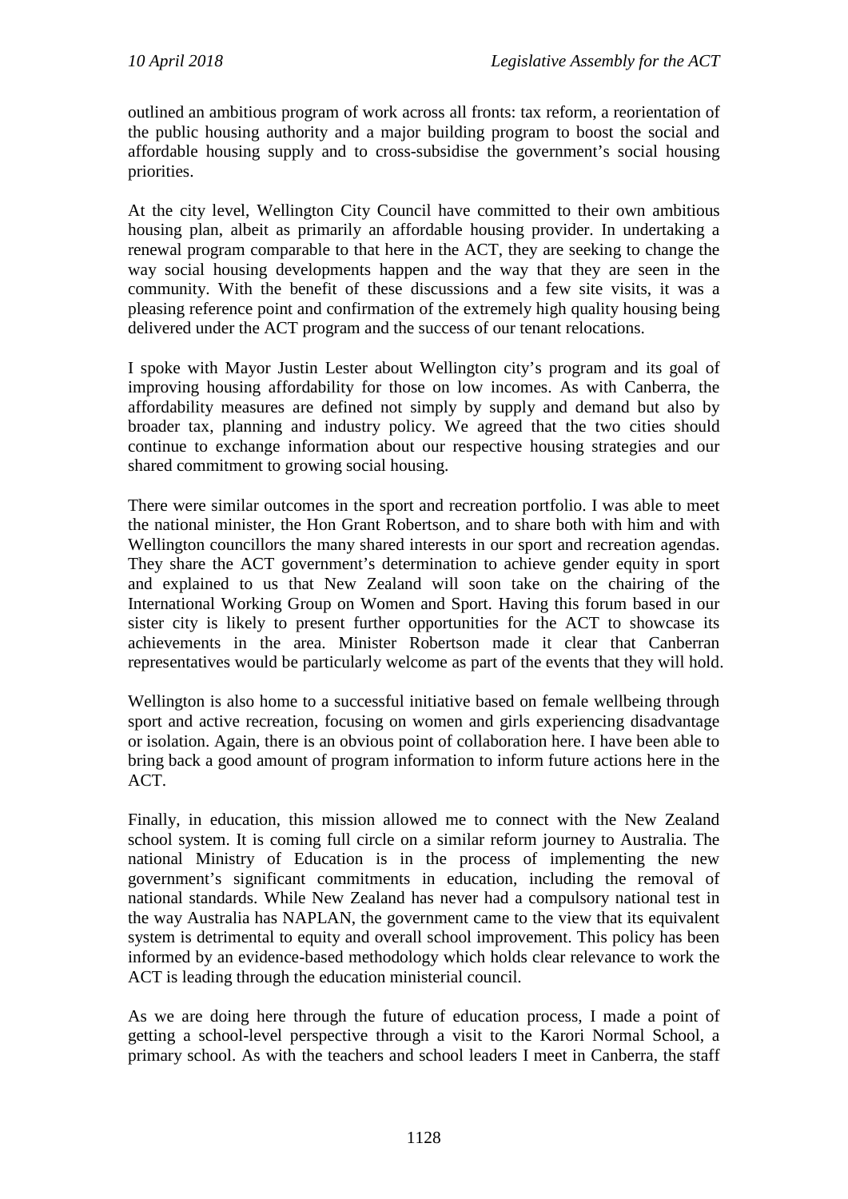outlined an ambitious program of work across all fronts: tax reform, a reorientation of the public housing authority and a major building program to boost the social and affordable housing supply and to cross-subsidise the government's social housing priorities.

At the city level, Wellington City Council have committed to their own ambitious housing plan, albeit as primarily an affordable housing provider. In undertaking a renewal program comparable to that here in the ACT, they are seeking to change the way social housing developments happen and the way that they are seen in the community. With the benefit of these discussions and a few site visits, it was a pleasing reference point and confirmation of the extremely high quality housing being delivered under the ACT program and the success of our tenant relocations.

I spoke with Mayor Justin Lester about Wellington city's program and its goal of improving housing affordability for those on low incomes. As with Canberra, the affordability measures are defined not simply by supply and demand but also by broader tax, planning and industry policy. We agreed that the two cities should continue to exchange information about our respective housing strategies and our shared commitment to growing social housing.

There were similar outcomes in the sport and recreation portfolio. I was able to meet the national minister, the Hon Grant Robertson, and to share both with him and with Wellington councillors the many shared interests in our sport and recreation agendas. They share the ACT government's determination to achieve gender equity in sport and explained to us that New Zealand will soon take on the chairing of the International Working Group on Women and Sport. Having this forum based in our sister city is likely to present further opportunities for the ACT to showcase its achievements in the area. Minister Robertson made it clear that Canberran representatives would be particularly welcome as part of the events that they will hold.

Wellington is also home to a successful initiative based on female wellbeing through sport and active recreation, focusing on women and girls experiencing disadvantage or isolation. Again, there is an obvious point of collaboration here. I have been able to bring back a good amount of program information to inform future actions here in the ACT.

Finally, in education, this mission allowed me to connect with the New Zealand school system. It is coming full circle on a similar reform journey to Australia. The national Ministry of Education is in the process of implementing the new government's significant commitments in education, including the removal of national standards. While New Zealand has never had a compulsory national test in the way Australia has NAPLAN, the government came to the view that its equivalent system is detrimental to equity and overall school improvement. This policy has been informed by an evidence-based methodology which holds clear relevance to work the ACT is leading through the education ministerial council.

As we are doing here through the future of education process, I made a point of getting a school-level perspective through a visit to the Karori Normal School, a primary school. As with the teachers and school leaders I meet in Canberra, the staff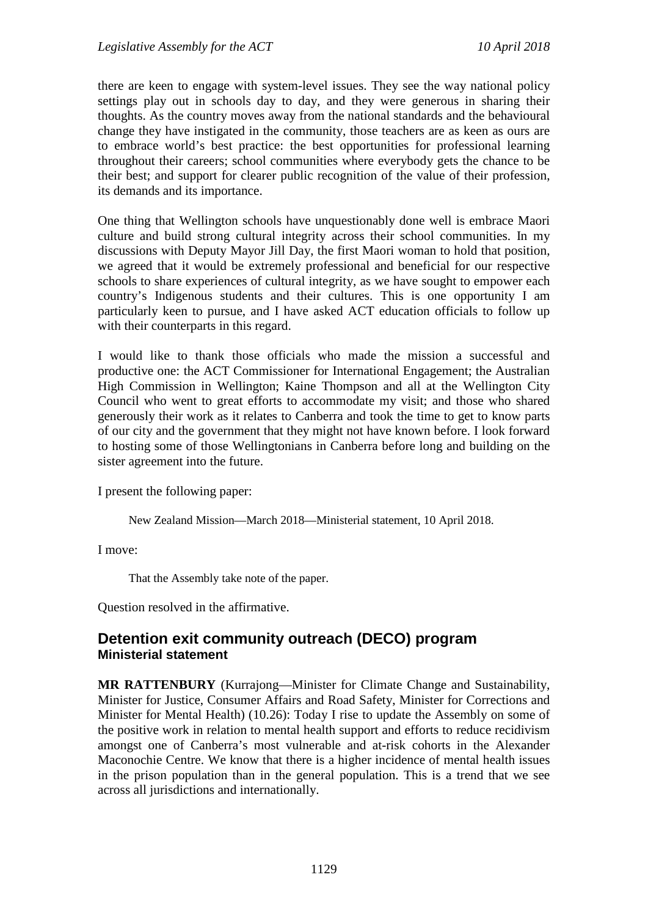there are keen to engage with system-level issues. They see the way national policy settings play out in schools day to day, and they were generous in sharing their thoughts. As the country moves away from the national standards and the behavioural change they have instigated in the community, those teachers are as keen as ours are to embrace world's best practice: the best opportunities for professional learning throughout their careers; school communities where everybody gets the chance to be their best; and support for clearer public recognition of the value of their profession, its demands and its importance.

One thing that Wellington schools have unquestionably done well is embrace Maori culture and build strong cultural integrity across their school communities. In my discussions with Deputy Mayor Jill Day, the first Maori woman to hold that position, we agreed that it would be extremely professional and beneficial for our respective schools to share experiences of cultural integrity, as we have sought to empower each country's Indigenous students and their cultures. This is one opportunity I am particularly keen to pursue, and I have asked ACT education officials to follow up with their counterparts in this regard.

I would like to thank those officials who made the mission a successful and productive one: the ACT Commissioner for International Engagement; the Australian High Commission in Wellington; Kaine Thompson and all at the Wellington City Council who went to great efforts to accommodate my visit; and those who shared generously their work as it relates to Canberra and took the time to get to know parts of our city and the government that they might not have known before. I look forward to hosting some of those Wellingtonians in Canberra before long and building on the sister agreement into the future.

I present the following paper:

> New Zealand Mission—March 2018—Ministerial statement, 10 April 2018.

I move:

> That the Assembly take note of the paper.

Question resolved in the affirmative.

## Detention exit community outreach (DECO) program
### Ministerial statement

**MR RATTENBURY** (Kurrajong—Minister for Climate Change and Sustainability, Minister for Justice, Consumer Affairs and Road Safety, Minister for Corrections and Minister for Mental Health) (10.26): Today I rise to update the Assembly on some of the positive work in relation to mental health support and efforts to reduce recidivism amongst one of Canberra's most vulnerable and at-risk cohorts in the Alexander Maconochie Centre. We know that there is a higher incidence of mental health issues in the prison population than in the general population. This is a trend that we see across all jurisdictions and internationally.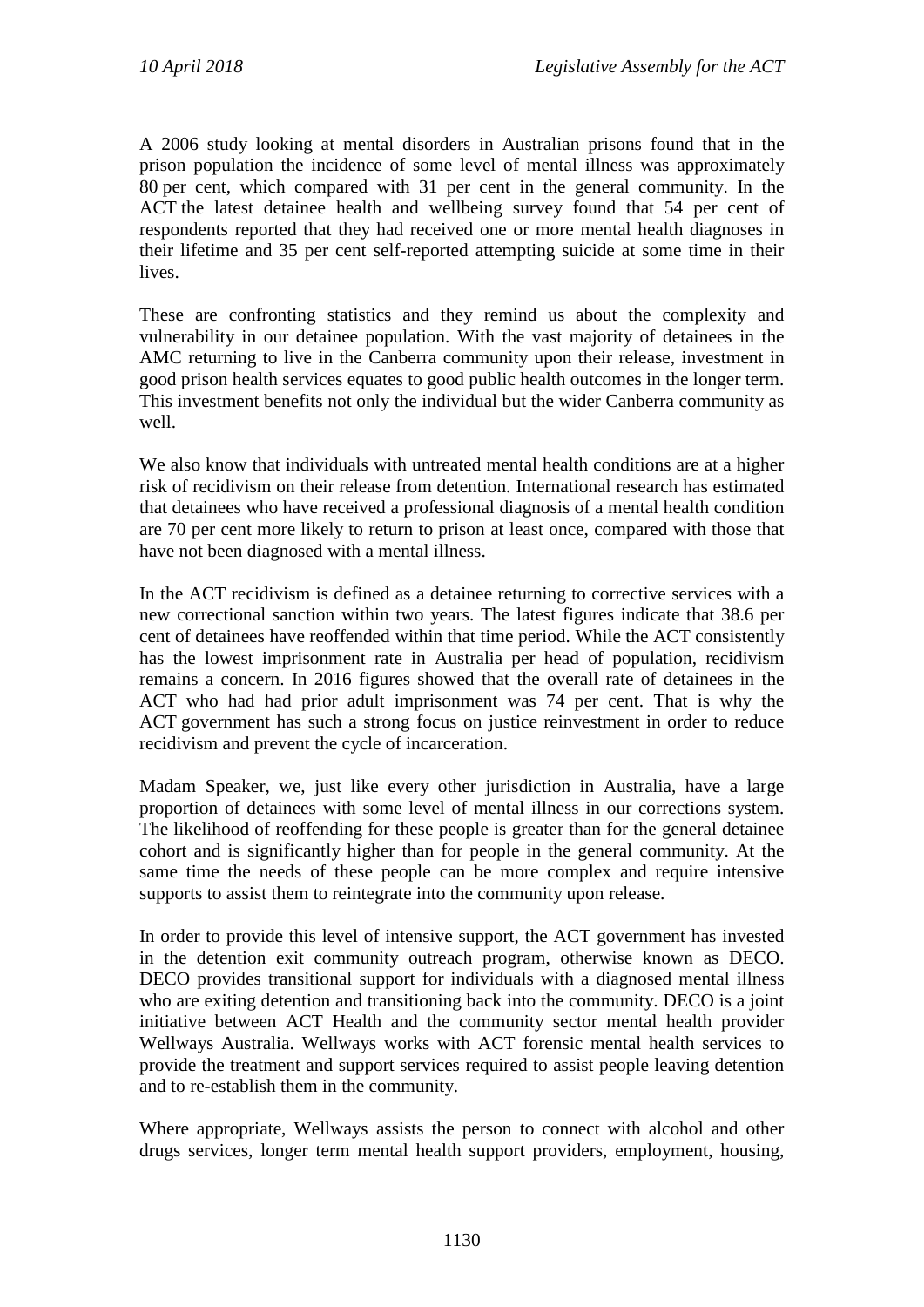A 2006 study looking at mental disorders in Australian prisons found that in the prison population the incidence of some level of mental illness was approximately 80 per cent, which compared with 31 per cent in the general community. In the ACT the latest detainee health and wellbeing survey found that 54 per cent of respondents reported that they had received one or more mental health diagnoses in their lifetime and 35 per cent self-reported attempting suicide at some time in their lives.

These are confronting statistics and they remind us about the complexity and vulnerability in our detainee population. With the vast majority of detainees in the AMC returning to live in the Canberra community upon their release, investment in good prison health services equates to good public health outcomes in the longer term. This investment benefits not only the individual but the wider Canberra community as well.

We also know that individuals with untreated mental health conditions are at a higher risk of recidivism on their release from detention. International research has estimated that detainees who have received a professional diagnosis of a mental health condition are 70 per cent more likely to return to prison at least once, compared with those that have not been diagnosed with a mental illness.

In the ACT recidivism is defined as a detainee returning to corrective services with a new correctional sanction within two years. The latest figures indicate that 38.6 per cent of detainees have reoffended within that time period. While the ACT consistently has the lowest imprisonment rate in Australia per head of population, recidivism remains a concern. In 2016 figures showed that the overall rate of detainees in the ACT who had had prior adult imprisonment was 74 per cent. That is why the ACT government has such a strong focus on justice reinvestment in order to reduce recidivism and prevent the cycle of incarceration.

Madam Speaker, we, just like every other jurisdiction in Australia, have a large proportion of detainees with some level of mental illness in our corrections system. The likelihood of reoffending for these people is greater than for the general detainee cohort and is significantly higher than for people in the general community. At the same time the needs of these people can be more complex and require intensive supports to assist them to reintegrate into the community upon release.

In order to provide this level of intensive support, the ACT government has invested in the detention exit community outreach program, otherwise known as DECO. DECO provides transitional support for individuals with a diagnosed mental illness who are exiting detention and transitioning back into the community. DECO is a joint initiative between ACT Health and the community sector mental health provider Wellways Australia. Wellways works with ACT forensic mental health services to provide the treatment and support services required to assist people leaving detention and to re-establish them in the community.

Where appropriate, Wellways assists the person to connect with alcohol and other drugs services, longer term mental health support providers, employment, housing,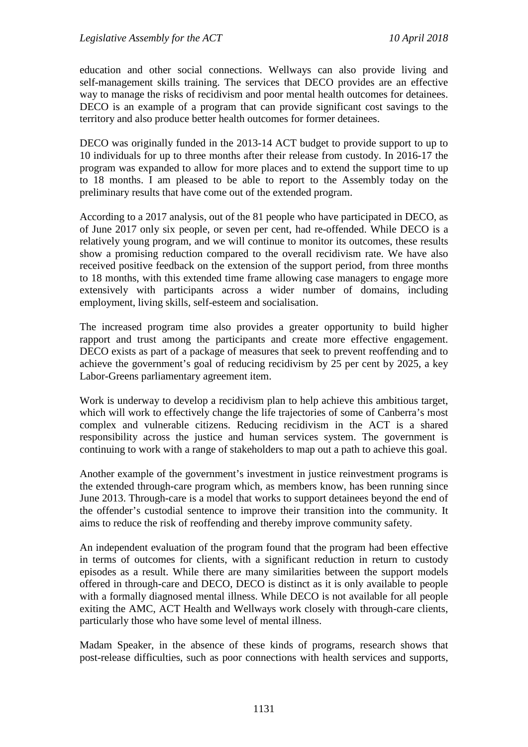education and other social connections. Wellways can also provide living and self-management skills training. The services that DECO provides are an effective way to manage the risks of recidivism and poor mental health outcomes for detainees. DECO is an example of a program that can provide significant cost savings to the territory and also produce better health outcomes for former detainees.

DECO was originally funded in the 2013-14 ACT budget to provide support to up to 10 individuals for up to three months after their release from custody. In 2016-17 the program was expanded to allow for more places and to extend the support time to up to 18 months. I am pleased to be able to report to the Assembly today on the preliminary results that have come out of the extended program.

According to a 2017 analysis, out of the 81 people who have participated in DECO, as of June 2017 only six people, or seven per cent, had re-offended. While DECO is a relatively young program, and we will continue to monitor its outcomes, these results show a promising reduction compared to the overall recidivism rate. We have also received positive feedback on the extension of the support period, from three months to 18 months, with this extended time frame allowing case managers to engage more extensively with participants across a wider number of domains, including employment, living skills, self-esteem and socialisation.

The increased program time also provides a greater opportunity to build higher rapport and trust among the participants and create more effective engagement. DECO exists as part of a package of measures that seek to prevent reoffending and to achieve the government's goal of reducing recidivism by 25 per cent by 2025, a key Labor-Greens parliamentary agreement item.

Work is underway to develop a recidivism plan to help achieve this ambitious target, which will work to effectively change the life trajectories of some of Canberra's most complex and vulnerable citizens. Reducing recidivism in the ACT is a shared responsibility across the justice and human services system. The government is continuing to work with a range of stakeholders to map out a path to achieve this goal.

Another example of the government's investment in justice reinvestment programs is the extended through-care program which, as members know, has been running since June 2013. Through-care is a model that works to support detainees beyond the end of the offender's custodial sentence to improve their transition into the community. It aims to reduce the risk of reoffending and thereby improve community safety.

An independent evaluation of the program found that the program had been effective in terms of outcomes for clients, with a significant reduction in return to custody episodes as a result. While there are many similarities between the support models offered in through-care and DECO, DECO is distinct as it is only available to people with a formally diagnosed mental illness. While DECO is not available for all people exiting the AMC, ACT Health and Wellways work closely with through-care clients, particularly those who have some level of mental illness.

Madam Speaker, in the absence of these kinds of programs, research shows that post-release difficulties, such as poor connections with health services and supports,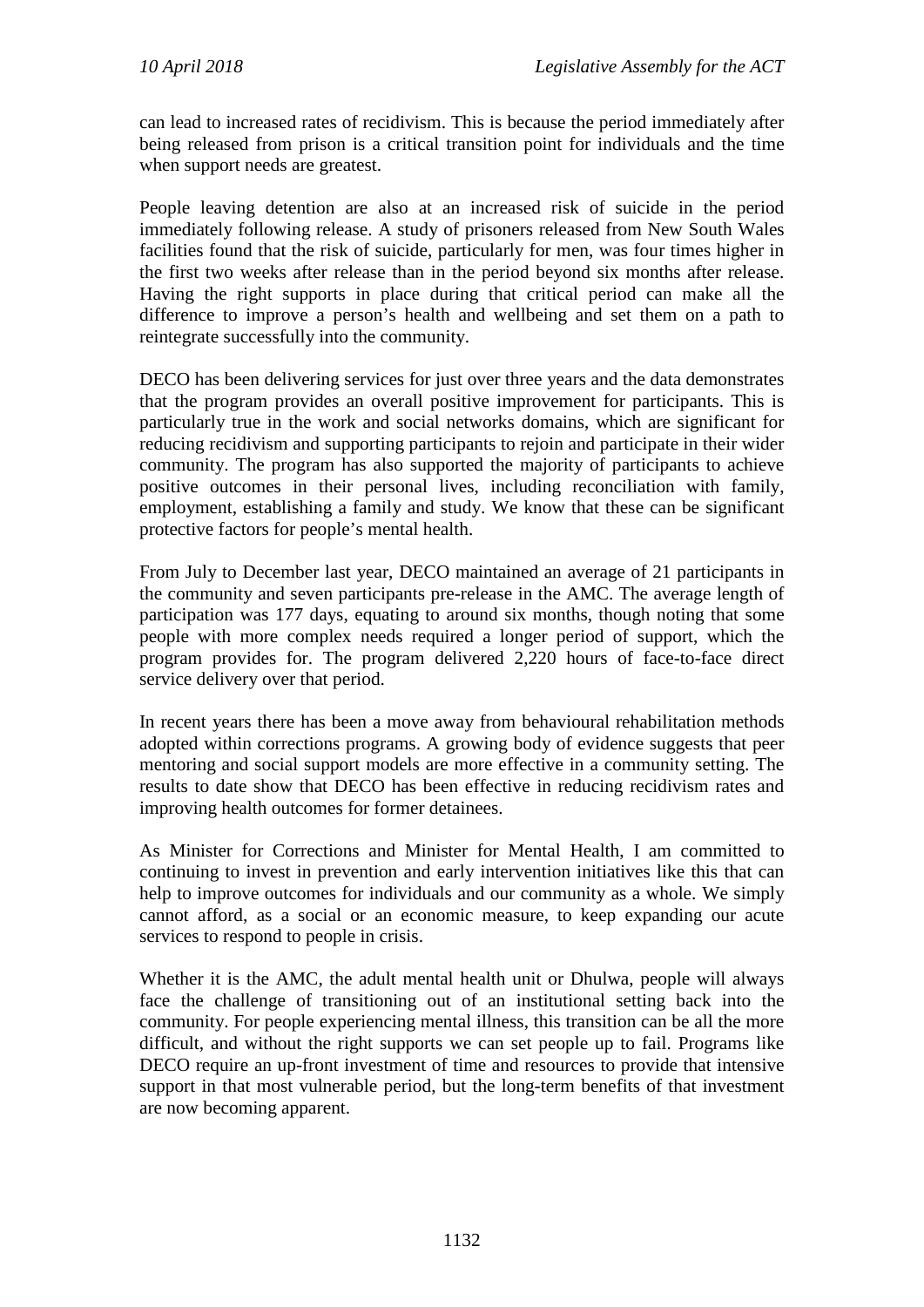can lead to increased rates of recidivism. This is because the period immediately after being released from prison is a critical transition point for individuals and the time when support needs are greatest.

People leaving detention are also at an increased risk of suicide in the period immediately following release. A study of prisoners released from New South Wales facilities found that the risk of suicide, particularly for men, was four times higher in the first two weeks after release than in the period beyond six months after release. Having the right supports in place during that critical period can make all the difference to improve a person's health and wellbeing and set them on a path to reintegrate successfully into the community.

DECO has been delivering services for just over three years and the data demonstrates that the program provides an overall positive improvement for participants. This is particularly true in the work and social networks domains, which are significant for reducing recidivism and supporting participants to rejoin and participate in their wider community. The program has also supported the majority of participants to achieve positive outcomes in their personal lives, including reconciliation with family, employment, establishing a family and study. We know that these can be significant protective factors for people's mental health.

From July to December last year, DECO maintained an average of 21 participants in the community and seven participants pre-release in the AMC. The average length of participation was 177 days, equating to around six months, though noting that some people with more complex needs required a longer period of support, which the program provides for. The program delivered 2,220 hours of face-to-face direct service delivery over that period.

In recent years there has been a move away from behavioural rehabilitation methods adopted within corrections programs. A growing body of evidence suggests that peer mentoring and social support models are more effective in a community setting. The results to date show that DECO has been effective in reducing recidivism rates and improving health outcomes for former detainees.

As Minister for Corrections and Minister for Mental Health, I am committed to continuing to invest in prevention and early intervention initiatives like this that can help to improve outcomes for individuals and our community as a whole. We simply cannot afford, as a social or an economic measure, to keep expanding our acute services to respond to people in crisis.

Whether it is the AMC, the adult mental health unit or Dhulwa, people will always face the challenge of transitioning out of an institutional setting back into the community. For people experiencing mental illness, this transition can be all the more difficult, and without the right supports we can set people up to fail. Programs like DECO require an up-front investment of time and resources to provide that intensive support in that most vulnerable period, but the long-term benefits of that investment are now becoming apparent.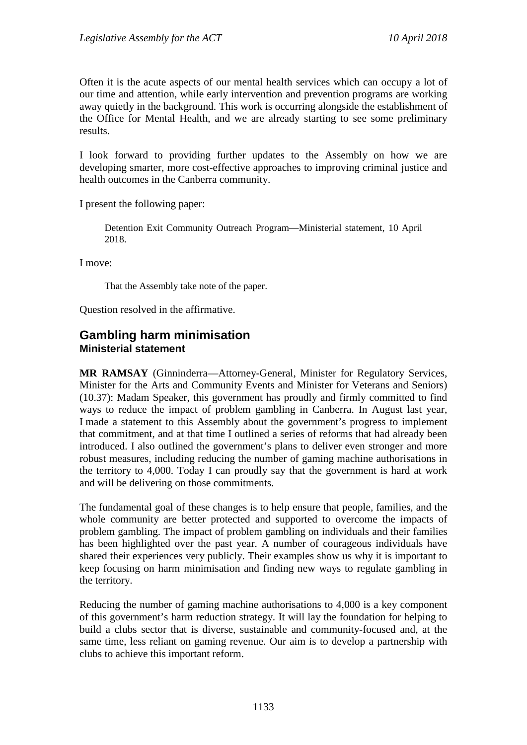Often it is the acute aspects of our mental health services which can occupy a lot of our time and attention, while early intervention and prevention programs are working away quietly in the background. This work is occurring alongside the establishment of the Office for Mental Health, and we are already starting to see some preliminary results.

I look forward to providing further updates to the Assembly on how we are developing smarter, more cost-effective approaches to improving criminal justice and health outcomes in the Canberra community.

I present the following paper:

> Detention Exit Community Outreach Program—Ministerial statement, 10 April 2018.

I move:

> That the Assembly take note of the paper.

Question resolved in the affirmative.

## Gambling harm minimisation
### Ministerial statement

**MR RAMSAY** (Ginninderra—Attorney-General, Minister for Regulatory Services, Minister for the Arts and Community Events and Minister for Veterans and Seniors) (10.37): Madam Speaker, this government has proudly and firmly committed to find ways to reduce the impact of problem gambling in Canberra. In August last year, I made a statement to this Assembly about the government's progress to implement that commitment, and at that time I outlined a series of reforms that had already been introduced. I also outlined the government's plans to deliver even stronger and more robust measures, including reducing the number of gaming machine authorisations in the territory to 4,000. Today I can proudly say that the government is hard at work and will be delivering on those commitments.

The fundamental goal of these changes is to help ensure that people, families, and the whole community are better protected and supported to overcome the impacts of problem gambling. The impact of problem gambling on individuals and their families has been highlighted over the past year. A number of courageous individuals have shared their experiences very publicly. Their examples show us why it is important to keep focusing on harm minimisation and finding new ways to regulate gambling in the territory.

Reducing the number of gaming machine authorisations to 4,000 is a key component of this government's harm reduction strategy. It will lay the foundation for helping to build a clubs sector that is diverse, sustainable and community-focused and, at the same time, less reliant on gaming revenue. Our aim is to develop a partnership with clubs to achieve this important reform.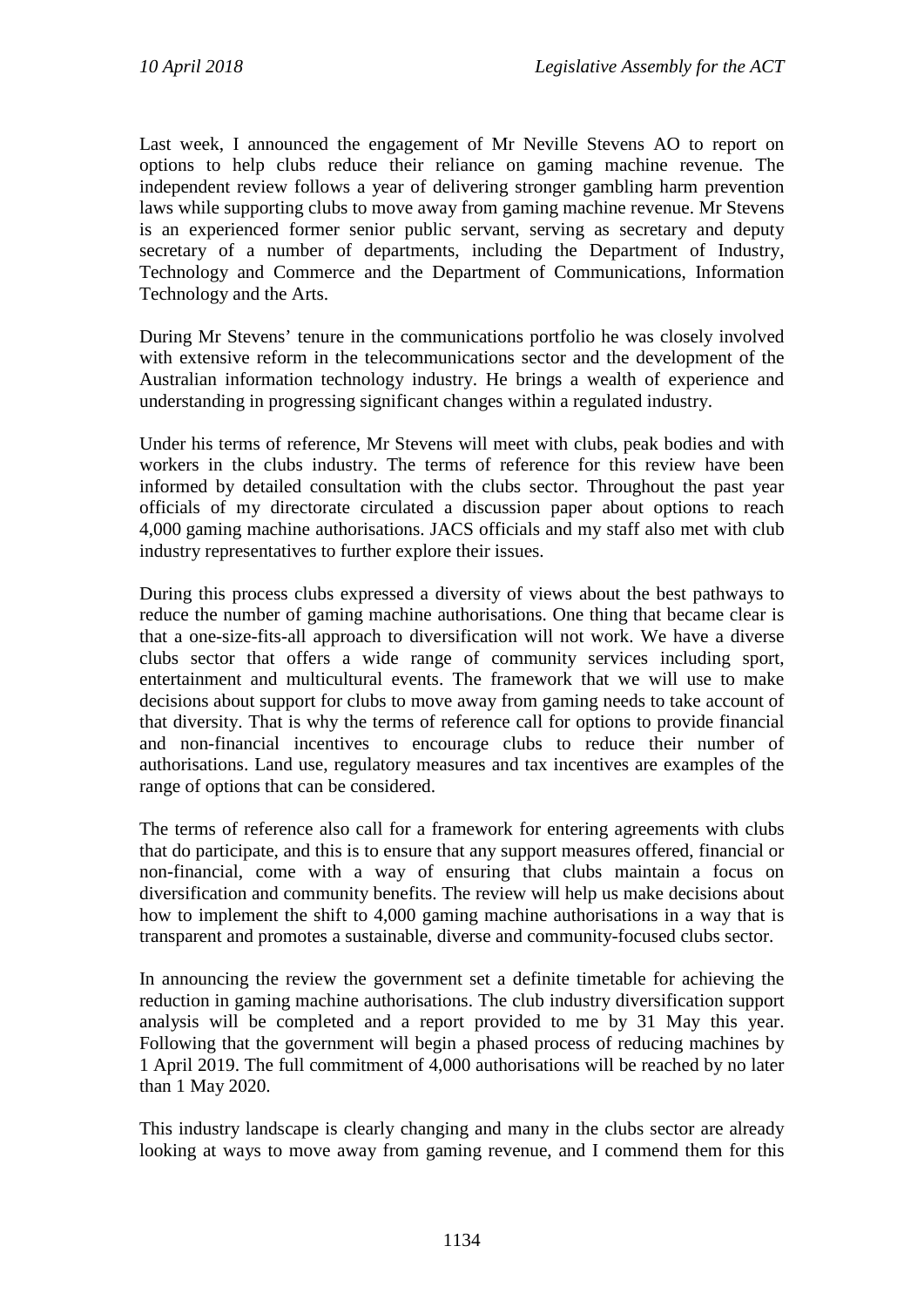Last week, I announced the engagement of Mr Neville Stevens AO to report on options to help clubs reduce their reliance on gaming machine revenue. The independent review follows a year of delivering stronger gambling harm prevention laws while supporting clubs to move away from gaming machine revenue. Mr Stevens is an experienced former senior public servant, serving as secretary and deputy secretary of a number of departments, including the Department of Industry, Technology and Commerce and the Department of Communications, Information Technology and the Arts.

During Mr Stevens' tenure in the communications portfolio he was closely involved with extensive reform in the telecommunications sector and the development of the Australian information technology industry. He brings a wealth of experience and understanding in progressing significant changes within a regulated industry.

Under his terms of reference, Mr Stevens will meet with clubs, peak bodies and with workers in the clubs industry. The terms of reference for this review have been informed by detailed consultation with the clubs sector. Throughout the past year officials of my directorate circulated a discussion paper about options to reach 4,000 gaming machine authorisations. JACS officials and my staff also met with club industry representatives to further explore their issues.

During this process clubs expressed a diversity of views about the best pathways to reduce the number of gaming machine authorisations. One thing that became clear is that a one-size-fits-all approach to diversification will not work. We have a diverse clubs sector that offers a wide range of community services including sport, entertainment and multicultural events. The framework that we will use to make decisions about support for clubs to move away from gaming needs to take account of that diversity. That is why the terms of reference call for options to provide financial and non-financial incentives to encourage clubs to reduce their number of authorisations. Land use, regulatory measures and tax incentives are examples of the range of options that can be considered.

The terms of reference also call for a framework for entering agreements with clubs that do participate, and this is to ensure that any support measures offered, financial or non-financial, come with a way of ensuring that clubs maintain a focus on diversification and community benefits. The review will help us make decisions about how to implement the shift to 4,000 gaming machine authorisations in a way that is transparent and promotes a sustainable, diverse and community-focused clubs sector.

In announcing the review the government set a definite timetable for achieving the reduction in gaming machine authorisations. The club industry diversification support analysis will be completed and a report provided to me by 31 May this year. Following that the government will begin a phased process of reducing machines by 1 April 2019. The full commitment of 4,000 authorisations will be reached by no later than 1 May 2020.

This industry landscape is clearly changing and many in the clubs sector are already looking at ways to move away from gaming revenue, and I commend them for this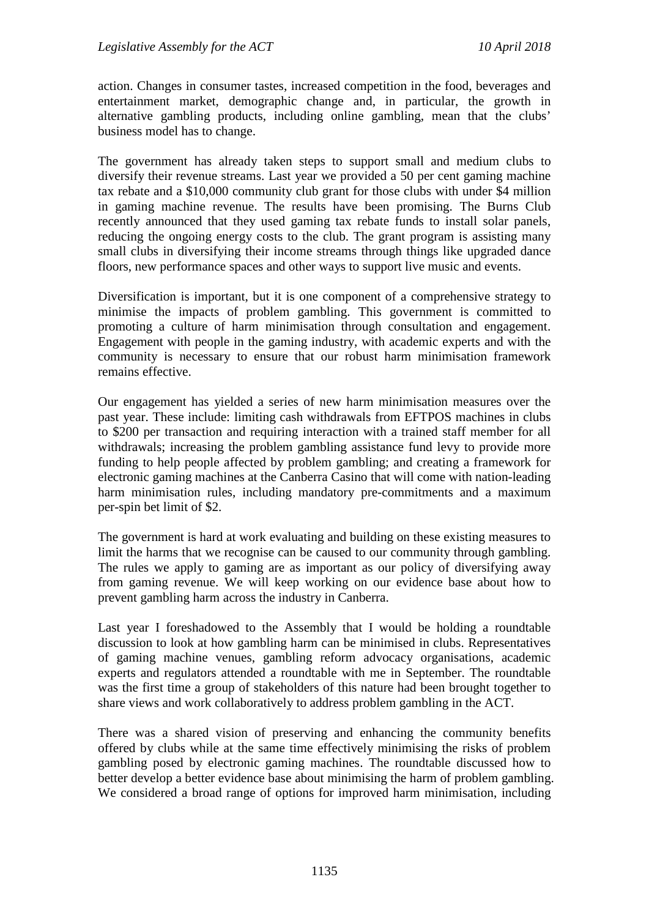action. Changes in consumer tastes, increased competition in the food, beverages and entertainment market, demographic change and, in particular, the growth in alternative gambling products, including online gambling, mean that the clubs' business model has to change.

The government has already taken steps to support small and medium clubs to diversify their revenue streams. Last year we provided a 50 per cent gaming machine tax rebate and a $10,000 community club grant for those clubs with under $4 million in gaming machine revenue. The results have been promising. The Burns Club recently announced that they used gaming tax rebate funds to install solar panels, reducing the ongoing energy costs to the club. The grant program is assisting many small clubs in diversifying their income streams through things like upgraded dance floors, new performance spaces and other ways to support live music and events.

Diversification is important, but it is one component of a comprehensive strategy to minimise the impacts of problem gambling. This government is committed to promoting a culture of harm minimisation through consultation and engagement. Engagement with people in the gaming industry, with academic experts and with the community is necessary to ensure that our robust harm minimisation framework remains effective.

Our engagement has yielded a series of new harm minimisation measures over the past year. These include: limiting cash withdrawals from EFTPOS machines in clubs to $200 per transaction and requiring interaction with a trained staff member for all withdrawals; increasing the problem gambling assistance fund levy to provide more funding to help people affected by problem gambling; and creating a framework for electronic gaming machines at the Canberra Casino that will come with nation-leading harm minimisation rules, including mandatory pre-commitments and a maximum per-spin bet limit of $2.

The government is hard at work evaluating and building on these existing measures to limit the harms that we recognise can be caused to our community through gambling. The rules we apply to gaming are as important as our policy of diversifying away from gaming revenue. We will keep working on our evidence base about how to prevent gambling harm across the industry in Canberra.

Last year I foreshadowed to the Assembly that I would be holding a roundtable discussion to look at how gambling harm can be minimised in clubs. Representatives of gaming machine venues, gambling reform advocacy organisations, academic experts and regulators attended a roundtable with me in September. The roundtable was the first time a group of stakeholders of this nature had been brought together to share views and work collaboratively to address problem gambling in the ACT.

There was a shared vision of preserving and enhancing the community benefits offered by clubs while at the same time effectively minimising the risks of problem gambling posed by electronic gaming machines. The roundtable discussed how to better develop a better evidence base about minimising the harm of problem gambling. We considered a broad range of options for improved harm minimisation, including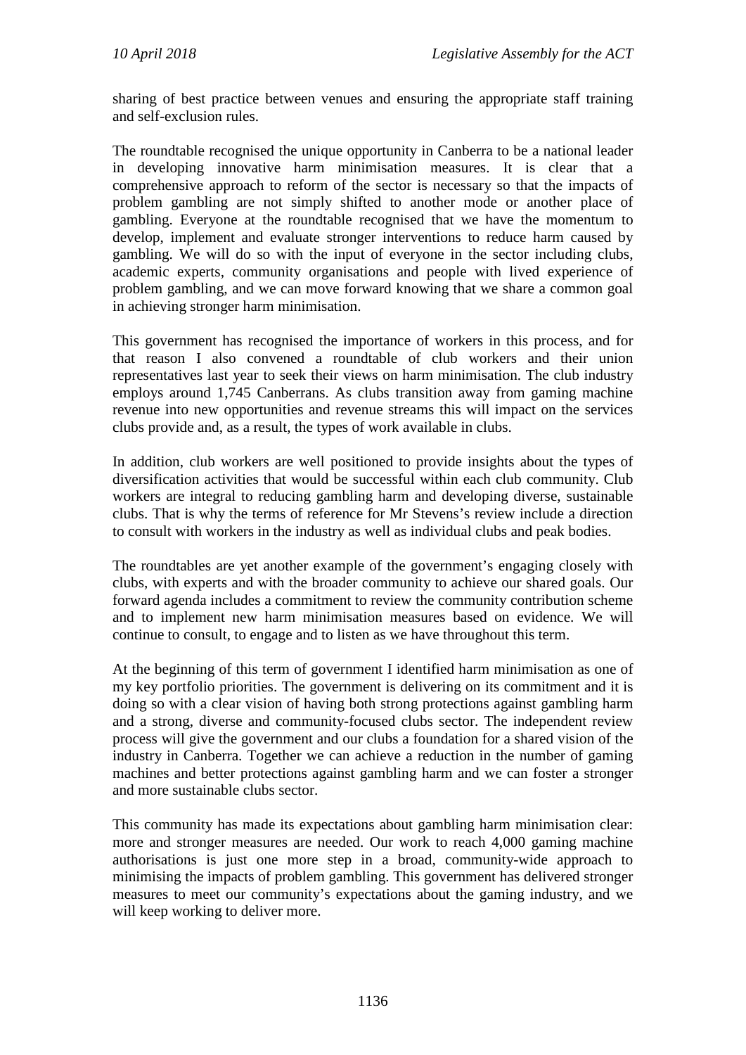sharing of best practice between venues and ensuring the appropriate staff training and self-exclusion rules.

The roundtable recognised the unique opportunity in Canberra to be a national leader in developing innovative harm minimisation measures. It is clear that a comprehensive approach to reform of the sector is necessary so that the impacts of problem gambling are not simply shifted to another mode or another place of gambling. Everyone at the roundtable recognised that we have the momentum to develop, implement and evaluate stronger interventions to reduce harm caused by gambling. We will do so with the input of everyone in the sector including clubs, academic experts, community organisations and people with lived experience of problem gambling, and we can move forward knowing that we share a common goal in achieving stronger harm minimisation.

This government has recognised the importance of workers in this process, and for that reason I also convened a roundtable of club workers and their union representatives last year to seek their views on harm minimisation. The club industry employs around 1,745 Canberrans. As clubs transition away from gaming machine revenue into new opportunities and revenue streams this will impact on the services clubs provide and, as a result, the types of work available in clubs.

In addition, club workers are well positioned to provide insights about the types of diversification activities that would be successful within each club community. Club workers are integral to reducing gambling harm and developing diverse, sustainable clubs. That is why the terms of reference for Mr Stevens's review include a direction to consult with workers in the industry as well as individual clubs and peak bodies.

The roundtables are yet another example of the government's engaging closely with clubs, with experts and with the broader community to achieve our shared goals. Our forward agenda includes a commitment to review the community contribution scheme and to implement new harm minimisation measures based on evidence. We will continue to consult, to engage and to listen as we have throughout this term.

At the beginning of this term of government I identified harm minimisation as one of my key portfolio priorities. The government is delivering on its commitment and it is doing so with a clear vision of having both strong protections against gambling harm and a strong, diverse and community-focused clubs sector. The independent review process will give the government and our clubs a foundation for a shared vision of the industry in Canberra. Together we can achieve a reduction in the number of gaming machines and better protections against gambling harm and we can foster a stronger and more sustainable clubs sector.

This community has made its expectations about gambling harm minimisation clear: more and stronger measures are needed. Our work to reach 4,000 gaming machine authorisations is just one more step in a broad, community-wide approach to minimising the impacts of problem gambling. This government has delivered stronger measures to meet our community's expectations about the gaming industry, and we will keep working to deliver more.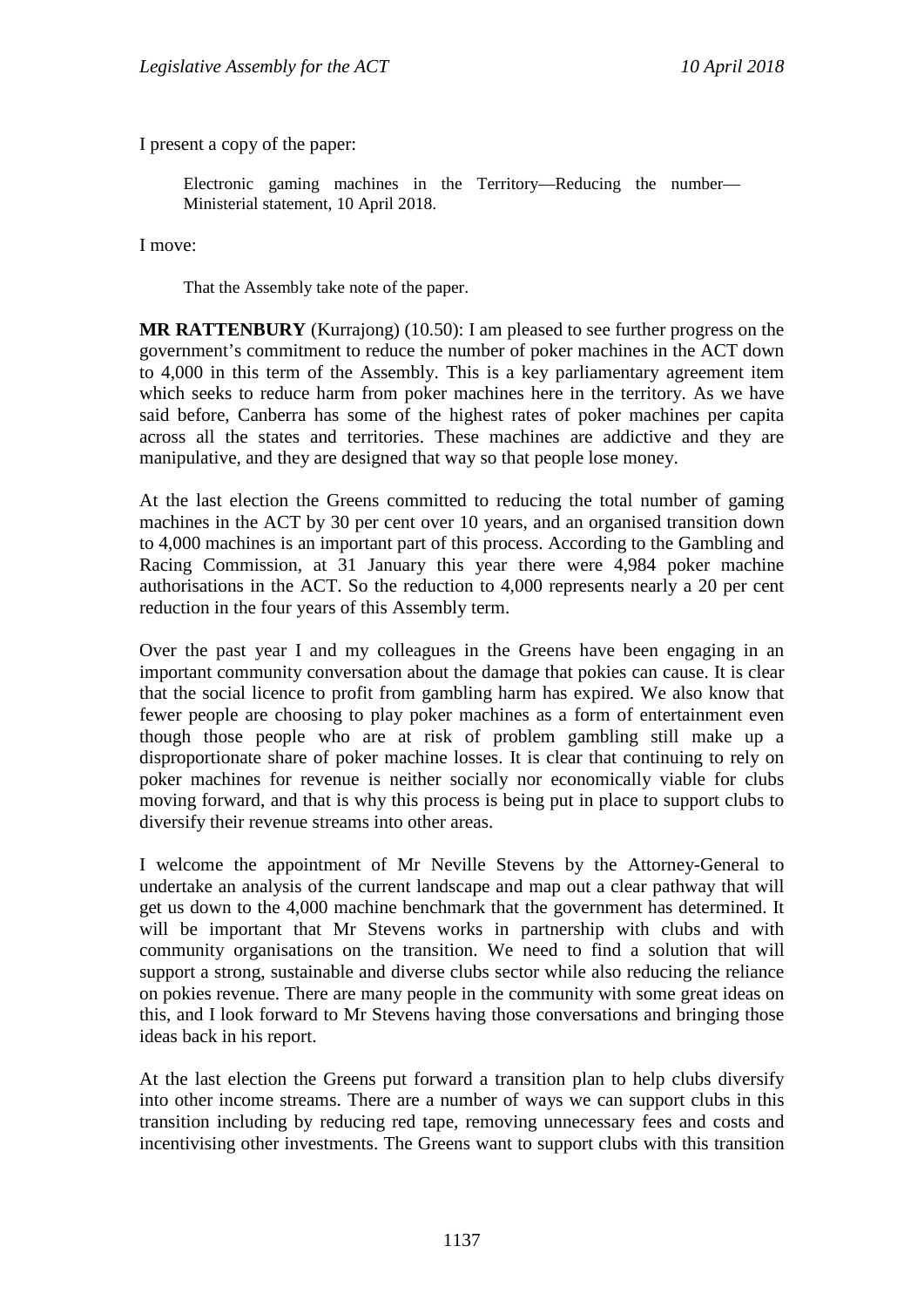I present a copy of the paper:

> Electronic gaming machines in the Territory—Reducing the number—Ministerial statement, 10 April 2018.

I move:

> That the Assembly take note of the paper.

**MR RATTENBURY** (Kurrajong) (10.50): I am pleased to see further progress on the government's commitment to reduce the number of poker machines in the ACT down to 4,000 in this term of the Assembly. This is a key parliamentary agreement item which seeks to reduce harm from poker machines here in the territory. As we have said before, Canberra has some of the highest rates of poker machines per capita across all the states and territories. These machines are addictive and they are manipulative, and they are designed that way so that people lose money.

At the last election the Greens committed to reducing the total number of gaming machines in the ACT by 30 per cent over 10 years, and an organised transition down to 4,000 machines is an important part of this process. According to the Gambling and Racing Commission, at 31 January this year there were 4,984 poker machine authorisations in the ACT. So the reduction to 4,000 represents nearly a 20 per cent reduction in the four years of this Assembly term.

Over the past year I and my colleagues in the Greens have been engaging in an important community conversation about the damage that pokies can cause. It is clear that the social licence to profit from gambling harm has expired. We also know that fewer people are choosing to play poker machines as a form of entertainment even though those people who are at risk of problem gambling still make up a disproportionate share of poker machine losses. It is clear that continuing to rely on poker machines for revenue is neither socially nor economically viable for clubs moving forward, and that is why this process is being put in place to support clubs to diversify their revenue streams into other areas.

I welcome the appointment of Mr Neville Stevens by the Attorney-General to undertake an analysis of the current landscape and map out a clear pathway that will get us down to the 4,000 machine benchmark that the government has determined. It will be important that Mr Stevens works in partnership with clubs and with community organisations on the transition. We need to find a solution that will support a strong, sustainable and diverse clubs sector while also reducing the reliance on pokies revenue. There are many people in the community with some great ideas on this, and I look forward to Mr Stevens having those conversations and bringing those ideas back in his report.

At the last election the Greens put forward a transition plan to help clubs diversify into other income streams. There are a number of ways we can support clubs in this transition including by reducing red tape, removing unnecessary fees and costs and incentivising other investments. The Greens want to support clubs with this transition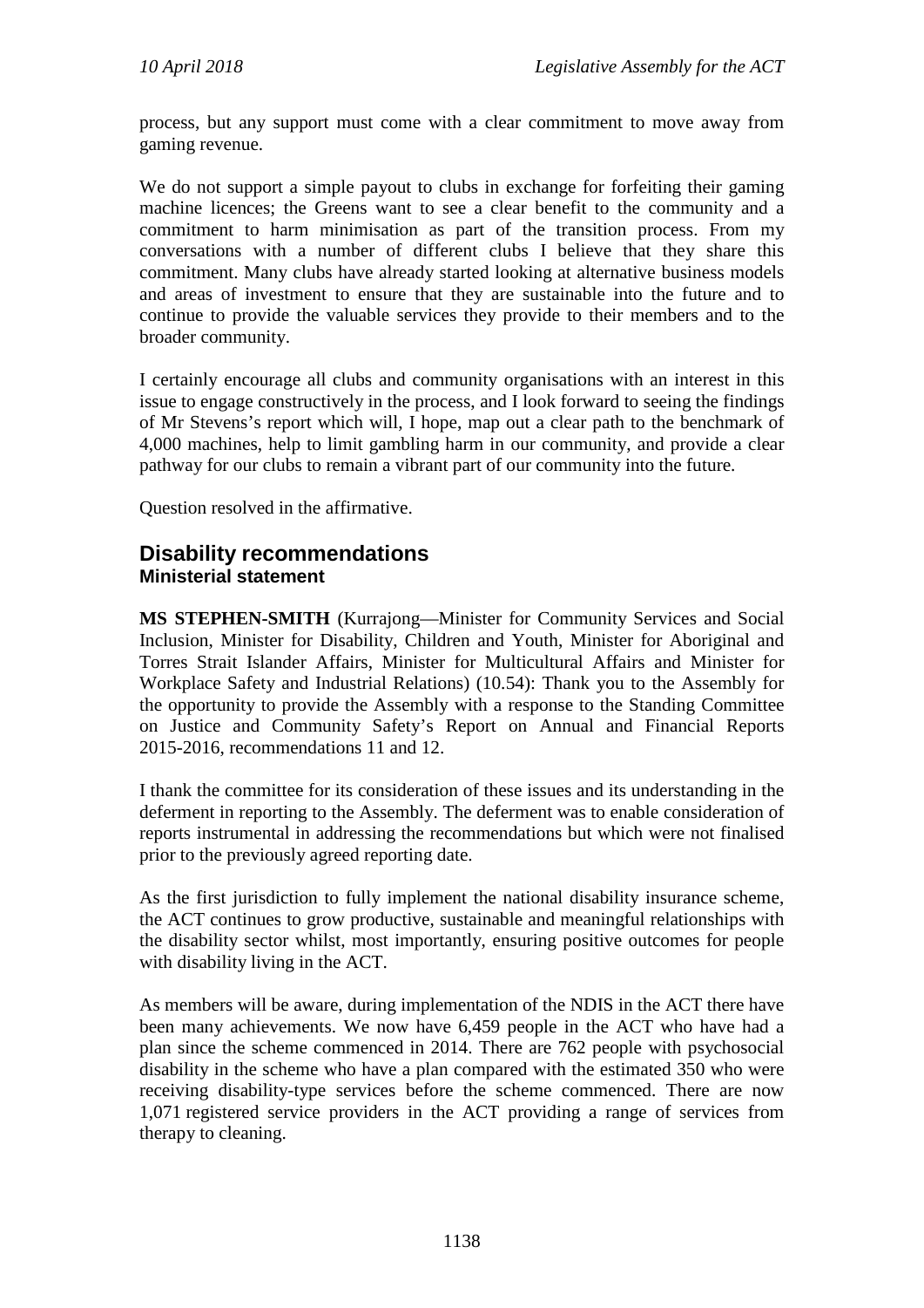process, but any support must come with a clear commitment to move away from gaming revenue.

We do not support a simple payout to clubs in exchange for forfeiting their gaming machine licences; the Greens want to see a clear benefit to the community and a commitment to harm minimisation as part of the transition process. From my conversations with a number of different clubs I believe that they share this commitment. Many clubs have already started looking at alternative business models and areas of investment to ensure that they are sustainable into the future and to continue to provide the valuable services they provide to their members and to the broader community.

I certainly encourage all clubs and community organisations with an interest in this issue to engage constructively in the process, and I look forward to seeing the findings of Mr Stevens's report which will, I hope, map out a clear path to the benchmark of 4,000 machines, help to limit gambling harm in our community, and provide a clear pathway for our clubs to remain a vibrant part of our community into the future.

Question resolved in the affirmative.

## Disability recommendations

### Ministerial statement

**MS STEPHEN-SMITH** (Kurrajong—Minister for Community Services and Social Inclusion, Minister for Disability, Children and Youth, Minister for Aboriginal and Torres Strait Islander Affairs, Minister for Multicultural Affairs and Minister for Workplace Safety and Industrial Relations) (10.54): Thank you to the Assembly for the opportunity to provide the Assembly with a response to the Standing Committee on Justice and Community Safety's Report on Annual and Financial Reports 2015-2016, recommendations 11 and 12.

I thank the committee for its consideration of these issues and its understanding in the deferment in reporting to the Assembly. The deferment was to enable consideration of reports instrumental in addressing the recommendations but which were not finalised prior to the previously agreed reporting date.

As the first jurisdiction to fully implement the national disability insurance scheme, the ACT continues to grow productive, sustainable and meaningful relationships with the disability sector whilst, most importantly, ensuring positive outcomes for people with disability living in the ACT.

As members will be aware, during implementation of the NDIS in the ACT there have been many achievements. We now have 6,459 people in the ACT who have had a plan since the scheme commenced in 2014. There are 762 people with psychosocial disability in the scheme who have a plan compared with the estimated 350 who were receiving disability-type services before the scheme commenced. There are now 1,071 registered service providers in the ACT providing a range of services from therapy to cleaning.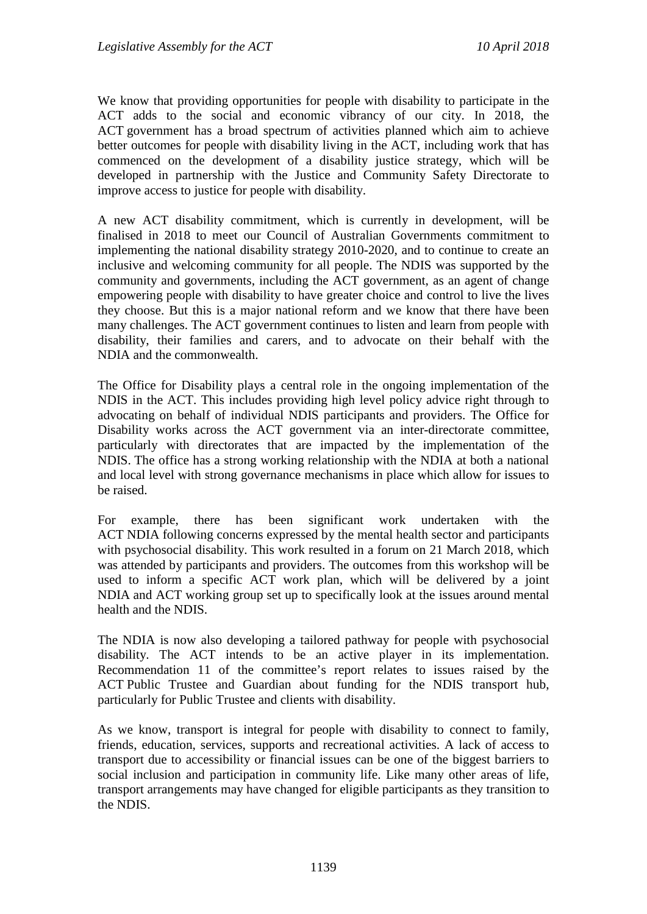We know that providing opportunities for people with disability to participate in the ACT adds to the social and economic vibrancy of our city. In 2018, the ACT government has a broad spectrum of activities planned which aim to achieve better outcomes for people with disability living in the ACT, including work that has commenced on the development of a disability justice strategy, which will be developed in partnership with the Justice and Community Safety Directorate to improve access to justice for people with disability.

A new ACT disability commitment, which is currently in development, will be finalised in 2018 to meet our Council of Australian Governments commitment to implementing the national disability strategy 2010-2020, and to continue to create an inclusive and welcoming community for all people. The NDIS was supported by the community and governments, including the ACT government, as an agent of change empowering people with disability to have greater choice and control to live the lives they choose. But this is a major national reform and we know that there have been many challenges. The ACT government continues to listen and learn from people with disability, their families and carers, and to advocate on their behalf with the NDIA and the commonwealth.

The Office for Disability plays a central role in the ongoing implementation of the NDIS in the ACT. This includes providing high level policy advice right through to advocating on behalf of individual NDIS participants and providers. The Office for Disability works across the ACT government via an inter-directorate committee, particularly with directorates that are impacted by the implementation of the NDIS. The office has a strong working relationship with the NDIA at both a national and local level with strong governance mechanisms in place which allow for issues to be raised.

For example, there has been significant work undertaken with the ACT NDIA following concerns expressed by the mental health sector and participants with psychosocial disability. This work resulted in a forum on 21 March 2018, which was attended by participants and providers. The outcomes from this workshop will be used to inform a specific ACT work plan, which will be delivered by a joint NDIA and ACT working group set up to specifically look at the issues around mental health and the NDIS.

The NDIA is now also developing a tailored pathway for people with psychosocial disability. The ACT intends to be an active player in its implementation. Recommendation 11 of the committee's report relates to issues raised by the ACT Public Trustee and Guardian about funding for the NDIS transport hub, particularly for Public Trustee and clients with disability.

As we know, transport is integral for people with disability to connect to family, friends, education, services, supports and recreational activities. A lack of access to transport due to accessibility or financial issues can be one of the biggest barriers to social inclusion and participation in community life. Like many other areas of life, transport arrangements may have changed for eligible participants as they transition to the NDIS.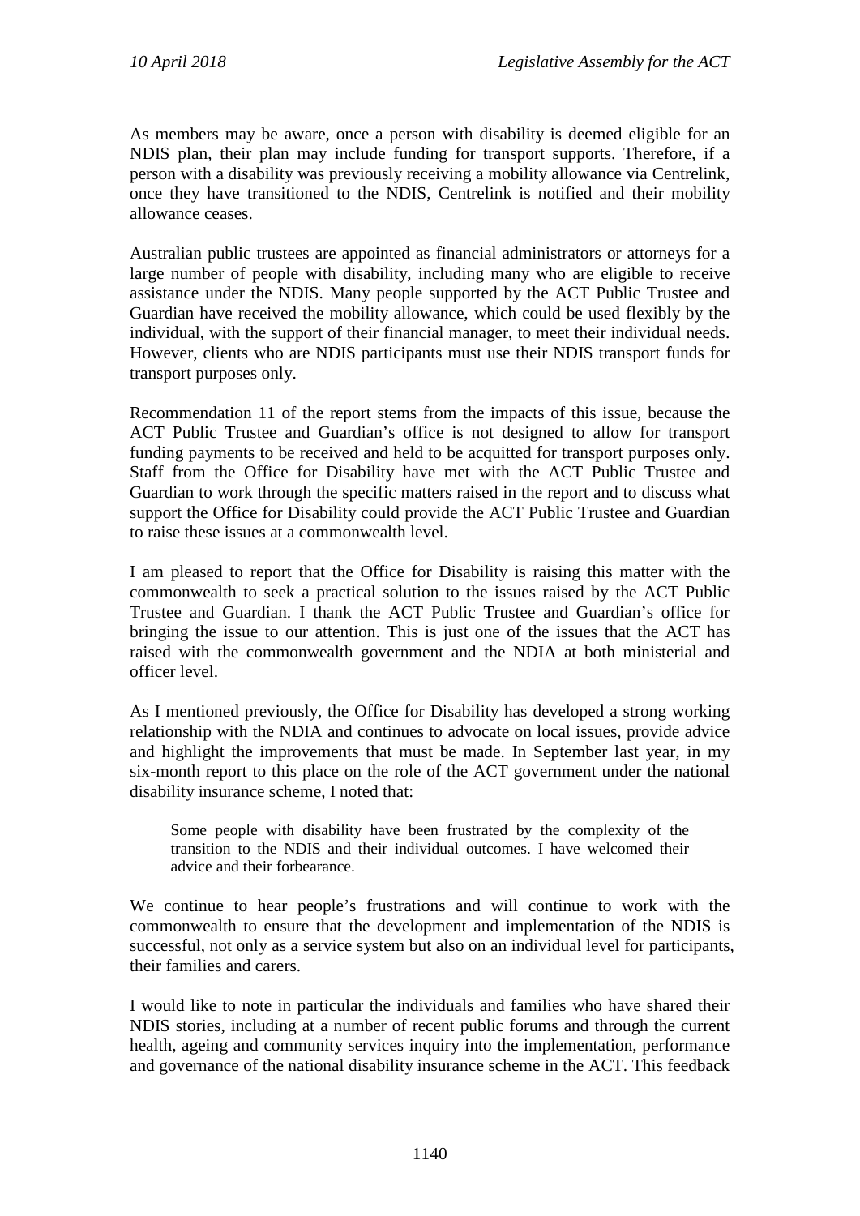As members may be aware, once a person with disability is deemed eligible for an NDIS plan, their plan may include funding for transport supports. Therefore, if a person with a disability was previously receiving a mobility allowance via Centrelink, once they have transitioned to the NDIS, Centrelink is notified and their mobility allowance ceases.

Australian public trustees are appointed as financial administrators or attorneys for a large number of people with disability, including many who are eligible to receive assistance under the NDIS. Many people supported by the ACT Public Trustee and Guardian have received the mobility allowance, which could be used flexibly by the individual, with the support of their financial manager, to meet their individual needs. However, clients who are NDIS participants must use their NDIS transport funds for transport purposes only.

Recommendation 11 of the report stems from the impacts of this issue, because the ACT Public Trustee and Guardian's office is not designed to allow for transport funding payments to be received and held to be acquitted for transport purposes only. Staff from the Office for Disability have met with the ACT Public Trustee and Guardian to work through the specific matters raised in the report and to discuss what support the Office for Disability could provide the ACT Public Trustee and Guardian to raise these issues at a commonwealth level.

I am pleased to report that the Office for Disability is raising this matter with the commonwealth to seek a practical solution to the issues raised by the ACT Public Trustee and Guardian. I thank the ACT Public Trustee and Guardian's office for bringing the issue to our attention. This is just one of the issues that the ACT has raised with the commonwealth government and the NDIA at both ministerial and officer level.

As I mentioned previously, the Office for Disability has developed a strong working relationship with the NDIA and continues to advocate on local issues, provide advice and highlight the improvements that must be made. In September last year, in my six-month report to this place on the role of the ACT government under the national disability insurance scheme, I noted that:

> Some people with disability have been frustrated by the complexity of the transition to the NDIS and their individual outcomes. I have welcomed their advice and their forbearance.

We continue to hear people's frustrations and will continue to work with the commonwealth to ensure that the development and implementation of the NDIS is successful, not only as a service system but also on an individual level for participants, their families and carers.

I would like to note in particular the individuals and families who have shared their NDIS stories, including at a number of recent public forums and through the current health, ageing and community services inquiry into the implementation, performance and governance of the national disability insurance scheme in the ACT. This feedback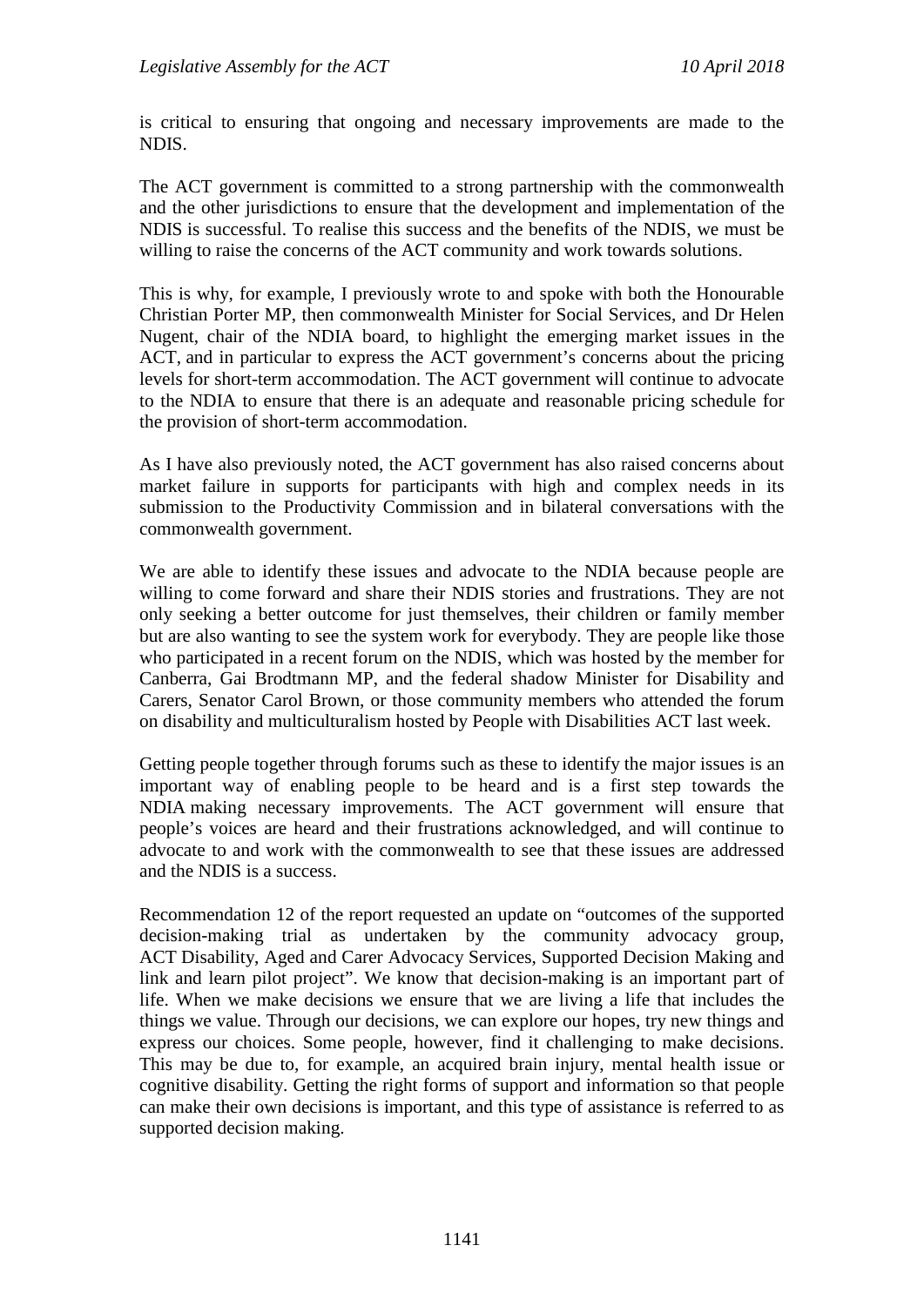is critical to ensuring that ongoing and necessary improvements are made to the NDIS.

The ACT government is committed to a strong partnership with the commonwealth and the other jurisdictions to ensure that the development and implementation of the NDIS is successful. To realise this success and the benefits of the NDIS, we must be willing to raise the concerns of the ACT community and work towards solutions.

This is why, for example, I previously wrote to and spoke with both the Honourable Christian Porter MP, then commonwealth Minister for Social Services, and Dr Helen Nugent, chair of the NDIA board, to highlight the emerging market issues in the ACT, and in particular to express the ACT government's concerns about the pricing levels for short-term accommodation. The ACT government will continue to advocate to the NDIA to ensure that there is an adequate and reasonable pricing schedule for the provision of short-term accommodation.

As I have also previously noted, the ACT government has also raised concerns about market failure in supports for participants with high and complex needs in its submission to the Productivity Commission and in bilateral conversations with the commonwealth government.

We are able to identify these issues and advocate to the NDIA because people are willing to come forward and share their NDIS stories and frustrations. They are not only seeking a better outcome for just themselves, their children or family member but are also wanting to see the system work for everybody. They are people like those who participated in a recent forum on the NDIS, which was hosted by the member for Canberra, Gai Brodtmann MP, and the federal shadow Minister for Disability and Carers, Senator Carol Brown, or those community members who attended the forum on disability and multiculturalism hosted by People with Disabilities ACT last week.

Getting people together through forums such as these to identify the major issues is an important way of enabling people to be heard and is a first step towards the NDIA making necessary improvements. The ACT government will ensure that people's voices are heard and their frustrations acknowledged, and will continue to advocate to and work with the commonwealth to see that these issues are addressed and the NDIS is a success.

Recommendation 12 of the report requested an update on "outcomes of the supported decision-making trial as undertaken by the community advocacy group, ACT Disability, Aged and Carer Advocacy Services, Supported Decision Making and link and learn pilot project". We know that decision-making is an important part of life. When we make decisions we ensure that we are living a life that includes the things we value. Through our decisions, we can explore our hopes, try new things and express our choices. Some people, however, find it challenging to make decisions. This may be due to, for example, an acquired brain injury, mental health issue or cognitive disability. Getting the right forms of support and information so that people can make their own decisions is important, and this type of assistance is referred to as supported decision making.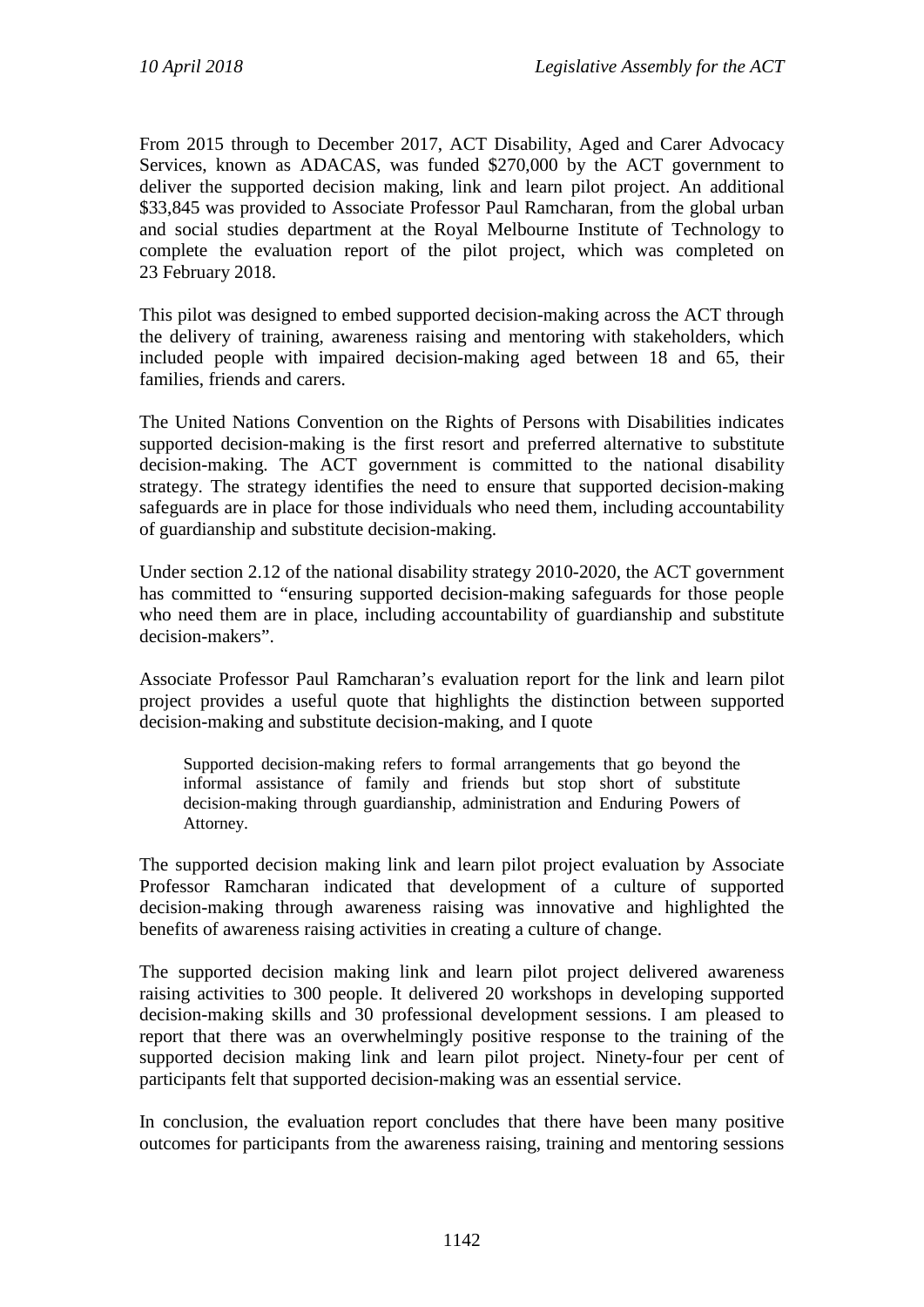From 2015 through to December 2017, ACT Disability, Aged and Carer Advocacy Services, known as ADACAS, was funded $270,000 by the ACT government to deliver the supported decision making, link and learn pilot project. An additional $33,845 was provided to Associate Professor Paul Ramcharan, from the global urban and social studies department at the Royal Melbourne Institute of Technology to complete the evaluation report of the pilot project, which was completed on 23 February 2018.

This pilot was designed to embed supported decision-making across the ACT through the delivery of training, awareness raising and mentoring with stakeholders, which included people with impaired decision-making aged between 18 and 65, their families, friends and carers.

The United Nations Convention on the Rights of Persons with Disabilities indicates supported decision-making is the first resort and preferred alternative to substitute decision-making. The ACT government is committed to the national disability strategy. The strategy identifies the need to ensure that supported decision-making safeguards are in place for those individuals who need them, including accountability of guardianship and substitute decision-making.

Under section 2.12 of the national disability strategy 2010-2020, the ACT government has committed to "ensuring supported decision-making safeguards for those people who need them are in place, including accountability of guardianship and substitute decision-makers".

Associate Professor Paul Ramcharan's evaluation report for the link and learn pilot project provides a useful quote that highlights the distinction between supported decision-making and substitute decision-making, and I quote

> Supported decision-making refers to formal arrangements that go beyond the informal assistance of family and friends but stop short of substitute decision-making through guardianship, administration and Enduring Powers of Attorney.

The supported decision making link and learn pilot project evaluation by Associate Professor Ramcharan indicated that development of a culture of supported decision-making through awareness raising was innovative and highlighted the benefits of awareness raising activities in creating a culture of change.

The supported decision making link and learn pilot project delivered awareness raising activities to 300 people. It delivered 20 workshops in developing supported decision-making skills and 30 professional development sessions. I am pleased to report that there was an overwhelmingly positive response to the training of the supported decision making link and learn pilot project. Ninety-four per cent of participants felt that supported decision-making was an essential service.

In conclusion, the evaluation report concludes that there have been many positive outcomes for participants from the awareness raising, training and mentoring sessions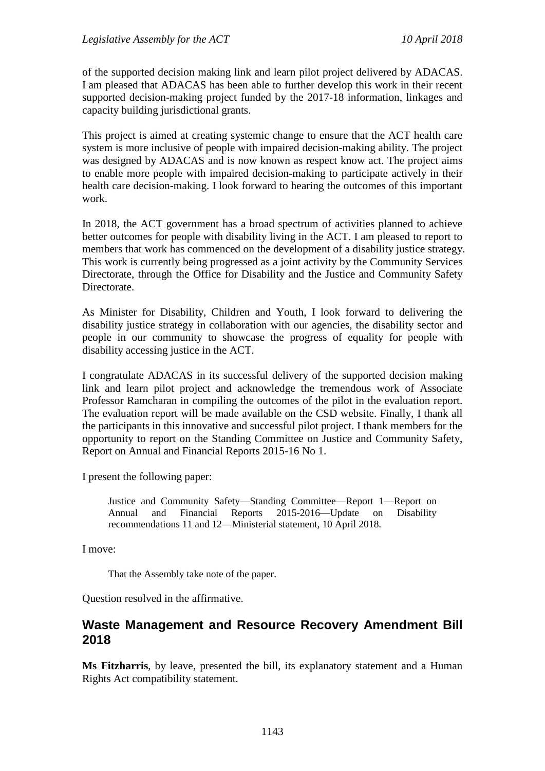of the supported decision making link and learn pilot project delivered by ADACAS. I am pleased that ADACAS has been able to further develop this work in their recent supported decision-making project funded by the 2017-18 information, linkages and capacity building jurisdictional grants.

This project is aimed at creating systemic change to ensure that the ACT health care system is more inclusive of people with impaired decision-making ability. The project was designed by ADACAS and is now known as respect know act. The project aims to enable more people with impaired decision-making to participate actively in their health care decision-making. I look forward to hearing the outcomes of this important work.

In 2018, the ACT government has a broad spectrum of activities planned to achieve better outcomes for people with disability living in the ACT. I am pleased to report to members that work has commenced on the development of a disability justice strategy. This work is currently being progressed as a joint activity by the Community Services Directorate, through the Office for Disability and the Justice and Community Safety Directorate.

As Minister for Disability, Children and Youth, I look forward to delivering the disability justice strategy in collaboration with our agencies, the disability sector and people in our community to showcase the progress of equality for people with disability accessing justice in the ACT.

I congratulate ADACAS in its successful delivery of the supported decision making link and learn pilot project and acknowledge the tremendous work of Associate Professor Ramcharan in compiling the outcomes of the pilot in the evaluation report. The evaluation report will be made available on the CSD website. Finally, I thank all the participants in this innovative and successful pilot project. I thank members for the opportunity to report on the Standing Committee on Justice and Community Safety, Report on Annual and Financial Reports 2015-16 No 1.

I present the following paper:

> Justice and Community Safety—Standing Committee—Report 1—Report on Annual and Financial Reports 2015-2016—Update on Disability recommendations 11 and 12—Ministerial statement, 10 April 2018.

I move:

> That the Assembly take note of the paper.

Question resolved in the affirmative.

## Waste Management and Resource Recovery Amendment Bill 2018

**Ms Fitzharris**, by leave, presented the bill, its explanatory statement and a Human Rights Act compatibility statement.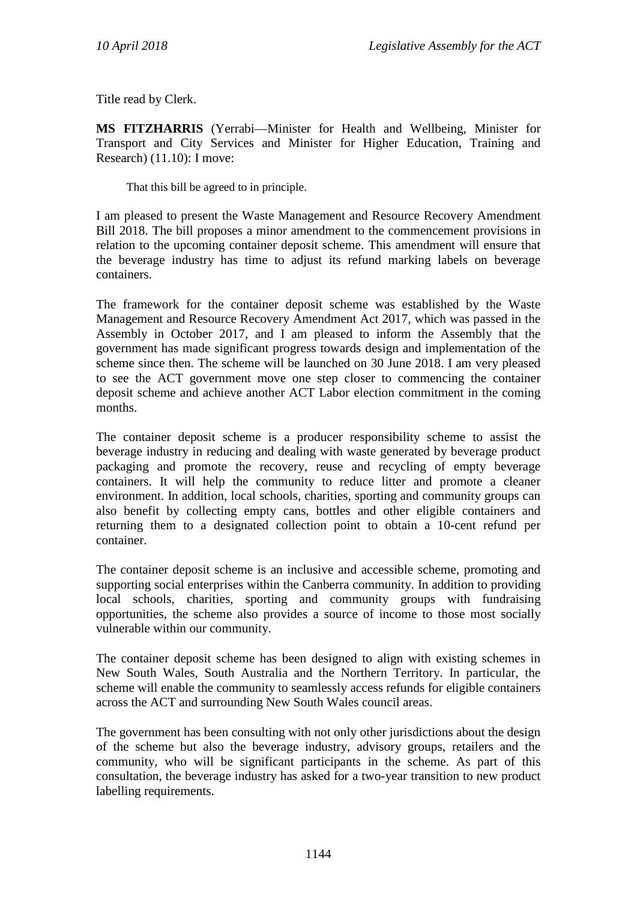Title read by Clerk.

**MS FITZHARRIS** (Yerrabi—Minister for Health and Wellbeing, Minister for Transport and City Services and Minister for Higher Education, Training and Research) (11.10): I move:

> That this bill be agreed to in principle.

I am pleased to present the Waste Management and Resource Recovery Amendment Bill 2018. The bill proposes a minor amendment to the commencement provisions in relation to the upcoming container deposit scheme. This amendment will ensure that the beverage industry has time to adjust its refund marking labels on beverage containers.

The framework for the container deposit scheme was established by the Waste Management and Resource Recovery Amendment Act 2017, which was passed in the Assembly in October 2017, and I am pleased to inform the Assembly that the government has made significant progress towards design and implementation of the scheme since then. The scheme will be launched on 30 June 2018. I am very pleased to see the ACT government move one step closer to commencing the container deposit scheme and achieve another ACT Labor election commitment in the coming months.

The container deposit scheme is a producer responsibility scheme to assist the beverage industry in reducing and dealing with waste generated by beverage product packaging and promote the recovery, reuse and recycling of empty beverage containers. It will help the community to reduce litter and promote a cleaner environment. In addition, local schools, charities, sporting and community groups can also benefit by collecting empty cans, bottles and other eligible containers and returning them to a designated collection point to obtain a 10-cent refund per container.

The container deposit scheme is an inclusive and accessible scheme, promoting and supporting social enterprises within the Canberra community. In addition to providing local schools, charities, sporting and community groups with fundraising opportunities, the scheme also provides a source of income to those most socially vulnerable within our community.

The container deposit scheme has been designed to align with existing schemes in New South Wales, South Australia and the Northern Territory. In particular, the scheme will enable the community to seamlessly access refunds for eligible containers across the ACT and surrounding New South Wales council areas.

The government has been consulting with not only other jurisdictions about the design of the scheme but also the beverage industry, advisory groups, retailers and the community, who will be significant participants in the scheme. As part of this consultation, the beverage industry has asked for a two-year transition to new product labelling requirements.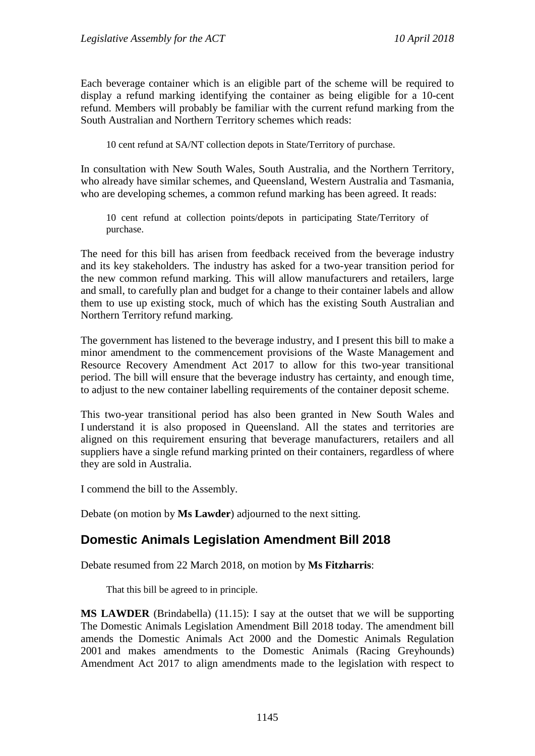Each beverage container which is an eligible part of the scheme will be required to display a refund marking identifying the container as being eligible for a 10-cent refund. Members will probably be familiar with the current refund marking from the South Australian and Northern Territory schemes which reads:

> 10 cent refund at SA/NT collection depots in State/Territory of purchase.

In consultation with New South Wales, South Australia, and the Northern Territory, who already have similar schemes, and Queensland, Western Australia and Tasmania, who are developing schemes, a common refund marking has been agreed. It reads:

> 10 cent refund at collection points/depots in participating State/Territory of purchase.

The need for this bill has arisen from feedback received from the beverage industry and its key stakeholders. The industry has asked for a two-year transition period for the new common refund marking. This will allow manufacturers and retailers, large and small, to carefully plan and budget for a change to their container labels and allow them to use up existing stock, much of which has the existing South Australian and Northern Territory refund marking.

The government has listened to the beverage industry, and I present this bill to make a minor amendment to the commencement provisions of the Waste Management and Resource Recovery Amendment Act 2017 to allow for this two-year transitional period. The bill will ensure that the beverage industry has certainty, and enough time, to adjust to the new container labelling requirements of the container deposit scheme.

This two-year transitional period has also been granted in New South Wales and I understand it is also proposed in Queensland. All the states and territories are aligned on this requirement ensuring that beverage manufacturers, retailers and all suppliers have a single refund marking printed on their containers, regardless of where they are sold in Australia.

I commend the bill to the Assembly.

Debate (on motion by **Ms Lawder**) adjourned to the next sitting.

## Domestic Animals Legislation Amendment Bill 2018

Debate resumed from 22 March 2018, on motion by **Ms Fitzharris**:

> That this bill be agreed to in principle.

**MS LAWDER** (Brindabella) (11.15): I say at the outset that we will be supporting The Domestic Animals Legislation Amendment Bill 2018 today. The amendment bill amends the Domestic Animals Act 2000 and the Domestic Animals Regulation 2001 and makes amendments to the Domestic Animals (Racing Greyhounds) Amendment Act 2017 to align amendments made to the legislation with respect to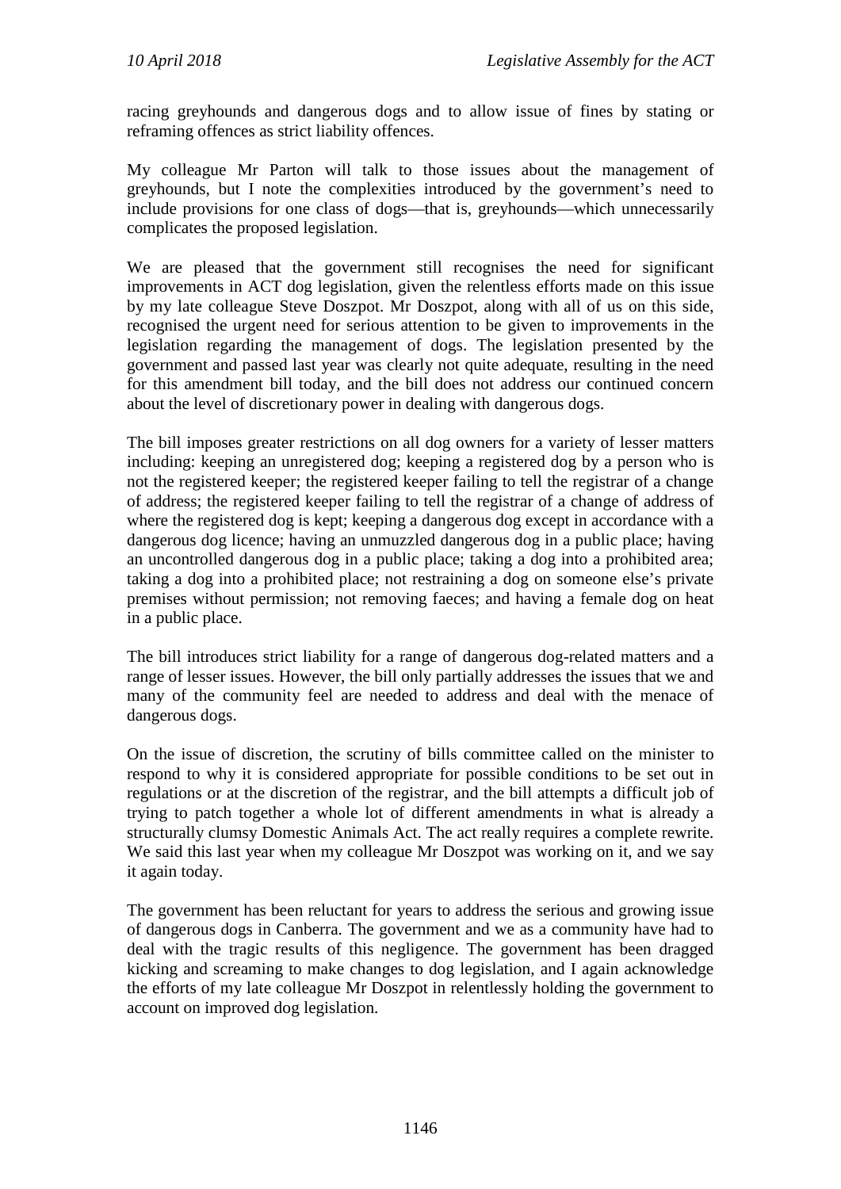racing greyhounds and dangerous dogs and to allow issue of fines by stating or reframing offences as strict liability offences.

My colleague Mr Parton will talk to those issues about the management of greyhounds, but I note the complexities introduced by the government's need to include provisions for one class of dogs—that is, greyhounds—which unnecessarily complicates the proposed legislation.

We are pleased that the government still recognises the need for significant improvements in ACT dog legislation, given the relentless efforts made on this issue by my late colleague Steve Doszpot. Mr Doszpot, along with all of us on this side, recognised the urgent need for serious attention to be given to improvements in the legislation regarding the management of dogs. The legislation presented by the government and passed last year was clearly not quite adequate, resulting in the need for this amendment bill today, and the bill does not address our continued concern about the level of discretionary power in dealing with dangerous dogs.

The bill imposes greater restrictions on all dog owners for a variety of lesser matters including: keeping an unregistered dog; keeping a registered dog by a person who is not the registered keeper; the registered keeper failing to tell the registrar of a change of address; the registered keeper failing to tell the registrar of a change of address of where the registered dog is kept; keeping a dangerous dog except in accordance with a dangerous dog licence; having an unmuzzled dangerous dog in a public place; having an uncontrolled dangerous dog in a public place; taking a dog into a prohibited area; taking a dog into a prohibited place; not restraining a dog on someone else's private premises without permission; not removing faeces; and having a female dog on heat in a public place.

The bill introduces strict liability for a range of dangerous dog-related matters and a range of lesser issues. However, the bill only partially addresses the issues that we and many of the community feel are needed to address and deal with the menace of dangerous dogs.

On the issue of discretion, the scrutiny of bills committee called on the minister to respond to why it is considered appropriate for possible conditions to be set out in regulations or at the discretion of the registrar, and the bill attempts a difficult job of trying to patch together a whole lot of different amendments in what is already a structurally clumsy Domestic Animals Act. The act really requires a complete rewrite. We said this last year when my colleague Mr Doszpot was working on it, and we say it again today.

The government has been reluctant for years to address the serious and growing issue of dangerous dogs in Canberra. The government and we as a community have had to deal with the tragic results of this negligence. The government has been dragged kicking and screaming to make changes to dog legislation, and I again acknowledge the efforts of my late colleague Mr Doszpot in relentlessly holding the government to account on improved dog legislation.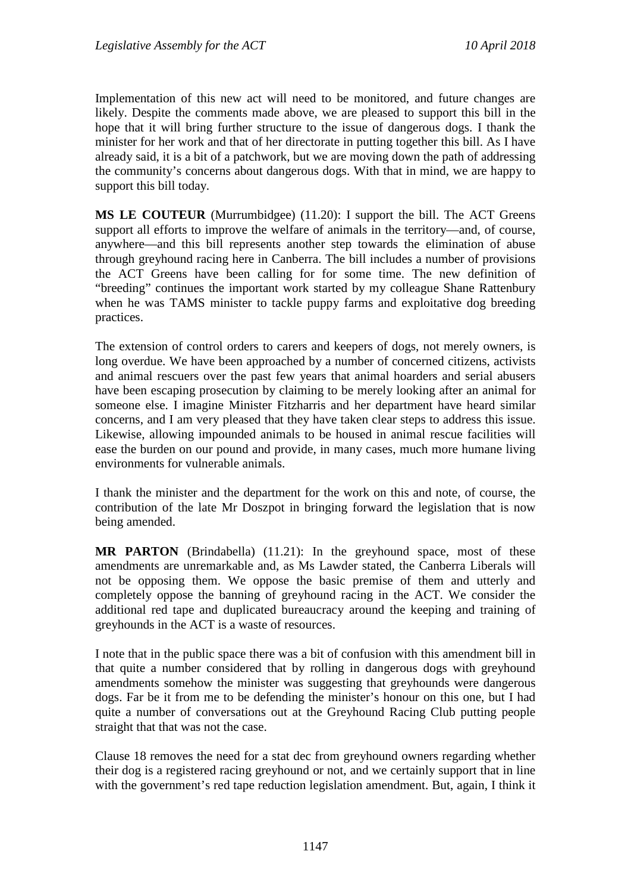Implementation of this new act will need to be monitored, and future changes are likely. Despite the comments made above, we are pleased to support this bill in the hope that it will bring further structure to the issue of dangerous dogs. I thank the minister for her work and that of her directorate in putting together this bill. As I have already said, it is a bit of a patchwork, but we are moving down the path of addressing the community's concerns about dangerous dogs. With that in mind, we are happy to support this bill today.

**MS LE COUTEUR** (Murrumbidgee) (11.20): I support the bill. The ACT Greens support all efforts to improve the welfare of animals in the territory—and, of course, anywhere—and this bill represents another step towards the elimination of abuse through greyhound racing here in Canberra. The bill includes a number of provisions the ACT Greens have been calling for for some time. The new definition of "breeding" continues the important work started by my colleague Shane Rattenbury when he was TAMS minister to tackle puppy farms and exploitative dog breeding practices.

The extension of control orders to carers and keepers of dogs, not merely owners, is long overdue. We have been approached by a number of concerned citizens, activists and animal rescuers over the past few years that animal hoarders and serial abusers have been escaping prosecution by claiming to be merely looking after an animal for someone else. I imagine Minister Fitzharris and her department have heard similar concerns, and I am very pleased that they have taken clear steps to address this issue. Likewise, allowing impounded animals to be housed in animal rescue facilities will ease the burden on our pound and provide, in many cases, much more humane living environments for vulnerable animals.

I thank the minister and the department for the work on this and note, of course, the contribution of the late Mr Doszpot in bringing forward the legislation that is now being amended.

**MR PARTON** (Brindabella) (11.21): In the greyhound space, most of these amendments are unremarkable and, as Ms Lawder stated, the Canberra Liberals will not be opposing them. We oppose the basic premise of them and utterly and completely oppose the banning of greyhound racing in the ACT. We consider the additional red tape and duplicated bureaucracy around the keeping and training of greyhounds in the ACT is a waste of resources.

I note that in the public space there was a bit of confusion with this amendment bill in that quite a number considered that by rolling in dangerous dogs with greyhound amendments somehow the minister was suggesting that greyhounds were dangerous dogs. Far be it from me to be defending the minister's honour on this one, but I had quite a number of conversations out at the Greyhound Racing Club putting people straight that that was not the case.

Clause 18 removes the need for a stat dec from greyhound owners regarding whether their dog is a registered racing greyhound or not, and we certainly support that in line with the government's red tape reduction legislation amendment. But, again, I think it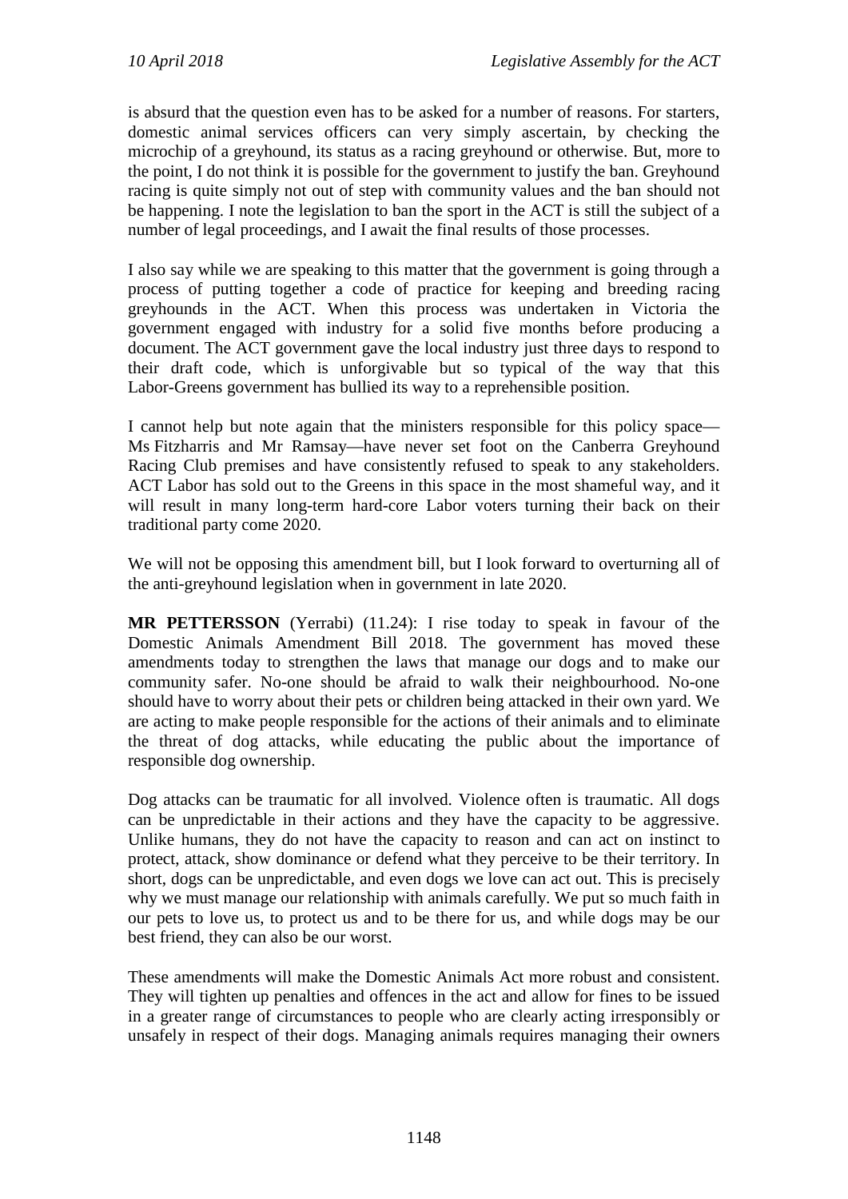is absurd that the question even has to be asked for a number of reasons. For starters, domestic animal services officers can very simply ascertain, by checking the microchip of a greyhound, its status as a racing greyhound or otherwise. But, more to the point, I do not think it is possible for the government to justify the ban. Greyhound racing is quite simply not out of step with community values and the ban should not be happening. I note the legislation to ban the sport in the ACT is still the subject of a number of legal proceedings, and I await the final results of those processes.

I also say while we are speaking to this matter that the government is going through a process of putting together a code of practice for keeping and breeding racing greyhounds in the ACT. When this process was undertaken in Victoria the government engaged with industry for a solid five months before producing a document. The ACT government gave the local industry just three days to respond to their draft code, which is unforgivable but so typical of the way that this Labor-Greens government has bullied its way to a reprehensible position.

I cannot help but note again that the ministers responsible for this policy space—Ms Fitzharris and Mr Ramsay—have never set foot on the Canberra Greyhound Racing Club premises and have consistently refused to speak to any stakeholders. ACT Labor has sold out to the Greens in this space in the most shameful way, and it will result in many long-term hard-core Labor voters turning their back on their traditional party come 2020.

We will not be opposing this amendment bill, but I look forward to overturning all of the anti-greyhound legislation when in government in late 2020.

**MR PETTERSSON** (Yerrabi) (11.24): I rise today to speak in favour of the Domestic Animals Amendment Bill 2018. The government has moved these amendments today to strengthen the laws that manage our dogs and to make our community safer. No-one should be afraid to walk their neighbourhood. No-one should have to worry about their pets or children being attacked in their own yard. We are acting to make people responsible for the actions of their animals and to eliminate the threat of dog attacks, while educating the public about the importance of responsible dog ownership.

Dog attacks can be traumatic for all involved. Violence often is traumatic. All dogs can be unpredictable in their actions and they have the capacity to be aggressive. Unlike humans, they do not have the capacity to reason and can act on instinct to protect, attack, show dominance or defend what they perceive to be their territory. In short, dogs can be unpredictable, and even dogs we love can act out. This is precisely why we must manage our relationship with animals carefully. We put so much faith in our pets to love us, to protect us and to be there for us, and while dogs may be our best friend, they can also be our worst.

These amendments will make the Domestic Animals Act more robust and consistent. They will tighten up penalties and offences in the act and allow for fines to be issued in a greater range of circumstances to people who are clearly acting irresponsibly or unsafely in respect of their dogs. Managing animals requires managing their owners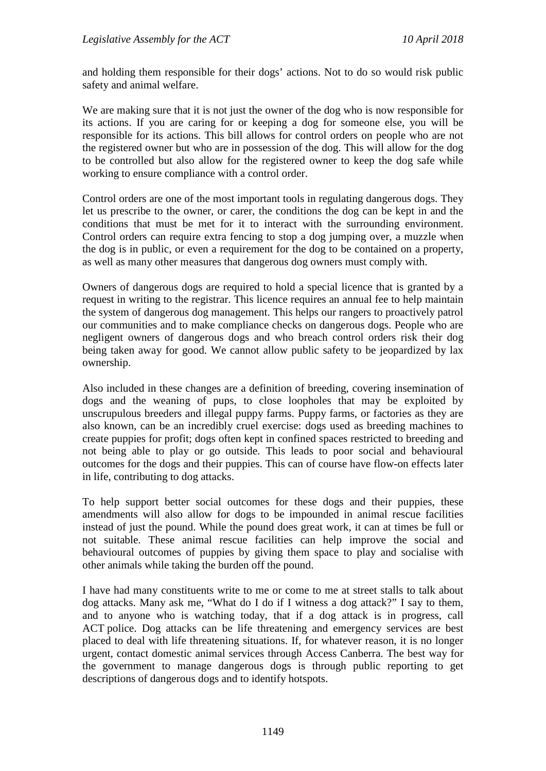and holding them responsible for their dogs' actions. Not to do so would risk public safety and animal welfare.

We are making sure that it is not just the owner of the dog who is now responsible for its actions. If you are caring for or keeping a dog for someone else, you will be responsible for its actions. This bill allows for control orders on people who are not the registered owner but who are in possession of the dog. This will allow for the dog to be controlled but also allow for the registered owner to keep the dog safe while working to ensure compliance with a control order.

Control orders are one of the most important tools in regulating dangerous dogs. They let us prescribe to the owner, or carer, the conditions the dog can be kept in and the conditions that must be met for it to interact with the surrounding environment. Control orders can require extra fencing to stop a dog jumping over, a muzzle when the dog is in public, or even a requirement for the dog to be contained on a property, as well as many other measures that dangerous dog owners must comply with.

Owners of dangerous dogs are required to hold a special licence that is granted by a request in writing to the registrar. This licence requires an annual fee to help maintain the system of dangerous dog management. This helps our rangers to proactively patrol our communities and to make compliance checks on dangerous dogs. People who are negligent owners of dangerous dogs and who breach control orders risk their dog being taken away for good. We cannot allow public safety to be jeopardized by lax ownership.

Also included in these changes are a definition of breeding, covering insemination of dogs and the weaning of pups, to close loopholes that may be exploited by unscrupulous breeders and illegal puppy farms. Puppy farms, or factories as they are also known, can be an incredibly cruel exercise: dogs used as breeding machines to create puppies for profit; dogs often kept in confined spaces restricted to breeding and not being able to play or go outside. This leads to poor social and behavioural outcomes for the dogs and their puppies. This can of course have flow-on effects later in life, contributing to dog attacks.

To help support better social outcomes for these dogs and their puppies, these amendments will also allow for dogs to be impounded in animal rescue facilities instead of just the pound. While the pound does great work, it can at times be full or not suitable. These animal rescue facilities can help improve the social and behavioural outcomes of puppies by giving them space to play and socialise with other animals while taking the burden off the pound.

I have had many constituents write to me or come to me at street stalls to talk about dog attacks. Many ask me, "What do I do if I witness a dog attack?" I say to them, and to anyone who is watching today, that if a dog attack is in progress, call ACT police. Dog attacks can be life threatening and emergency services are best placed to deal with life threatening situations. If, for whatever reason, it is no longer urgent, contact domestic animal services through Access Canberra. The best way for the government to manage dangerous dogs is through public reporting to get descriptions of dangerous dogs and to identify hotspots.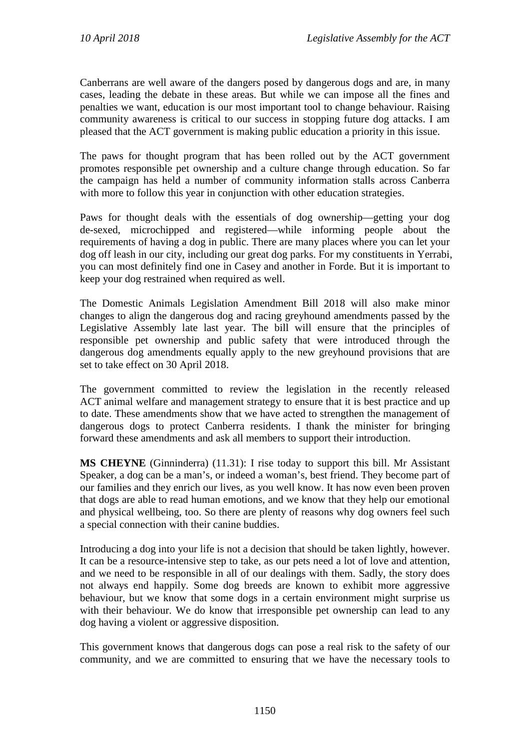Canberrans are well aware of the dangers posed by dangerous dogs and are, in many cases, leading the debate in these areas. But while we can impose all the fines and penalties we want, education is our most important tool to change behaviour. Raising community awareness is critical to our success in stopping future dog attacks. I am pleased that the ACT government is making public education a priority in this issue.

The paws for thought program that has been rolled out by the ACT government promotes responsible pet ownership and a culture change through education. So far the campaign has held a number of community information stalls across Canberra with more to follow this year in conjunction with other education strategies.

Paws for thought deals with the essentials of dog ownership—getting your dog de-sexed, microchipped and registered—while informing people about the requirements of having a dog in public. There are many places where you can let your dog off leash in our city, including our great dog parks. For my constituents in Yerrabi, you can most definitely find one in Casey and another in Forde. But it is important to keep your dog restrained when required as well.

The Domestic Animals Legislation Amendment Bill 2018 will also make minor changes to align the dangerous dog and racing greyhound amendments passed by the Legislative Assembly late last year. The bill will ensure that the principles of responsible pet ownership and public safety that were introduced through the dangerous dog amendments equally apply to the new greyhound provisions that are set to take effect on 30 April 2018.

The government committed to review the legislation in the recently released ACT animal welfare and management strategy to ensure that it is best practice and up to date. These amendments show that we have acted to strengthen the management of dangerous dogs to protect Canberra residents. I thank the minister for bringing forward these amendments and ask all members to support their introduction.

**MS CHEYNE** (Ginninderra) (11.31): I rise today to support this bill. Mr Assistant Speaker, a dog can be a man's, or indeed a woman's, best friend. They become part of our families and they enrich our lives, as you well know. It has now even been proven that dogs are able to read human emotions, and we know that they help our emotional and physical wellbeing, too. So there are plenty of reasons why dog owners feel such a special connection with their canine buddies.

Introducing a dog into your life is not a decision that should be taken lightly, however. It can be a resource-intensive step to take, as our pets need a lot of love and attention, and we need to be responsible in all of our dealings with them. Sadly, the story does not always end happily. Some dog breeds are known to exhibit more aggressive behaviour, but we know that some dogs in a certain environment might surprise us with their behaviour. We do know that irresponsible pet ownership can lead to any dog having a violent or aggressive disposition.

This government knows that dangerous dogs can pose a real risk to the safety of our community, and we are committed to ensuring that we have the necessary tools to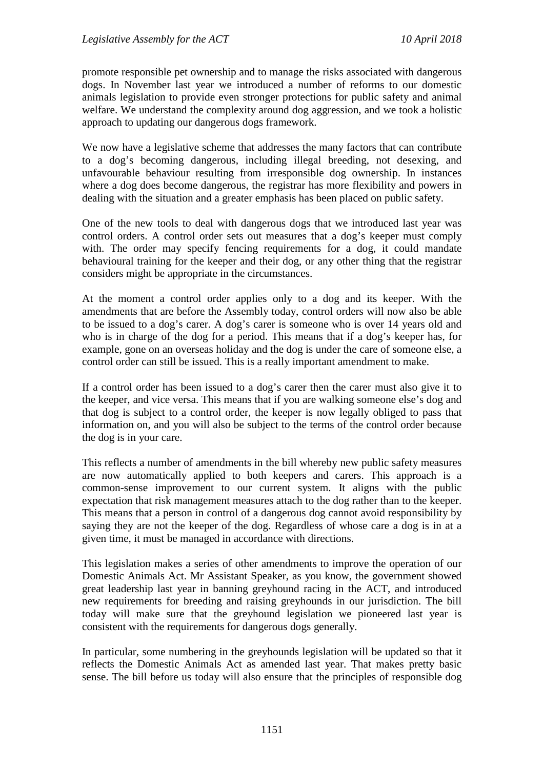promote responsible pet ownership and to manage the risks associated with dangerous dogs. In November last year we introduced a number of reforms to our domestic animals legislation to provide even stronger protections for public safety and animal welfare. We understand the complexity around dog aggression, and we took a holistic approach to updating our dangerous dogs framework.

We now have a legislative scheme that addresses the many factors that can contribute to a dog's becoming dangerous, including illegal breeding, not desexing, and unfavourable behaviour resulting from irresponsible dog ownership. In instances where a dog does become dangerous, the registrar has more flexibility and powers in dealing with the situation and a greater emphasis has been placed on public safety.

One of the new tools to deal with dangerous dogs that we introduced last year was control orders. A control order sets out measures that a dog's keeper must comply with. The order may specify fencing requirements for a dog, it could mandate behavioural training for the keeper and their dog, or any other thing that the registrar considers might be appropriate in the circumstances.

At the moment a control order applies only to a dog and its keeper. With the amendments that are before the Assembly today, control orders will now also be able to be issued to a dog's carer. A dog's carer is someone who is over 14 years old and who is in charge of the dog for a period. This means that if a dog's keeper has, for example, gone on an overseas holiday and the dog is under the care of someone else, a control order can still be issued. This is a really important amendment to make.

If a control order has been issued to a dog's carer then the carer must also give it to the keeper, and vice versa. This means that if you are walking someone else's dog and that dog is subject to a control order, the keeper is now legally obliged to pass that information on, and you will also be subject to the terms of the control order because the dog is in your care.

This reflects a number of amendments in the bill whereby new public safety measures are now automatically applied to both keepers and carers. This approach is a common-sense improvement to our current system. It aligns with the public expectation that risk management measures attach to the dog rather than to the keeper. This means that a person in control of a dangerous dog cannot avoid responsibility by saying they are not the keeper of the dog. Regardless of whose care a dog is in at a given time, it must be managed in accordance with directions.

This legislation makes a series of other amendments to improve the operation of our Domestic Animals Act. Mr Assistant Speaker, as you know, the government showed great leadership last year in banning greyhound racing in the ACT, and introduced new requirements for breeding and raising greyhounds in our jurisdiction. The bill today will make sure that the greyhound legislation we pioneered last year is consistent with the requirements for dangerous dogs generally.

In particular, some numbering in the greyhounds legislation will be updated so that it reflects the Domestic Animals Act as amended last year. That makes pretty basic sense. The bill before us today will also ensure that the principles of responsible dog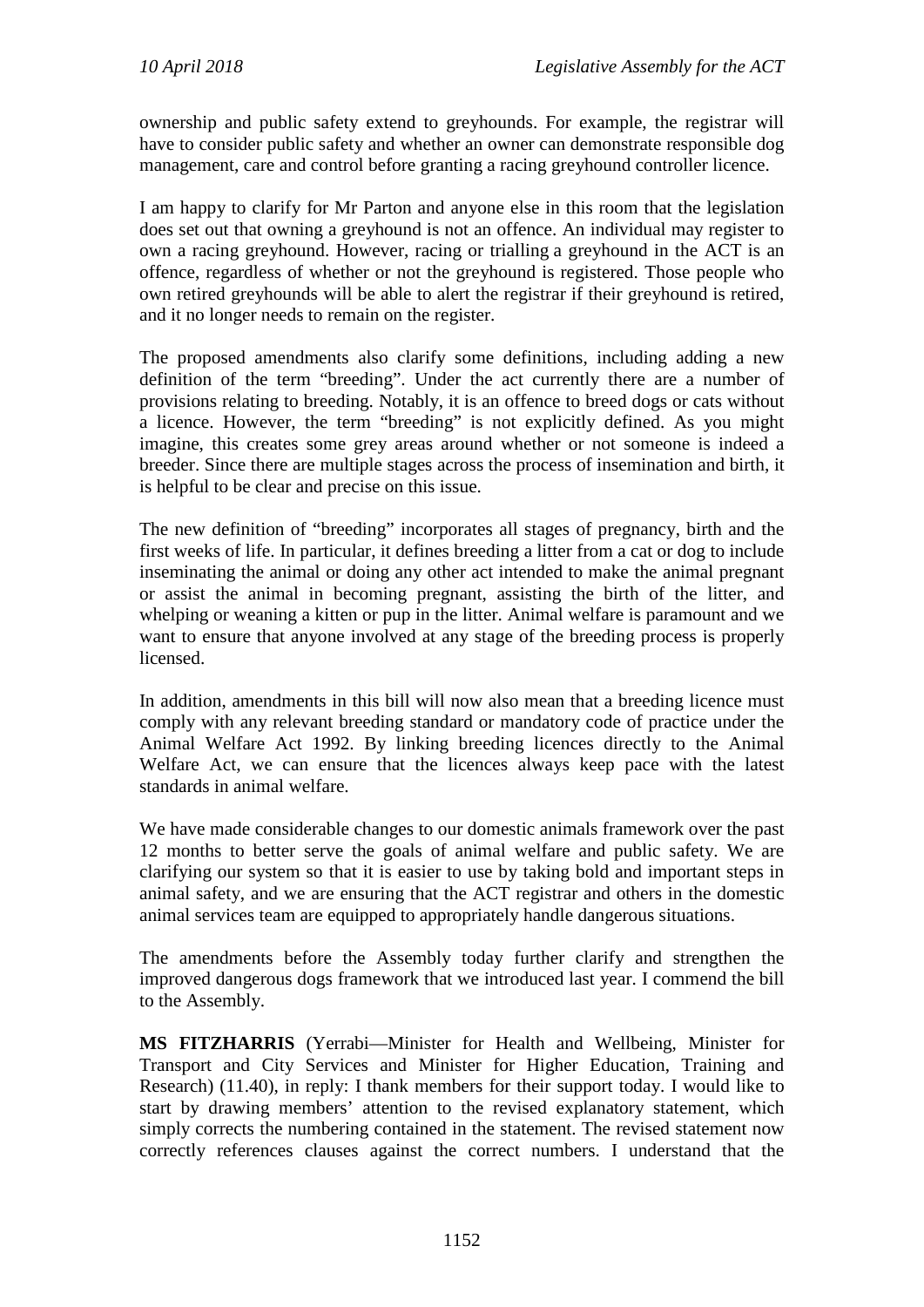ownership and public safety extend to greyhounds. For example, the registrar will have to consider public safety and whether an owner can demonstrate responsible dog management, care and control before granting a racing greyhound controller licence.

I am happy to clarify for Mr Parton and anyone else in this room that the legislation does set out that owning a greyhound is not an offence. An individual may register to own a racing greyhound. However, racing or trialling a greyhound in the ACT is an offence, regardless of whether or not the greyhound is registered. Those people who own retired greyhounds will be able to alert the registrar if their greyhound is retired, and it no longer needs to remain on the register.

The proposed amendments also clarify some definitions, including adding a new definition of the term "breeding". Under the act currently there are a number of provisions relating to breeding. Notably, it is an offence to breed dogs or cats without a licence. However, the term "breeding" is not explicitly defined. As you might imagine, this creates some grey areas around whether or not someone is indeed a breeder. Since there are multiple stages across the process of insemination and birth, it is helpful to be clear and precise on this issue.

The new definition of "breeding" incorporates all stages of pregnancy, birth and the first weeks of life. In particular, it defines breeding a litter from a cat or dog to include inseminating the animal or doing any other act intended to make the animal pregnant or assist the animal in becoming pregnant, assisting the birth of the litter, and whelping or weaning a kitten or pup in the litter. Animal welfare is paramount and we want to ensure that anyone involved at any stage of the breeding process is properly licensed.

In addition, amendments in this bill will now also mean that a breeding licence must comply with any relevant breeding standard or mandatory code of practice under the Animal Welfare Act 1992. By linking breeding licences directly to the Animal Welfare Act, we can ensure that the licences always keep pace with the latest standards in animal welfare.

We have made considerable changes to our domestic animals framework over the past 12 months to better serve the goals of animal welfare and public safety. We are clarifying our system so that it is easier to use by taking bold and important steps in animal safety, and we are ensuring that the ACT registrar and others in the domestic animal services team are equipped to appropriately handle dangerous situations.

The amendments before the Assembly today further clarify and strengthen the improved dangerous dogs framework that we introduced last year. I commend the bill to the Assembly.

**MS FITZHARRIS** (Yerrabi—Minister for Health and Wellbeing, Minister for Transport and City Services and Minister for Higher Education, Training and Research) (11.40), in reply: I thank members for their support today. I would like to start by drawing members' attention to the revised explanatory statement, which simply corrects the numbering contained in the statement. The revised statement now correctly references clauses against the correct numbers. I understand that the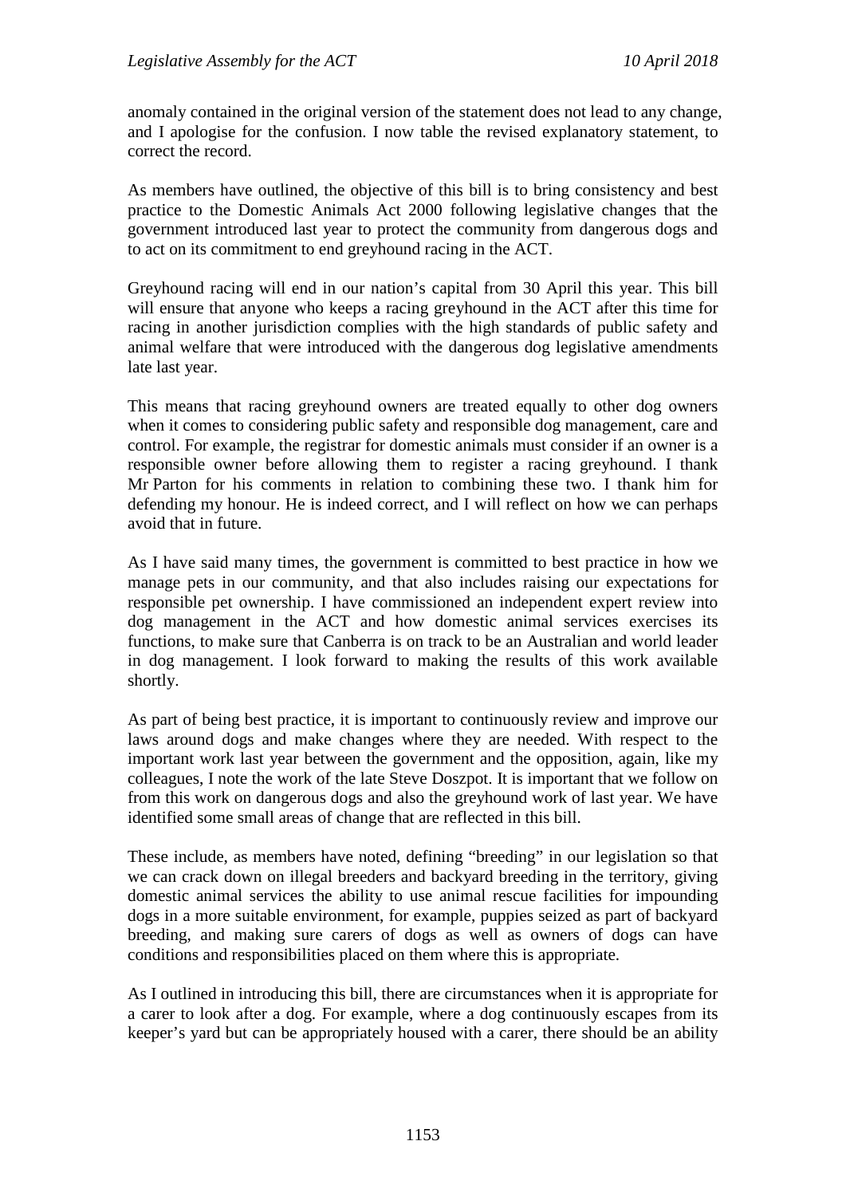anomaly contained in the original version of the statement does not lead to any change, and I apologise for the confusion. I now table the revised explanatory statement, to correct the record.

As members have outlined, the objective of this bill is to bring consistency and best practice to the Domestic Animals Act 2000 following legislative changes that the government introduced last year to protect the community from dangerous dogs and to act on its commitment to end greyhound racing in the ACT.

Greyhound racing will end in our nation's capital from 30 April this year. This bill will ensure that anyone who keeps a racing greyhound in the ACT after this time for racing in another jurisdiction complies with the high standards of public safety and animal welfare that were introduced with the dangerous dog legislative amendments late last year.

This means that racing greyhound owners are treated equally to other dog owners when it comes to considering public safety and responsible dog management, care and control. For example, the registrar for domestic animals must consider if an owner is a responsible owner before allowing them to register a racing greyhound. I thank Mr Parton for his comments in relation to combining these two. I thank him for defending my honour. He is indeed correct, and I will reflect on how we can perhaps avoid that in future.

As I have said many times, the government is committed to best practice in how we manage pets in our community, and that also includes raising our expectations for responsible pet ownership. I have commissioned an independent expert review into dog management in the ACT and how domestic animal services exercises its functions, to make sure that Canberra is on track to be an Australian and world leader in dog management. I look forward to making the results of this work available shortly.

As part of being best practice, it is important to continuously review and improve our laws around dogs and make changes where they are needed. With respect to the important work last year between the government and the opposition, again, like my colleagues, I note the work of the late Steve Doszpot. It is important that we follow on from this work on dangerous dogs and also the greyhound work of last year. We have identified some small areas of change that are reflected in this bill.

These include, as members have noted, defining "breeding" in our legislation so that we can crack down on illegal breeders and backyard breeding in the territory, giving domestic animal services the ability to use animal rescue facilities for impounding dogs in a more suitable environment, for example, puppies seized as part of backyard breeding, and making sure carers of dogs as well as owners of dogs can have conditions and responsibilities placed on them where this is appropriate.

As I outlined in introducing this bill, there are circumstances when it is appropriate for a carer to look after a dog. For example, where a dog continuously escapes from its keeper's yard but can be appropriately housed with a carer, there should be an ability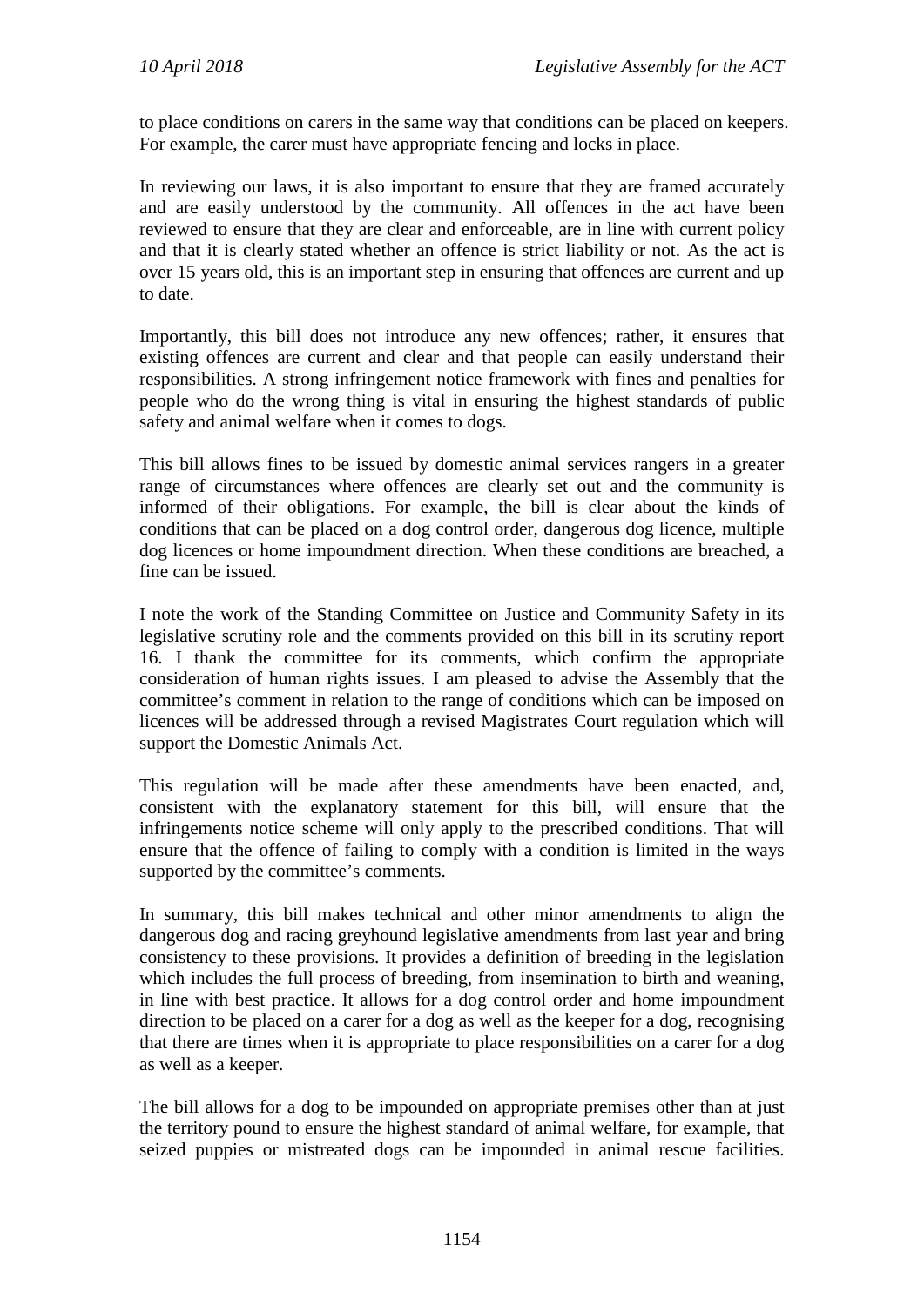to place conditions on carers in the same way that conditions can be placed on keepers. For example, the carer must have appropriate fencing and locks in place.

In reviewing our laws, it is also important to ensure that they are framed accurately and are easily understood by the community. All offences in the act have been reviewed to ensure that they are clear and enforceable, are in line with current policy and that it is clearly stated whether an offence is strict liability or not. As the act is over 15 years old, this is an important step in ensuring that offences are current and up to date.

Importantly, this bill does not introduce any new offences; rather, it ensures that existing offences are current and clear and that people can easily understand their responsibilities. A strong infringement notice framework with fines and penalties for people who do the wrong thing is vital in ensuring the highest standards of public safety and animal welfare when it comes to dogs.

This bill allows fines to be issued by domestic animal services rangers in a greater range of circumstances where offences are clearly set out and the community is informed of their obligations. For example, the bill is clear about the kinds of conditions that can be placed on a dog control order, dangerous dog licence, multiple dog licences or home impoundment direction. When these conditions are breached, a fine can be issued.

I note the work of the Standing Committee on Justice and Community Safety in its legislative scrutiny role and the comments provided on this bill in its scrutiny report 16. I thank the committee for its comments, which confirm the appropriate consideration of human rights issues. I am pleased to advise the Assembly that the committee's comment in relation to the range of conditions which can be imposed on licences will be addressed through a revised Magistrates Court regulation which will support the Domestic Animals Act.

This regulation will be made after these amendments have been enacted, and, consistent with the explanatory statement for this bill, will ensure that the infringements notice scheme will only apply to the prescribed conditions. That will ensure that the offence of failing to comply with a condition is limited in the ways supported by the committee's comments.

In summary, this bill makes technical and other minor amendments to align the dangerous dog and racing greyhound legislative amendments from last year and bring consistency to these provisions. It provides a definition of breeding in the legislation which includes the full process of breeding, from insemination to birth and weaning, in line with best practice. It allows for a dog control order and home impoundment direction to be placed on a carer for a dog as well as the keeper for a dog, recognising that there are times when it is appropriate to place responsibilities on a carer for a dog as well as a keeper.

The bill allows for a dog to be impounded on appropriate premises other than at just the territory pound to ensure the highest standard of animal welfare, for example, that seized puppies or mistreated dogs can be impounded in animal rescue facilities.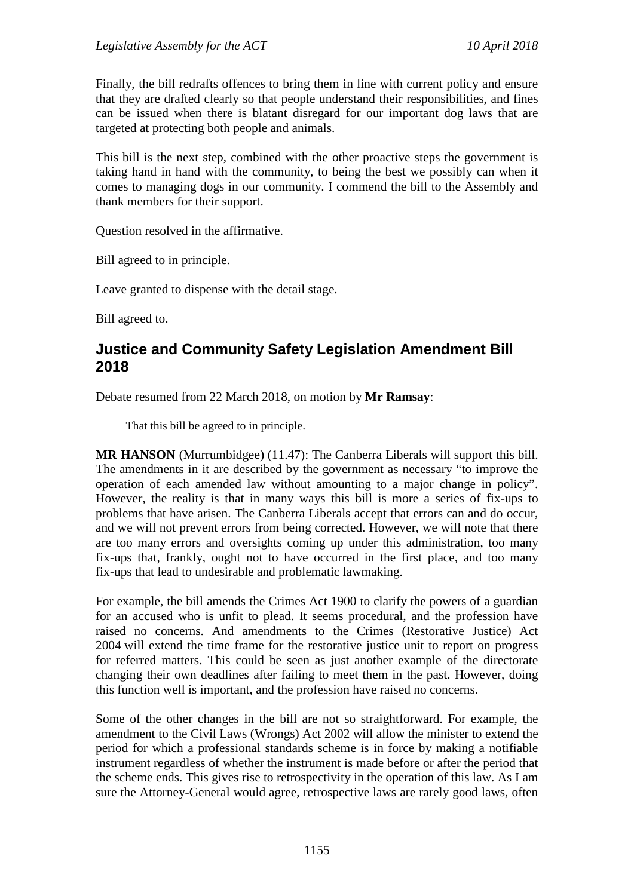Finally, the bill redrafts offences to bring them in line with current policy and ensure that they are drafted clearly so that people understand their responsibilities, and fines can be issued when there is blatant disregard for our important dog laws that are targeted at protecting both people and animals.

This bill is the next step, combined with the other proactive steps the government is taking hand in hand with the community, to being the best we possibly can when it comes to managing dogs in our community. I commend the bill to the Assembly and thank members for their support.

Question resolved in the affirmative.

Bill agreed to in principle.

Leave granted to dispense with the detail stage.

Bill agreed to.

## Justice and Community Safety Legislation Amendment Bill 2018

Debate resumed from 22 March 2018, on motion by **Mr Ramsay**:

> That this bill be agreed to in principle.

**MR HANSON** (Murrumbidgee) (11.47): The Canberra Liberals will support this bill. The amendments in it are described by the government as necessary "to improve the operation of each amended law without amounting to a major change in policy". However, the reality is that in many ways this bill is more a series of fix-ups to problems that have arisen. The Canberra Liberals accept that errors can and do occur, and we will not prevent errors from being corrected. However, we will note that there are too many errors and oversights coming up under this administration, too many fix-ups that, frankly, ought not to have occurred in the first place, and too many fix-ups that lead to undesirable and problematic lawmaking.

For example, the bill amends the Crimes Act 1900 to clarify the powers of a guardian for an accused who is unfit to plead. It seems procedural, and the profession have raised no concerns. And amendments to the Crimes (Restorative Justice) Act 2004 will extend the time frame for the restorative justice unit to report on progress for referred matters. This could be seen as just another example of the directorate changing their own deadlines after failing to meet them in the past. However, doing this function well is important, and the profession have raised no concerns.

Some of the other changes in the bill are not so straightforward. For example, the amendment to the Civil Laws (Wrongs) Act 2002 will allow the minister to extend the period for which a professional standards scheme is in force by making a notifiable instrument regardless of whether the instrument is made before or after the period that the scheme ends. This gives rise to retrospectivity in the operation of this law. As I am sure the Attorney-General would agree, retrospective laws are rarely good laws, often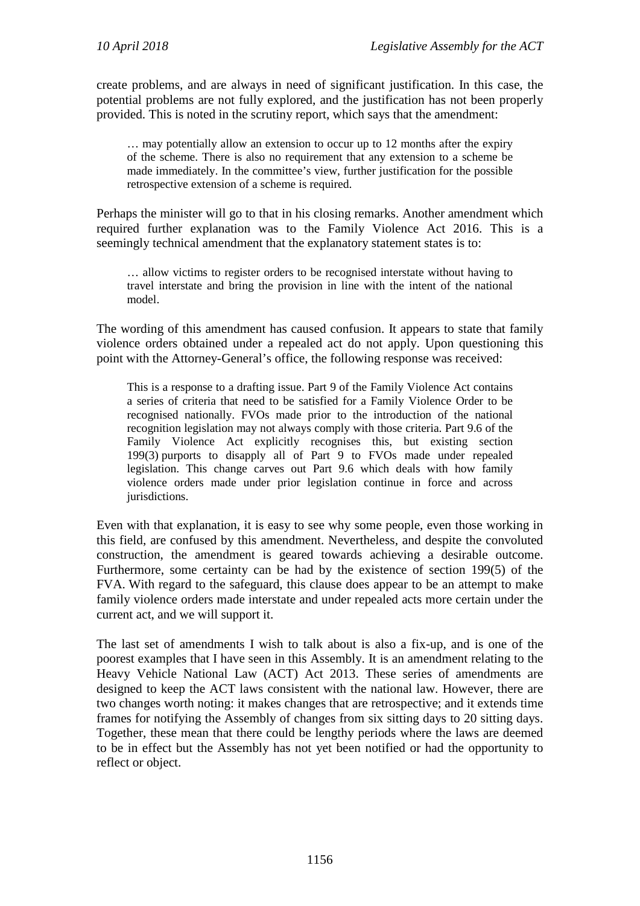create problems, and are always in need of significant justification. In this case, the potential problems are not fully explored, and the justification has not been properly provided. This is noted in the scrutiny report, which says that the amendment:

> … may potentially allow an extension to occur up to 12 months after the expiry of the scheme. There is also no requirement that any extension to a scheme be made immediately. In the committee's view, further justification for the possible retrospective extension of a scheme is required.

Perhaps the minister will go to that in his closing remarks. Another amendment which required further explanation was to the Family Violence Act 2016. This is a seemingly technical amendment that the explanatory statement states is to:

> … allow victims to register orders to be recognised interstate without having to travel interstate and bring the provision in line with the intent of the national model.

The wording of this amendment has caused confusion. It appears to state that family violence orders obtained under a repealed act do not apply. Upon questioning this point with the Attorney-General's office, the following response was received:

> This is a response to a drafting issue. Part 9 of the Family Violence Act contains a series of criteria that need to be satisfied for a Family Violence Order to be recognised nationally. FVOs made prior to the introduction of the national recognition legislation may not always comply with those criteria. Part 9.6 of the Family Violence Act explicitly recognises this, but existing section 199(3) purports to disapply all of Part 9 to FVOs made under repealed legislation. This change carves out Part 9.6 which deals with how family violence orders made under prior legislation continue in force and across jurisdictions.

Even with that explanation, it is easy to see why some people, even those working in this field, are confused by this amendment. Nevertheless, and despite the convoluted construction, the amendment is geared towards achieving a desirable outcome. Furthermore, some certainty can be had by the existence of section 199(5) of the FVA. With regard to the safeguard, this clause does appear to be an attempt to make family violence orders made interstate and under repealed acts more certain under the current act, and we will support it.

The last set of amendments I wish to talk about is also a fix-up, and is one of the poorest examples that I have seen in this Assembly. It is an amendment relating to the Heavy Vehicle National Law (ACT) Act 2013. These series of amendments are designed to keep the ACT laws consistent with the national law. However, there are two changes worth noting: it makes changes that are retrospective; and it extends time frames for notifying the Assembly of changes from six sitting days to 20 sitting days. Together, these mean that there could be lengthy periods where the laws are deemed to be in effect but the Assembly has not yet been notified or had the opportunity to reflect or object.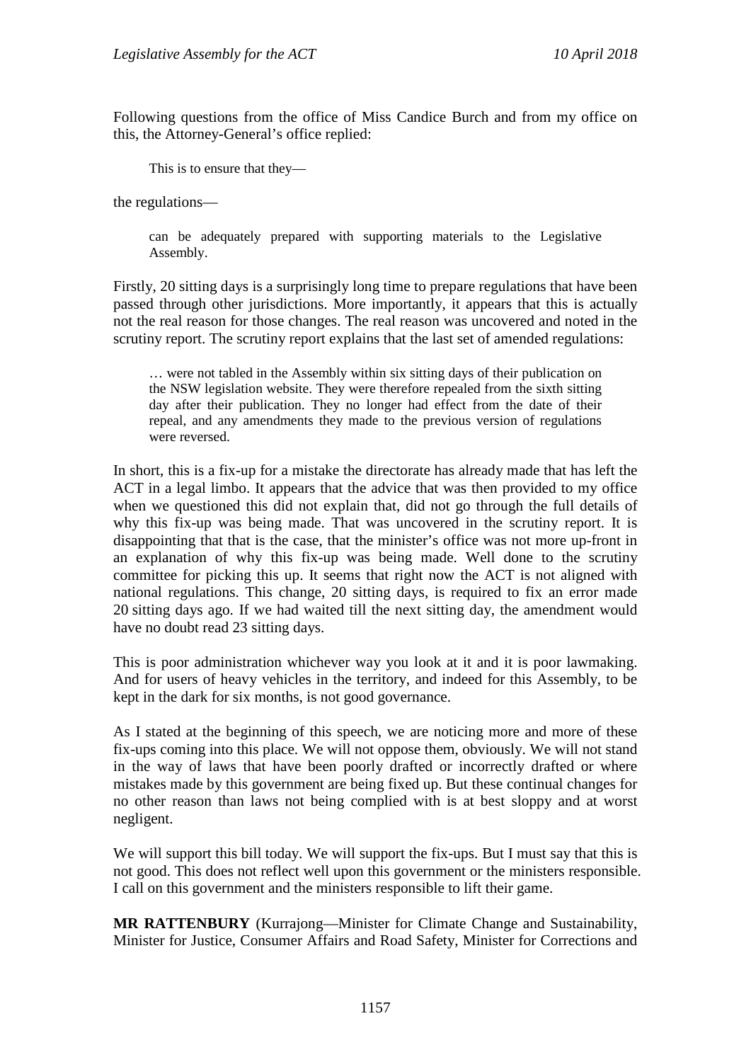Following questions from the office of Miss Candice Burch and from my office on this, the Attorney-General's office replied:

> This is to ensure that they—

the regulations—

> can be adequately prepared with supporting materials to the Legislative Assembly.

Firstly, 20 sitting days is a surprisingly long time to prepare regulations that have been passed through other jurisdictions. More importantly, it appears that this is actually not the real reason for those changes. The real reason was uncovered and noted in the scrutiny report. The scrutiny report explains that the last set of amended regulations:

> … were not tabled in the Assembly within six sitting days of their publication on the NSW legislation website. They were therefore repealed from the sixth sitting day after their publication. They no longer had effect from the date of their repeal, and any amendments they made to the previous version of regulations were reversed.

In short, this is a fix-up for a mistake the directorate has already made that has left the ACT in a legal limbo. It appears that the advice that was then provided to my office when we questioned this did not explain that, did not go through the full details of why this fix-up was being made. That was uncovered in the scrutiny report. It is disappointing that that is the case, that the minister's office was not more up-front in an explanation of why this fix-up was being made. Well done to the scrutiny committee for picking this up. It seems that right now the ACT is not aligned with national regulations. This change, 20 sitting days, is required to fix an error made 20 sitting days ago. If we had waited till the next sitting day, the amendment would have no doubt read 23 sitting days.

This is poor administration whichever way you look at it and it is poor lawmaking. And for users of heavy vehicles in the territory, and indeed for this Assembly, to be kept in the dark for six months, is not good governance.

As I stated at the beginning of this speech, we are noticing more and more of these fix-ups coming into this place. We will not oppose them, obviously. We will not stand in the way of laws that have been poorly drafted or incorrectly drafted or where mistakes made by this government are being fixed up. But these continual changes for no other reason than laws not being complied with is at best sloppy and at worst negligent.

We will support this bill today. We will support the fix-ups. But I must say that this is not good. This does not reflect well upon this government or the ministers responsible. I call on this government and the ministers responsible to lift their game.

**MR RATTENBURY** (Kurrajong—Minister for Climate Change and Sustainability, Minister for Justice, Consumer Affairs and Road Safety, Minister for Corrections and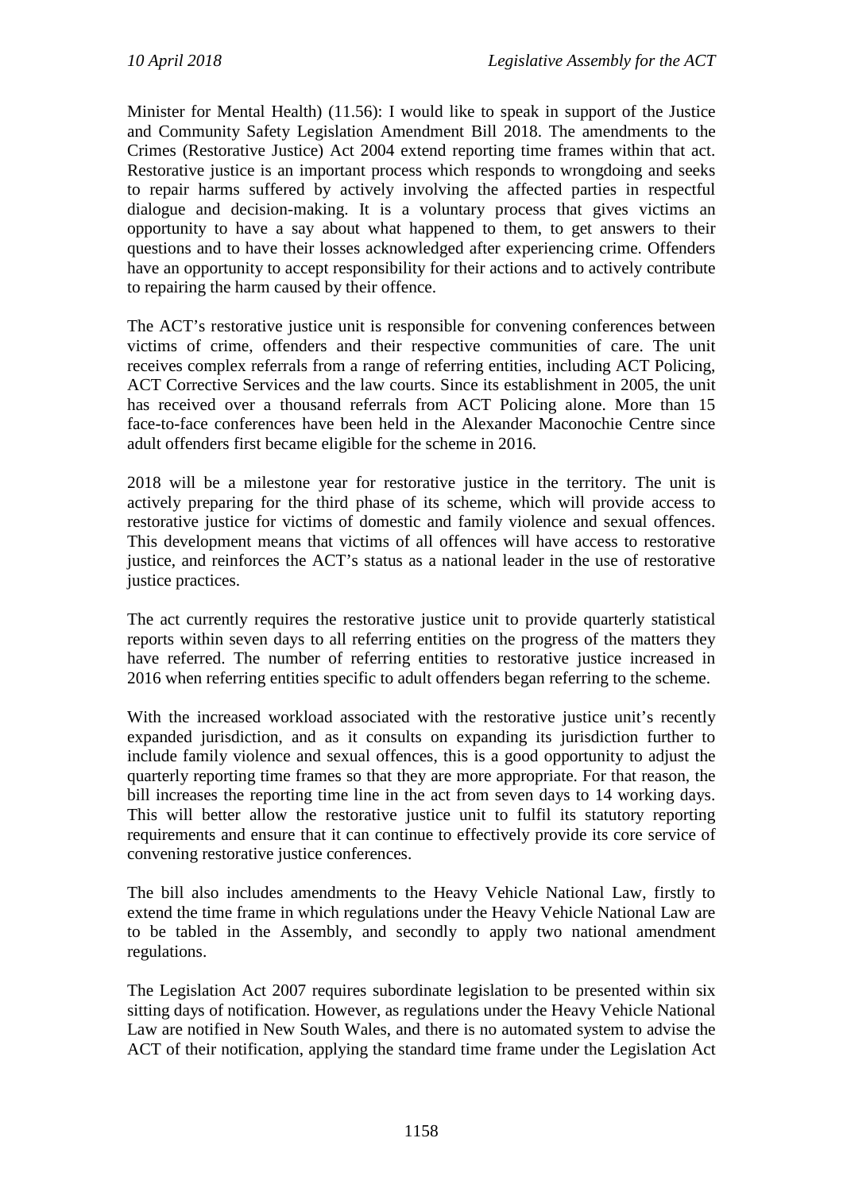Minister for Mental Health) (11.56): I would like to speak in support of the Justice and Community Safety Legislation Amendment Bill 2018. The amendments to the Crimes (Restorative Justice) Act 2004 extend reporting time frames within that act. Restorative justice is an important process which responds to wrongdoing and seeks to repair harms suffered by actively involving the affected parties in respectful dialogue and decision-making. It is a voluntary process that gives victims an opportunity to have a say about what happened to them, to get answers to their questions and to have their losses acknowledged after experiencing crime. Offenders have an opportunity to accept responsibility for their actions and to actively contribute to repairing the harm caused by their offence.

The ACT's restorative justice unit is responsible for convening conferences between victims of crime, offenders and their respective communities of care. The unit receives complex referrals from a range of referring entities, including ACT Policing, ACT Corrective Services and the law courts. Since its establishment in 2005, the unit has received over a thousand referrals from ACT Policing alone. More than 15 face-to-face conferences have been held in the Alexander Maconochie Centre since adult offenders first became eligible for the scheme in 2016.

2018 will be a milestone year for restorative justice in the territory. The unit is actively preparing for the third phase of its scheme, which will provide access to restorative justice for victims of domestic and family violence and sexual offences. This development means that victims of all offences will have access to restorative justice, and reinforces the ACT's status as a national leader in the use of restorative justice practices.

The act currently requires the restorative justice unit to provide quarterly statistical reports within seven days to all referring entities on the progress of the matters they have referred. The number of referring entities to restorative justice increased in 2016 when referring entities specific to adult offenders began referring to the scheme.

With the increased workload associated with the restorative justice unit's recently expanded jurisdiction, and as it consults on expanding its jurisdiction further to include family violence and sexual offences, this is a good opportunity to adjust the quarterly reporting time frames so that they are more appropriate. For that reason, the bill increases the reporting time line in the act from seven days to 14 working days. This will better allow the restorative justice unit to fulfil its statutory reporting requirements and ensure that it can continue to effectively provide its core service of convening restorative justice conferences.

The bill also includes amendments to the Heavy Vehicle National Law, firstly to extend the time frame in which regulations under the Heavy Vehicle National Law are to be tabled in the Assembly, and secondly to apply two national amendment regulations.

The Legislation Act 2007 requires subordinate legislation to be presented within six sitting days of notification. However, as regulations under the Heavy Vehicle National Law are notified in New South Wales, and there is no automated system to advise the ACT of their notification, applying the standard time frame under the Legislation Act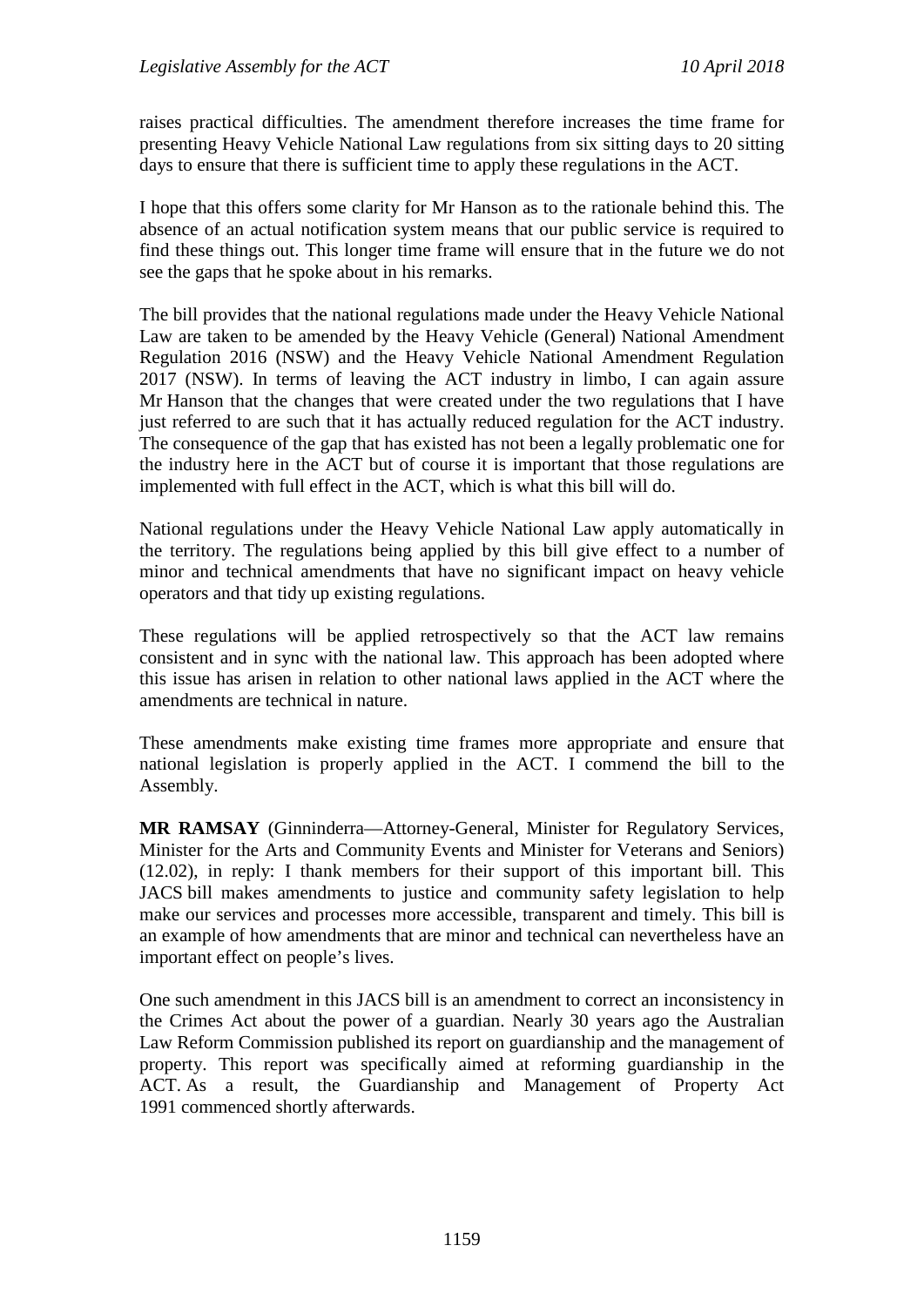raises practical difficulties. The amendment therefore increases the time frame for presenting Heavy Vehicle National Law regulations from six sitting days to 20 sitting days to ensure that there is sufficient time to apply these regulations in the ACT.

I hope that this offers some clarity for Mr Hanson as to the rationale behind this. The absence of an actual notification system means that our public service is required to find these things out. This longer time frame will ensure that in the future we do not see the gaps that he spoke about in his remarks.

The bill provides that the national regulations made under the Heavy Vehicle National Law are taken to be amended by the Heavy Vehicle (General) National Amendment Regulation 2016 (NSW) and the Heavy Vehicle National Amendment Regulation 2017 (NSW). In terms of leaving the ACT industry in limbo, I can again assure Mr Hanson that the changes that were created under the two regulations that I have just referred to are such that it has actually reduced regulation for the ACT industry. The consequence of the gap that has existed has not been a legally problematic one for the industry here in the ACT but of course it is important that those regulations are implemented with full effect in the ACT, which is what this bill will do.

National regulations under the Heavy Vehicle National Law apply automatically in the territory. The regulations being applied by this bill give effect to a number of minor and technical amendments that have no significant impact on heavy vehicle operators and that tidy up existing regulations.

These regulations will be applied retrospectively so that the ACT law remains consistent and in sync with the national law. This approach has been adopted where this issue has arisen in relation to other national laws applied in the ACT where the amendments are technical in nature.

These amendments make existing time frames more appropriate and ensure that national legislation is properly applied in the ACT. I commend the bill to the Assembly.

**MR RAMSAY** (Ginninderra—Attorney-General, Minister for Regulatory Services, Minister for the Arts and Community Events and Minister for Veterans and Seniors) (12.02), in reply: I thank members for their support of this important bill. This JACS bill makes amendments to justice and community safety legislation to help make our services and processes more accessible, transparent and timely. This bill is an example of how amendments that are minor and technical can nevertheless have an important effect on people's lives.

One such amendment in this JACS bill is an amendment to correct an inconsistency in the Crimes Act about the power of a guardian. Nearly 30 years ago the Australian Law Reform Commission published its report on guardianship and the management of property. This report was specifically aimed at reforming guardianship in the ACT. As a result, the Guardianship and Management of Property Act 1991 commenced shortly afterwards.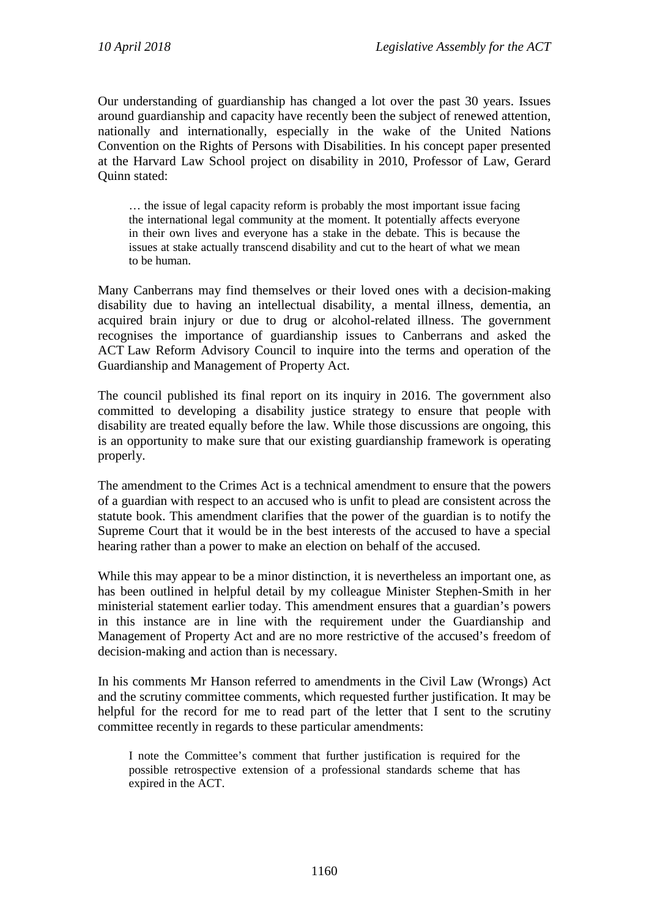Our understanding of guardianship has changed a lot over the past 30 years. Issues around guardianship and capacity have recently been the subject of renewed attention, nationally and internationally, especially in the wake of the United Nations Convention on the Rights of Persons with Disabilities. In his concept paper presented at the Harvard Law School project on disability in 2010, Professor of Law, Gerard Quinn stated:

> … the issue of legal capacity reform is probably the most important issue facing the international legal community at the moment. It potentially affects everyone in their own lives and everyone has a stake in the debate. This is because the issues at stake actually transcend disability and cut to the heart of what we mean to be human.

Many Canberrans may find themselves or their loved ones with a decision-making disability due to having an intellectual disability, a mental illness, dementia, an acquired brain injury or due to drug or alcohol-related illness. The government recognises the importance of guardianship issues to Canberrans and asked the ACT Law Reform Advisory Council to inquire into the terms and operation of the Guardianship and Management of Property Act.

The council published its final report on its inquiry in 2016. The government also committed to developing a disability justice strategy to ensure that people with disability are treated equally before the law. While those discussions are ongoing, this is an opportunity to make sure that our existing guardianship framework is operating properly.

The amendment to the Crimes Act is a technical amendment to ensure that the powers of a guardian with respect to an accused who is unfit to plead are consistent across the statute book. This amendment clarifies that the power of the guardian is to notify the Supreme Court that it would be in the best interests of the accused to have a special hearing rather than a power to make an election on behalf of the accused.

While this may appear to be a minor distinction, it is nevertheless an important one, as has been outlined in helpful detail by my colleague Minister Stephen-Smith in her ministerial statement earlier today. This amendment ensures that a guardian's powers in this instance are in line with the requirement under the Guardianship and Management of Property Act and are no more restrictive of the accused's freedom of decision-making and action than is necessary.

In his comments Mr Hanson referred to amendments in the Civil Law (Wrongs) Act and the scrutiny committee comments, which requested further justification. It may be helpful for the record for me to read part of the letter that I sent to the scrutiny committee recently in regards to these particular amendments:

> I note the Committee's comment that further justification is required for the possible retrospective extension of a professional standards scheme that has expired in the ACT.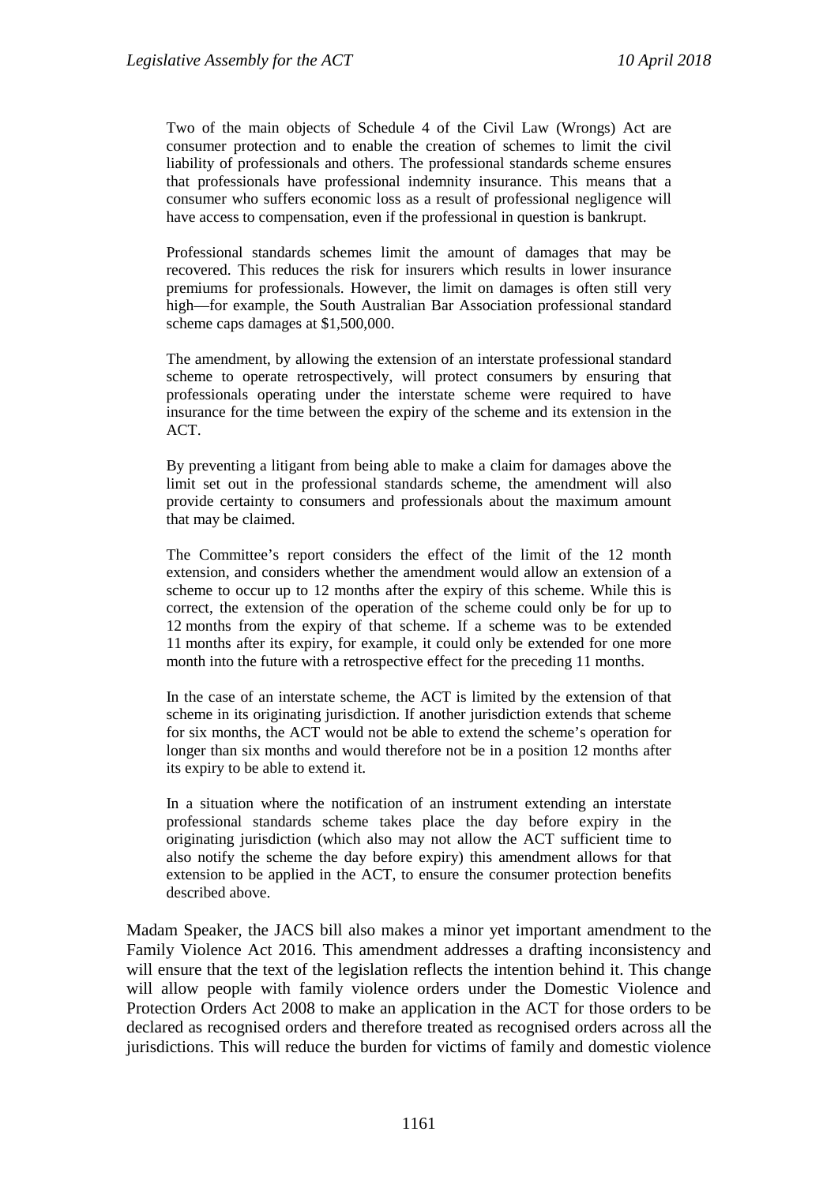> Two of the main objects of Schedule 4 of the Civil Law (Wrongs) Act are consumer protection and to enable the creation of schemes to limit the civil liability of professionals and others. The professional standards scheme ensures that professionals have professional indemnity insurance. This means that a consumer who suffers economic loss as a result of professional negligence will have access to compensation, even if the professional in question is bankrupt.
>
> Professional standards schemes limit the amount of damages that may be recovered. This reduces the risk for insurers which results in lower insurance premiums for professionals. However, the limit on damages is often still very high—for example, the South Australian Bar Association professional standard scheme caps damages at $1,500,000.
>
> The amendment, by allowing the extension of an interstate professional standard scheme to operate retrospectively, will protect consumers by ensuring that professionals operating under the interstate scheme were required to have insurance for the time between the expiry of the scheme and its extension in the ACT.
>
> By preventing a litigant from being able to make a claim for damages above the limit set out in the professional standards scheme, the amendment will also provide certainty to consumers and professionals about the maximum amount that may be claimed.
>
> The Committee's report considers the effect of the limit of the 12 month extension, and considers whether the amendment would allow an extension of a scheme to occur up to 12 months after the expiry of this scheme. While this is correct, the extension of the operation of the scheme could only be for up to 12 months from the expiry of that scheme. If a scheme was to be extended 11 months after its expiry, for example, it could only be extended for one more month into the future with a retrospective effect for the preceding 11 months.
>
> In the case of an interstate scheme, the ACT is limited by the extension of that scheme in its originating jurisdiction. If another jurisdiction extends that scheme for six months, the ACT would not be able to extend the scheme's operation for longer than six months and would therefore not be in a position 12 months after its expiry to be able to extend it.
>
> In a situation where the notification of an instrument extending an interstate professional standards scheme takes place the day before expiry in the originating jurisdiction (which also may not allow the ACT sufficient time to also notify the scheme the day before expiry) this amendment allows for that extension to be applied in the ACT, to ensure the consumer protection benefits described above.

Madam Speaker, the JACS bill also makes a minor yet important amendment to the Family Violence Act 2016. This amendment addresses a drafting inconsistency and will ensure that the text of the legislation reflects the intention behind it. This change will allow people with family violence orders under the Domestic Violence and Protection Orders Act 2008 to make an application in the ACT for those orders to be declared as recognised orders and therefore treated as recognised orders across all the jurisdictions. This will reduce the burden for victims of family and domestic violence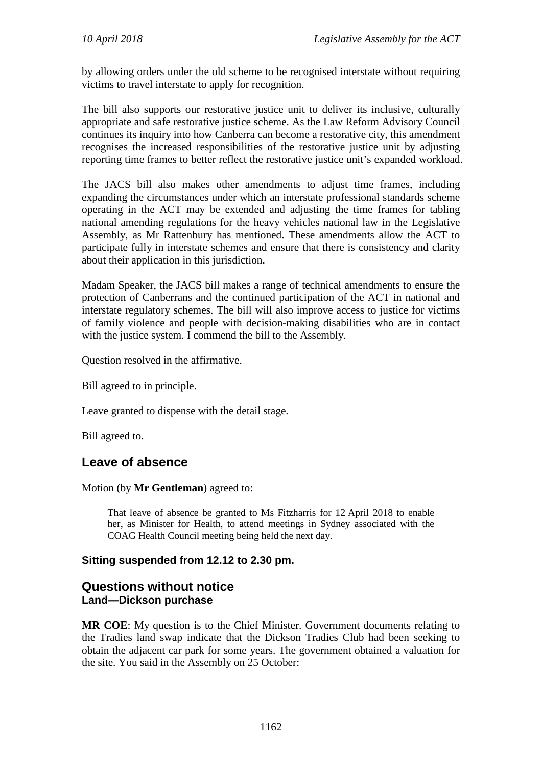by allowing orders under the old scheme to be recognised interstate without requiring victims to travel interstate to apply for recognition.

The bill also supports our restorative justice unit to deliver its inclusive, culturally appropriate and safe restorative justice scheme. As the Law Reform Advisory Council continues its inquiry into how Canberra can become a restorative city, this amendment recognises the increased responsibilities of the restorative justice unit by adjusting reporting time frames to better reflect the restorative justice unit's expanded workload.

The JACS bill also makes other amendments to adjust time frames, including expanding the circumstances under which an interstate professional standards scheme operating in the ACT may be extended and adjusting the time frames for tabling national amending regulations for the heavy vehicles national law in the Legislative Assembly, as Mr Rattenbury has mentioned. These amendments allow the ACT to participate fully in interstate schemes and ensure that there is consistency and clarity about their application in this jurisdiction.

Madam Speaker, the JACS bill makes a range of technical amendments to ensure the protection of Canberrans and the continued participation of the ACT in national and interstate regulatory schemes. The bill will also improve access to justice for victims of family violence and people with decision-making disabilities who are in contact with the justice system. I commend the bill to the Assembly.

Question resolved in the affirmative.

Bill agreed to in principle.

Leave granted to dispense with the detail stage.

Bill agreed to.

## Leave of absence

Motion (by **Mr Gentleman**) agreed to:

> That leave of absence be granted to Ms Fitzharris for 12 April 2018 to enable her, as Minister for Health, to attend meetings in Sydney associated with the COAG Health Council meeting being held the next day.

**Sitting suspended from 12.12 to 2.30 pm.**

## Questions without notice
### Land—Dickson purchase

**MR COE**: My question is to the Chief Minister. Government documents relating to the Tradies land swap indicate that the Dickson Tradies Club had been seeking to obtain the adjacent car park for some years. The government obtained a valuation for the site. You said in the Assembly on 25 October: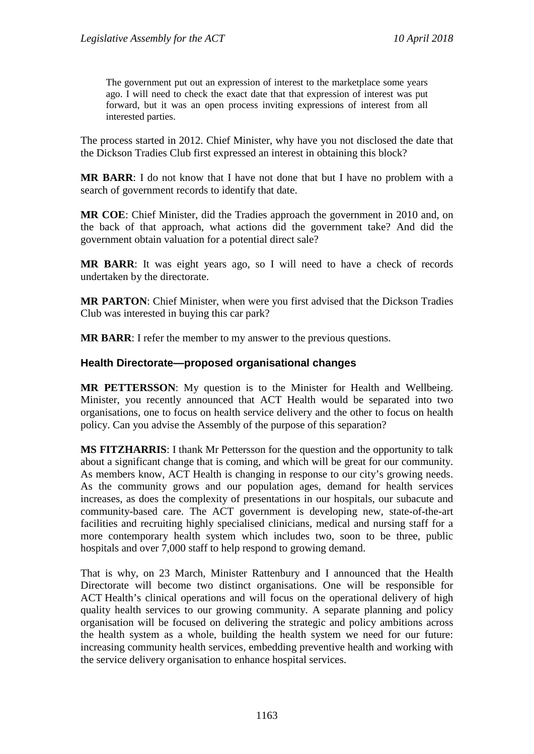> The government put out an expression of interest to the marketplace some years ago. I will need to check the exact date that that expression of interest was put forward, but it was an open process inviting expressions of interest from all interested parties.

The process started in 2012. Chief Minister, why have you not disclosed the date that the Dickson Tradies Club first expressed an interest in obtaining this block?

**MR BARR**: I do not know that I have not done that but I have no problem with a search of government records to identify that date.

**MR COE**: Chief Minister, did the Tradies approach the government in 2010 and, on the back of that approach, what actions did the government take? And did the government obtain valuation for a potential direct sale?

**MR BARR**: It was eight years ago, so I will need to have a check of records undertaken by the directorate.

**MR PARTON**: Chief Minister, when were you first advised that the Dickson Tradies Club was interested in buying this car park?

**MR BARR**: I refer the member to my answer to the previous questions.

## Health Directorate—proposed organisational changes

**MR PETTERSSON**: My question is to the Minister for Health and Wellbeing. Minister, you recently announced that ACT Health would be separated into two organisations, one to focus on health service delivery and the other to focus on health policy. Can you advise the Assembly of the purpose of this separation?

**MS FITZHARRIS**: I thank Mr Pettersson for the question and the opportunity to talk about a significant change that is coming, and which will be great for our community. As members know, ACT Health is changing in response to our city's growing needs. As the community grows and our population ages, demand for health services increases, as does the complexity of presentations in our hospitals, our subacute and community-based care. The ACT government is developing new, state-of-the-art facilities and recruiting highly specialised clinicians, medical and nursing staff for a more contemporary health system which includes two, soon to be three, public hospitals and over 7,000 staff to help respond to growing demand.

That is why, on 23 March, Minister Rattenbury and I announced that the Health Directorate will become two distinct organisations. One will be responsible for ACT Health's clinical operations and will focus on the operational delivery of high quality health services to our growing community. A separate planning and policy organisation will be focused on delivering the strategic and policy ambitions across the health system as a whole, building the health system we need for our future: increasing community health services, embedding preventive health and working with the service delivery organisation to enhance hospital services.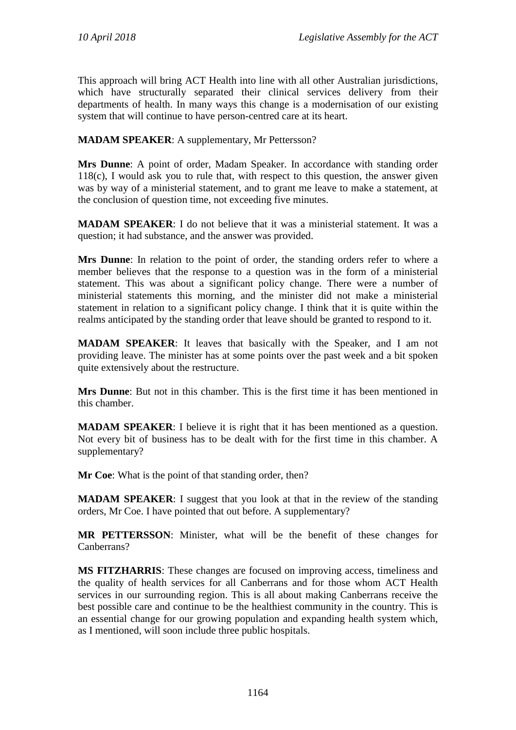This approach will bring ACT Health into line with all other Australian jurisdictions, which have structurally separated their clinical services delivery from their departments of health. In many ways this change is a modernisation of our existing system that will continue to have person-centred care at its heart.

**MADAM SPEAKER**: A supplementary, Mr Pettersson?

**Mrs Dunne**: A point of order, Madam Speaker. In accordance with standing order 118(c), I would ask you to rule that, with respect to this question, the answer given was by way of a ministerial statement, and to grant me leave to make a statement, at the conclusion of question time, not exceeding five minutes.

**MADAM SPEAKER**: I do not believe that it was a ministerial statement. It was a question; it had substance, and the answer was provided.

**Mrs Dunne**: In relation to the point of order, the standing orders refer to where a member believes that the response to a question was in the form of a ministerial statement. This was about a significant policy change. There were a number of ministerial statements this morning, and the minister did not make a ministerial statement in relation to a significant policy change. I think that it is quite within the realms anticipated by the standing order that leave should be granted to respond to it.

**MADAM SPEAKER**: It leaves that basically with the Speaker, and I am not providing leave. The minister has at some points over the past week and a bit spoken quite extensively about the restructure.

**Mrs Dunne**: But not in this chamber. This is the first time it has been mentioned in this chamber.

**MADAM SPEAKER**: I believe it is right that it has been mentioned as a question. Not every bit of business has to be dealt with for the first time in this chamber. A supplementary?

**Mr Coe**: What is the point of that standing order, then?

**MADAM SPEAKER**: I suggest that you look at that in the review of the standing orders, Mr Coe. I have pointed that out before. A supplementary?

**MR PETTERSSON**: Minister, what will be the benefit of these changes for Canberrans?

**MS FITZHARRIS**: These changes are focused on improving access, timeliness and the quality of health services for all Canberrans and for those whom ACT Health services in our surrounding region. This is all about making Canberrans receive the best possible care and continue to be the healthiest community in the country. This is an essential change for our growing population and expanding health system which, as I mentioned, will soon include three public hospitals.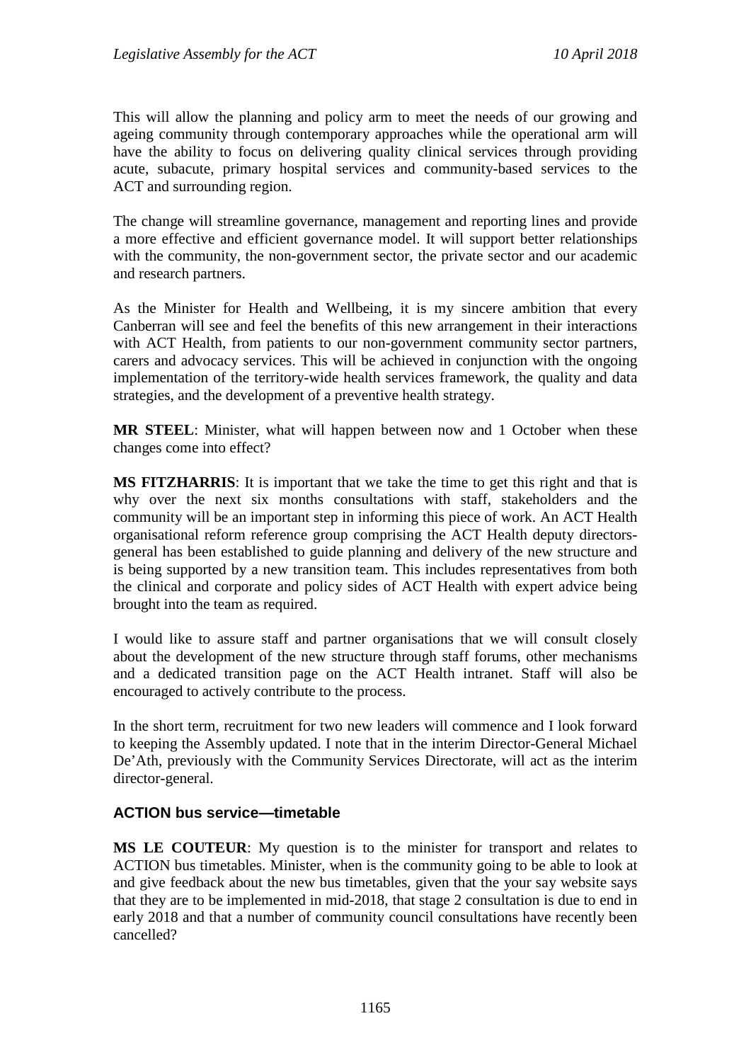This will allow the planning and policy arm to meet the needs of our growing and ageing community through contemporary approaches while the operational arm will have the ability to focus on delivering quality clinical services through providing acute, subacute, primary hospital services and community-based services to the ACT and surrounding region.

The change will streamline governance, management and reporting lines and provide a more effective and efficient governance model. It will support better relationships with the community, the non-government sector, the private sector and our academic and research partners.

As the Minister for Health and Wellbeing, it is my sincere ambition that every Canberran will see and feel the benefits of this new arrangement in their interactions with ACT Health, from patients to our non-government community sector partners, carers and advocacy services. This will be achieved in conjunction with the ongoing implementation of the territory-wide health services framework, the quality and data strategies, and the development of a preventive health strategy.

**MR STEEL**: Minister, what will happen between now and 1 October when these changes come into effect?

**MS FITZHARRIS**: It is important that we take the time to get this right and that is why over the next six months consultations with staff, stakeholders and the community will be an important step in informing this piece of work. An ACT Health organisational reform reference group comprising the ACT Health deputy directors-general has been established to guide planning and delivery of the new structure and is being supported by a new transition team. This includes representatives from both the clinical and corporate and policy sides of ACT Health with expert advice being brought into the team as required.

I would like to assure staff and partner organisations that we will consult closely about the development of the new structure through staff forums, other mechanisms and a dedicated transition page on the ACT Health intranet. Staff will also be encouraged to actively contribute to the process.

In the short term, recruitment for two new leaders will commence and I look forward to keeping the Assembly updated. I note that in the interim Director-General Michael De'Ath, previously with the Community Services Directorate, will act as the interim director-general.

### ACTION bus service—timetable

**MS LE COUTEUR**: My question is to the minister for transport and relates to ACTION bus timetables. Minister, when is the community going to be able to look at and give feedback about the new bus timetables, given that the your say website says that they are to be implemented in mid-2018, that stage 2 consultation is due to end in early 2018 and that a number of community council consultations have recently been cancelled?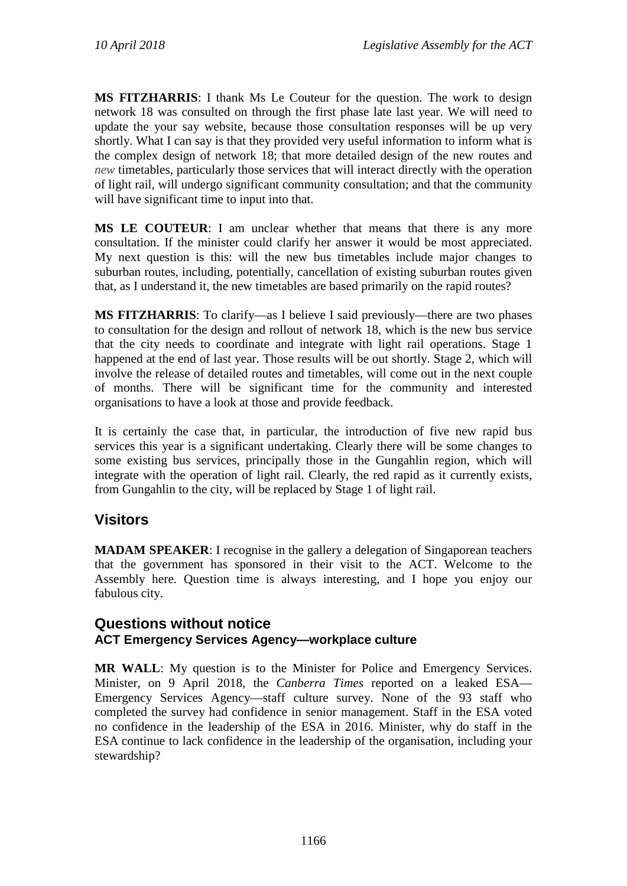**MS FITZHARRIS**: I thank Ms Le Couteur for the question. The work to design network 18 was consulted on through the first phase late last year. We will need to update the your say website, because those consultation responses will be up very shortly. What I can say is that they provided very useful information to inform what is the complex design of network 18; that more detailed design of the new routes and *new* timetables, particularly those services that will interact directly with the operation of light rail, will undergo significant community consultation; and that the community will have significant time to input into that.

**MS LE COUTEUR**: I am unclear whether that means that there is any more consultation. If the minister could clarify her answer it would be most appreciated. My next question is this: will the new bus timetables include major changes to suburban routes, including, potentially, cancellation of existing suburban routes given that, as I understand it, the new timetables are based primarily on the rapid routes?

**MS FITZHARRIS**: To clarify—as I believe I said previously—there are two phases to consultation for the design and rollout of network 18, which is the new bus service that the city needs to coordinate and integrate with light rail operations. Stage 1 happened at the end of last year. Those results will be out shortly. Stage 2, which will involve the release of detailed routes and timetables, will come out in the next couple of months. There will be significant time for the community and interested organisations to have a look at those and provide feedback.

It is certainly the case that, in particular, the introduction of five new rapid bus services this year is a significant undertaking. Clearly there will be some changes to some existing bus services, principally those in the Gungahlin region, which will integrate with the operation of light rail. Clearly, the red rapid as it currently exists, from Gungahlin to the city, will be replaced by Stage 1 of light rail.

## Visitors

**MADAM SPEAKER**: I recognise in the gallery a delegation of Singaporean teachers that the government has sponsored in their visit to the ACT. Welcome to the Assembly here. Question time is always interesting, and I hope you enjoy our fabulous city.

## Questions without notice

### ACT Emergency Services Agency—workplace culture

**MR WALL**: My question is to the Minister for Police and Emergency Services. Minister, on 9 April 2018, the *Canberra Times* reported on a leaked ESA—Emergency Services Agency—staff culture survey. None of the 93 staff who completed the survey had confidence in senior management. Staff in the ESA voted no confidence in the leadership of the ESA in 2016. Minister, why do staff in the ESA continue to lack confidence in the leadership of the organisation, including your stewardship?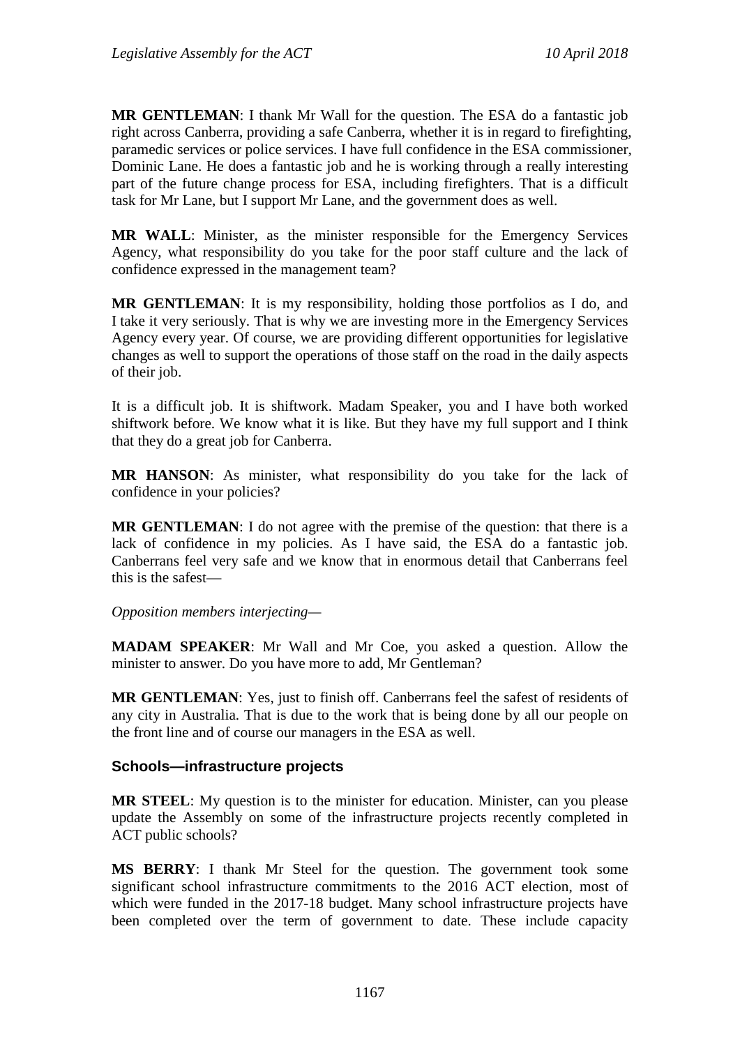**MR GENTLEMAN**: I thank Mr Wall for the question. The ESA do a fantastic job right across Canberra, providing a safe Canberra, whether it is in regard to firefighting, paramedic services or police services. I have full confidence in the ESA commissioner, Dominic Lane. He does a fantastic job and he is working through a really interesting part of the future change process for ESA, including firefighters. That is a difficult task for Mr Lane, but I support Mr Lane, and the government does as well.

**MR WALL**: Minister, as the minister responsible for the Emergency Services Agency, what responsibility do you take for the poor staff culture and the lack of confidence expressed in the management team?

**MR GENTLEMAN**: It is my responsibility, holding those portfolios as I do, and I take it very seriously. That is why we are investing more in the Emergency Services Agency every year. Of course, we are providing different opportunities for legislative changes as well to support the operations of those staff on the road in the daily aspects of their job.

It is a difficult job. It is shiftwork. Madam Speaker, you and I have both worked shiftwork before. We know what it is like. But they have my full support and I think that they do a great job for Canberra.

**MR HANSON**: As minister, what responsibility do you take for the lack of confidence in your policies?

**MR GENTLEMAN**: I do not agree with the premise of the question: that there is a lack of confidence in my policies. As I have said, the ESA do a fantastic job. Canberrans feel very safe and we know that in enormous detail that Canberrans feel this is the safest—

*Opposition members interjecting*—

**MADAM SPEAKER**: Mr Wall and Mr Coe, you asked a question. Allow the minister to answer. Do you have more to add, Mr Gentleman?

**MR GENTLEMAN**: Yes, just to finish off. Canberrans feel the safest of residents of any city in Australia. That is due to the work that is being done by all our people on the front line and of course our managers in the ESA as well.

### Schools—infrastructure projects

**MR STEEL**: My question is to the minister for education. Minister, can you please update the Assembly on some of the infrastructure projects recently completed in ACT public schools?

**MS BERRY**: I thank Mr Steel for the question. The government took some significant school infrastructure commitments to the 2016 ACT election, most of which were funded in the 2017-18 budget. Many school infrastructure projects have been completed over the term of government to date. These include capacity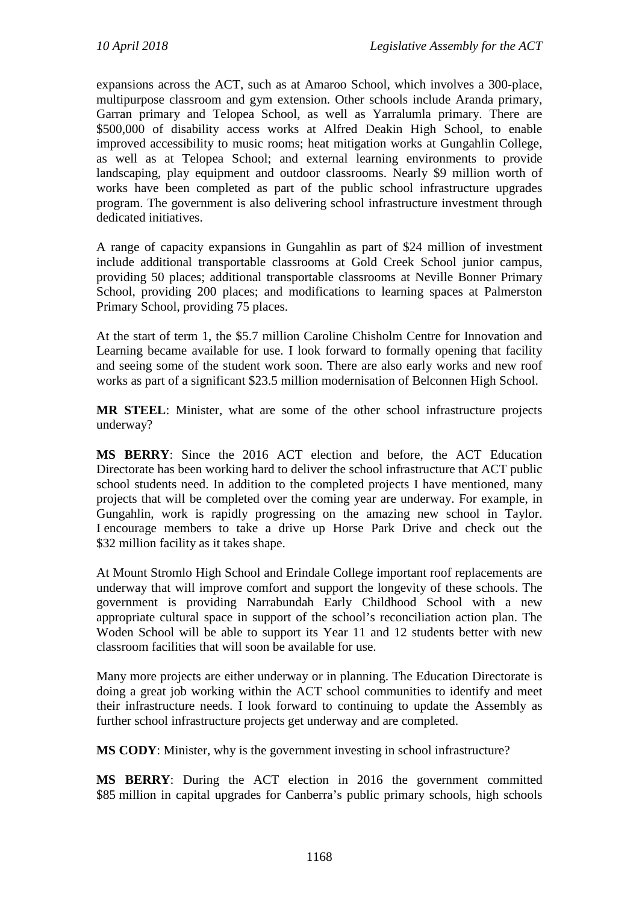expansions across the ACT, such as at Amaroo School, which involves a 300-place, multipurpose classroom and gym extension. Other schools include Aranda primary, Garran primary and Telopea School, as well as Yarralumla primary. There are $500,000 of disability access works at Alfred Deakin High School, to enable improved accessibility to music rooms; heat mitigation works at Gungahlin College, as well as at Telopea School; and external learning environments to provide landscaping, play equipment and outdoor classrooms. Nearly $9 million worth of works have been completed as part of the public school infrastructure upgrades program. The government is also delivering school infrastructure investment through dedicated initiatives.

A range of capacity expansions in Gungahlin as part of $24 million of investment include additional transportable classrooms at Gold Creek School junior campus, providing 50 places; additional transportable classrooms at Neville Bonner Primary School, providing 200 places; and modifications to learning spaces at Palmerston Primary School, providing 75 places.

At the start of term 1, the $5.7 million Caroline Chisholm Centre for Innovation and Learning became available for use. I look forward to formally opening that facility and seeing some of the student work soon. There are also early works and new roof works as part of a significant $23.5 million modernisation of Belconnen High School.

**MR STEEL**: Minister, what are some of the other school infrastructure projects underway?

**MS BERRY**: Since the 2016 ACT election and before, the ACT Education Directorate has been working hard to deliver the school infrastructure that ACT public school students need. In addition to the completed projects I have mentioned, many projects that will be completed over the coming year are underway. For example, in Gungahlin, work is rapidly progressing on the amazing new school in Taylor. I encourage members to take a drive up Horse Park Drive and check out the $32 million facility as it takes shape.

At Mount Stromlo High School and Erindale College important roof replacements are underway that will improve comfort and support the longevity of these schools. The government is providing Narrabundah Early Childhood School with a new appropriate cultural space in support of the school's reconciliation action plan. The Woden School will be able to support its Year 11 and 12 students better with new classroom facilities that will soon be available for use.

Many more projects are either underway or in planning. The Education Directorate is doing a great job working within the ACT school communities to identify and meet their infrastructure needs. I look forward to continuing to update the Assembly as further school infrastructure projects get underway and are completed.

**MS CODY**: Minister, why is the government investing in school infrastructure?

**MS BERRY**: During the ACT election in 2016 the government committed $85 million in capital upgrades for Canberra's public primary schools, high schools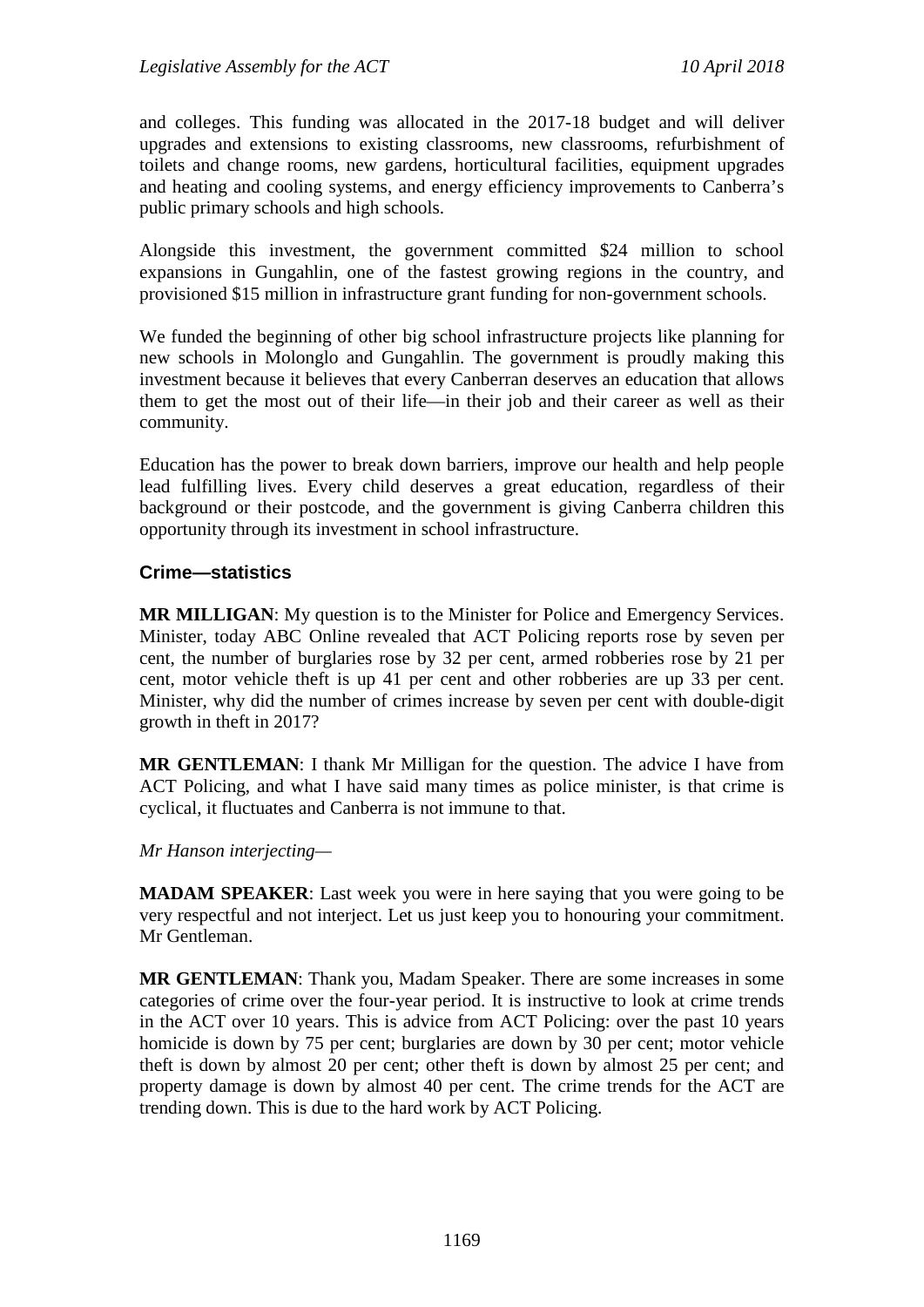and colleges. This funding was allocated in the 2017-18 budget and will deliver upgrades and extensions to existing classrooms, new classrooms, refurbishment of toilets and change rooms, new gardens, horticultural facilities, equipment upgrades and heating and cooling systems, and energy efficiency improvements to Canberra's public primary schools and high schools.

Alongside this investment, the government committed $24 million to school expansions in Gungahlin, one of the fastest growing regions in the country, and provisioned $15 million in infrastructure grant funding for non-government schools.

We funded the beginning of other big school infrastructure projects like planning for new schools in Molonglo and Gungahlin. The government is proudly making this investment because it believes that every Canberran deserves an education that allows them to get the most out of their life—in their job and their career as well as their community.

Education has the power to break down barriers, improve our health and help people lead fulfilling lives. Every child deserves a great education, regardless of their background or their postcode, and the government is giving Canberra children this opportunity through its investment in school infrastructure.

## Crime—statistics

**MR MILLIGAN**: My question is to the Minister for Police and Emergency Services. Minister, today ABC Online revealed that ACT Policing reports rose by seven per cent, the number of burglaries rose by 32 per cent, armed robberies rose by 21 per cent, motor vehicle theft is up 41 per cent and other robberies are up 33 per cent. Minister, why did the number of crimes increase by seven per cent with double-digit growth in theft in 2017?

**MR GENTLEMAN**: I thank Mr Milligan for the question. The advice I have from ACT Policing, and what I have said many times as police minister, is that crime is cyclical, it fluctuates and Canberra is not immune to that.

*Mr Hanson interjecting—*

**MADAM SPEAKER**: Last week you were in here saying that you were going to be very respectful and not interject. Let us just keep you to honouring your commitment. Mr Gentleman.

**MR GENTLEMAN**: Thank you, Madam Speaker. There are some increases in some categories of crime over the four-year period. It is instructive to look at crime trends in the ACT over 10 years. This is advice from ACT Policing: over the past 10 years homicide is down by 75 per cent; burglaries are down by 30 per cent; motor vehicle theft is down by almost 20 per cent; other theft is down by almost 25 per cent; and property damage is down by almost 40 per cent. The crime trends for the ACT are trending down. This is due to the hard work by ACT Policing.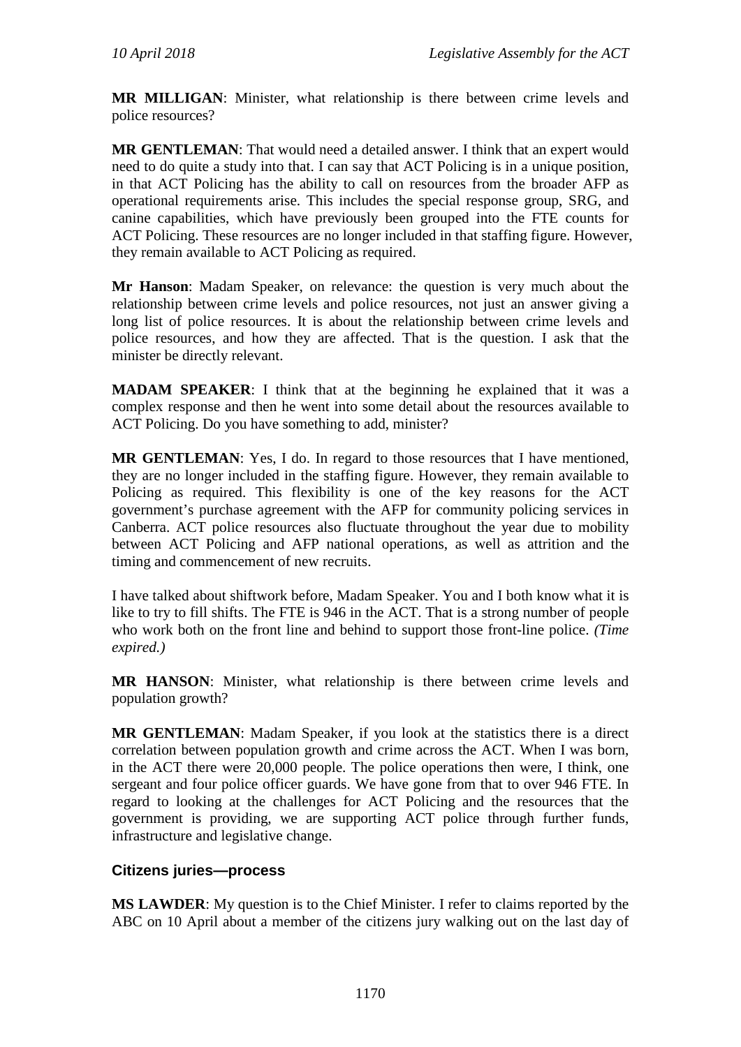**MR MILLIGAN**: Minister, what relationship is there between crime levels and police resources?

**MR GENTLEMAN**: That would need a detailed answer. I think that an expert would need to do quite a study into that. I can say that ACT Policing is in a unique position, in that ACT Policing has the ability to call on resources from the broader AFP as operational requirements arise. This includes the special response group, SRG, and canine capabilities, which have previously been grouped into the FTE counts for ACT Policing. These resources are no longer included in that staffing figure. However, they remain available to ACT Policing as required.

**Mr Hanson**: Madam Speaker, on relevance: the question is very much about the relationship between crime levels and police resources, not just an answer giving a long list of police resources. It is about the relationship between crime levels and police resources, and how they are affected. That is the question. I ask that the minister be directly relevant.

**MADAM SPEAKER**: I think that at the beginning he explained that it was a complex response and then he went into some detail about the resources available to ACT Policing. Do you have something to add, minister?

**MR GENTLEMAN**: Yes, I do. In regard to those resources that I have mentioned, they are no longer included in the staffing figure. However, they remain available to Policing as required. This flexibility is one of the key reasons for the ACT government's purchase agreement with the AFP for community policing services in Canberra. ACT police resources also fluctuate throughout the year due to mobility between ACT Policing and AFP national operations, as well as attrition and the timing and commencement of new recruits.

I have talked about shiftwork before, Madam Speaker. You and I both know what it is like to try to fill shifts. The FTE is 946 in the ACT. That is a strong number of people who work both on the front line and behind to support those front-line police. *(Time expired.)*

**MR HANSON**: Minister, what relationship is there between crime levels and population growth?

**MR GENTLEMAN**: Madam Speaker, if you look at the statistics there is a direct correlation between population growth and crime across the ACT. When I was born, in the ACT there were 20,000 people. The police operations then were, I think, one sergeant and four police officer guards. We have gone from that to over 946 FTE. In regard to looking at the challenges for ACT Policing and the resources that the government is providing, we are supporting ACT police through further funds, infrastructure and legislative change.

### Citizens juries—process

**MS LAWDER**: My question is to the Chief Minister. I refer to claims reported by the ABC on 10 April about a member of the citizens jury walking out on the last day of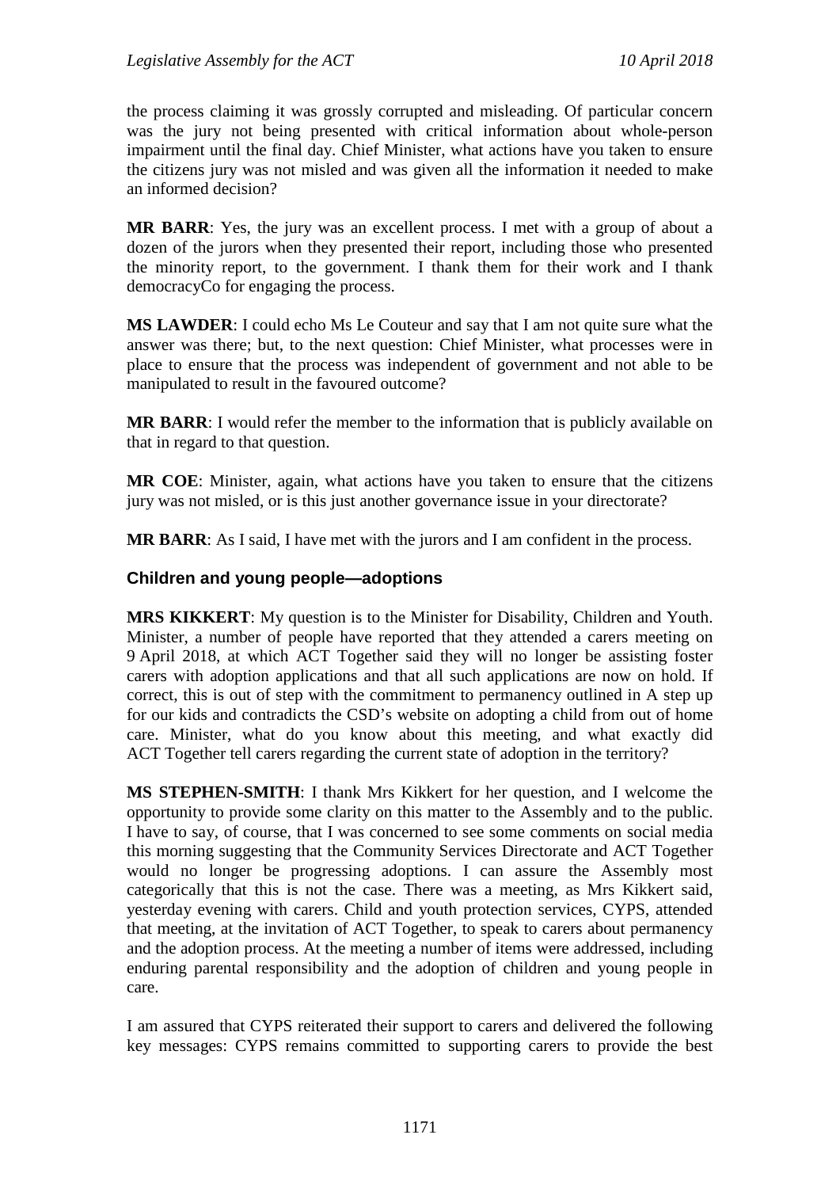the process claiming it was grossly corrupted and misleading. Of particular concern was the jury not being presented with critical information about whole-person impairment until the final day. Chief Minister, what actions have you taken to ensure the citizens jury was not misled and was given all the information it needed to make an informed decision?

**MR BARR**: Yes, the jury was an excellent process. I met with a group of about a dozen of the jurors when they presented their report, including those who presented the minority report, to the government. I thank them for their work and I thank democracyCo for engaging the process.

**MS LAWDER**: I could echo Ms Le Couteur and say that I am not quite sure what the answer was there; but, to the next question: Chief Minister, what processes were in place to ensure that the process was independent of government and not able to be manipulated to result in the favoured outcome?

**MR BARR**: I would refer the member to the information that is publicly available on that in regard to that question.

**MR COE**: Minister, again, what actions have you taken to ensure that the citizens jury was not misled, or is this just another governance issue in your directorate?

**MR BARR**: As I said, I have met with the jurors and I am confident in the process.

### Children and young people—adoptions

**MRS KIKKERT**: My question is to the Minister for Disability, Children and Youth. Minister, a number of people have reported that they attended a carers meeting on 9 April 2018, at which ACT Together said they will no longer be assisting foster carers with adoption applications and that all such applications are now on hold. If correct, this is out of step with the commitment to permanency outlined in A step up for our kids and contradicts the CSD's website on adopting a child from out of home care. Minister, what do you know about this meeting, and what exactly did ACT Together tell carers regarding the current state of adoption in the territory?

**MS STEPHEN-SMITH**: I thank Mrs Kikkert for her question, and I welcome the opportunity to provide some clarity on this matter to the Assembly and to the public. I have to say, of course, that I was concerned to see some comments on social media this morning suggesting that the Community Services Directorate and ACT Together would no longer be progressing adoptions. I can assure the Assembly most categorically that this is not the case. There was a meeting, as Mrs Kikkert said, yesterday evening with carers. Child and youth protection services, CYPS, attended that meeting, at the invitation of ACT Together, to speak to carers about permanency and the adoption process. At the meeting a number of items were addressed, including enduring parental responsibility and the adoption of children and young people in care.

I am assured that CYPS reiterated their support to carers and delivered the following key messages: CYPS remains committed to supporting carers to provide the best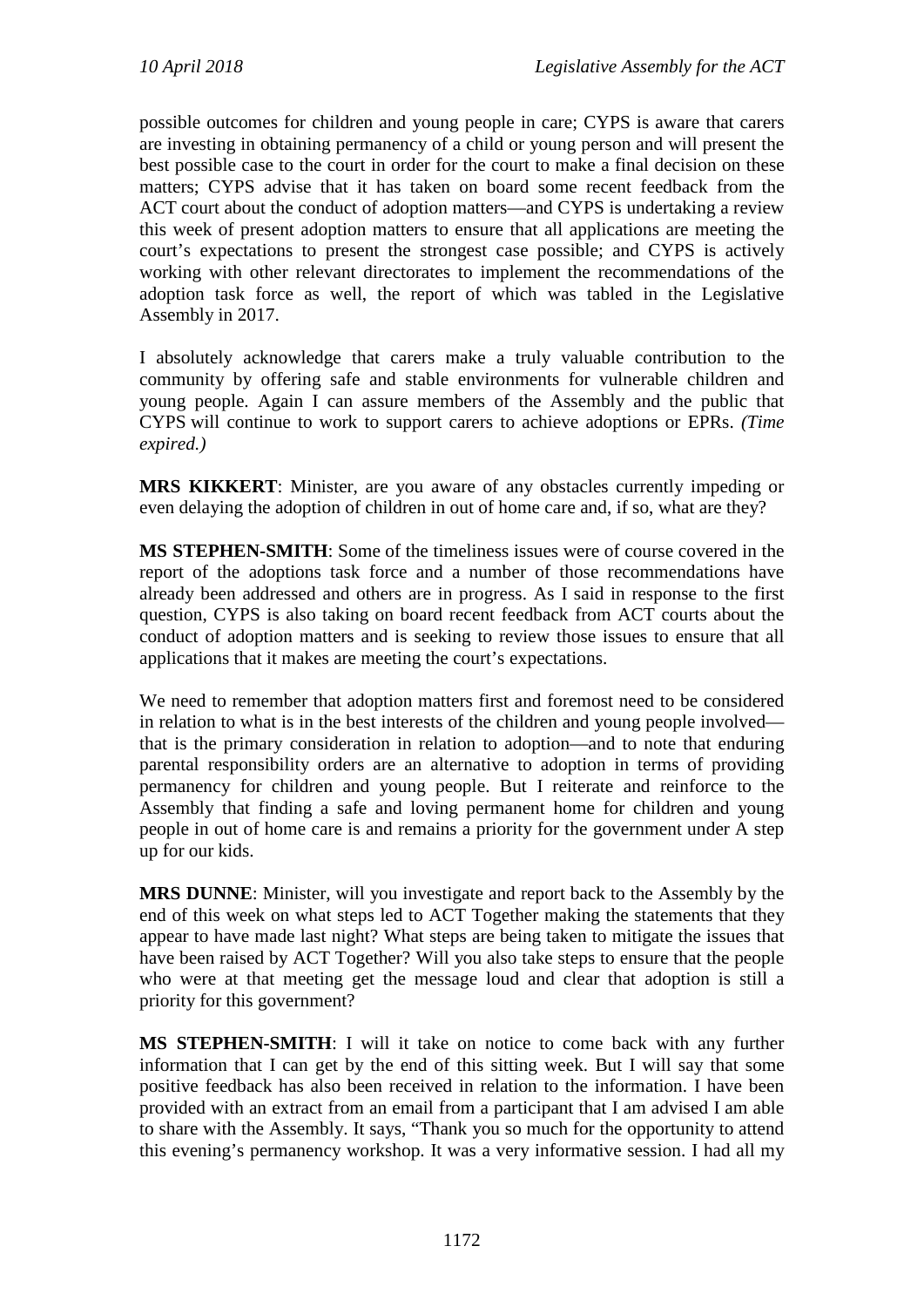possible outcomes for children and young people in care; CYPS is aware that carers are investing in obtaining permanency of a child or young person and will present the best possible case to the court in order for the court to make a final decision on these matters; CYPS advise that it has taken on board some recent feedback from the ACT court about the conduct of adoption matters—and CYPS is undertaking a review this week of present adoption matters to ensure that all applications are meeting the court's expectations to present the strongest case possible; and CYPS is actively working with other relevant directorates to implement the recommendations of the adoption task force as well, the report of which was tabled in the Legislative Assembly in 2017.

I absolutely acknowledge that carers make a truly valuable contribution to the community by offering safe and stable environments for vulnerable children and young people. Again I can assure members of the Assembly and the public that CYPS will continue to work to support carers to achieve adoptions or EPRs. *(Time expired.)*

**MRS KIKKERT**: Minister, are you aware of any obstacles currently impeding or even delaying the adoption of children in out of home care and, if so, what are they?

**MS STEPHEN-SMITH**: Some of the timeliness issues were of course covered in the report of the adoptions task force and a number of those recommendations have already been addressed and others are in progress. As I said in response to the first question, CYPS is also taking on board recent feedback from ACT courts about the conduct of adoption matters and is seeking to review those issues to ensure that all applications that it makes are meeting the court's expectations.

We need to remember that adoption matters first and foremost need to be considered in relation to what is in the best interests of the children and young people involved—that is the primary consideration in relation to adoption—and to note that enduring parental responsibility orders are an alternative to adoption in terms of providing permanency for children and young people. But I reiterate and reinforce to the Assembly that finding a safe and loving permanent home for children and young people in out of home care is and remains a priority for the government under A step up for our kids.

**MRS DUNNE**: Minister, will you investigate and report back to the Assembly by the end of this week on what steps led to ACT Together making the statements that they appear to have made last night? What steps are being taken to mitigate the issues that have been raised by ACT Together? Will you also take steps to ensure that the people who were at that meeting get the message loud and clear that adoption is still a priority for this government?

**MS STEPHEN-SMITH**: I will it take on notice to come back with any further information that I can get by the end of this sitting week. But I will say that some positive feedback has also been received in relation to the information. I have been provided with an extract from an email from a participant that I am advised I am able to share with the Assembly. It says, "Thank you so much for the opportunity to attend this evening's permanency workshop. It was a very informative session. I had all my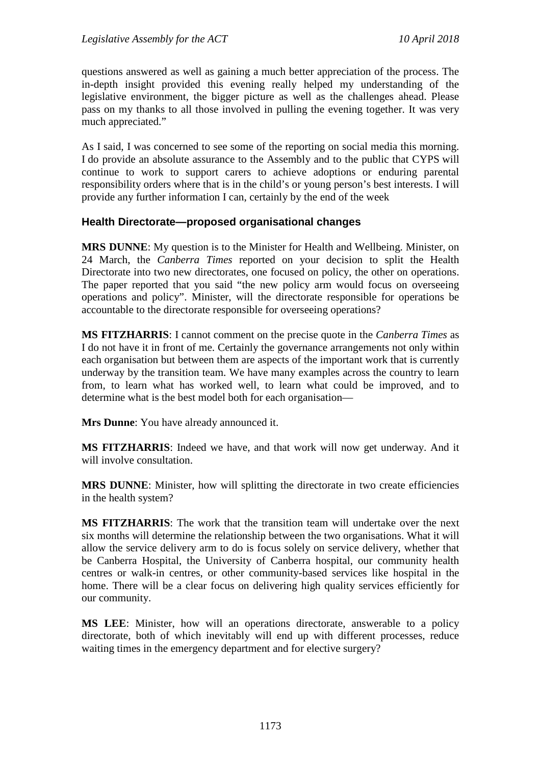questions answered as well as gaining a much better appreciation of the process. The in-depth insight provided this evening really helped my understanding of the legislative environment, the bigger picture as well as the challenges ahead. Please pass on my thanks to all those involved in pulling the evening together. It was very much appreciated."

As I said, I was concerned to see some of the reporting on social media this morning. I do provide an absolute assurance to the Assembly and to the public that CYPS will continue to work to support carers to achieve adoptions or enduring parental responsibility orders where that is in the child's or young person's best interests. I will provide any further information I can, certainly by the end of the week

### Health Directorate—proposed organisational changes

**MRS DUNNE**: My question is to the Minister for Health and Wellbeing. Minister, on 24 March, the *Canberra Times* reported on your decision to split the Health Directorate into two new directorates, one focused on policy, the other on operations. The paper reported that you said "the new policy arm would focus on overseeing operations and policy". Minister, will the directorate responsible for operations be accountable to the directorate responsible for overseeing operations?

**MS FITZHARRIS**: I cannot comment on the precise quote in the *Canberra Times* as I do not have it in front of me. Certainly the governance arrangements not only within each organisation but between them are aspects of the important work that is currently underway by the transition team. We have many examples across the country to learn from, to learn what has worked well, to learn what could be improved, and to determine what is the best model both for each organisation—

**Mrs Dunne**: You have already announced it.

**MS FITZHARRIS**: Indeed we have, and that work will now get underway. And it will involve consultation.

**MRS DUNNE**: Minister, how will splitting the directorate in two create efficiencies in the health system?

**MS FITZHARRIS**: The work that the transition team will undertake over the next six months will determine the relationship between the two organisations. What it will allow the service delivery arm to do is focus solely on service delivery, whether that be Canberra Hospital, the University of Canberra hospital, our community health centres or walk-in centres, or other community-based services like hospital in the home. There will be a clear focus on delivering high quality services efficiently for our community.

**MS LEE**: Minister, how will an operations directorate, answerable to a policy directorate, both of which inevitably will end up with different processes, reduce waiting times in the emergency department and for elective surgery?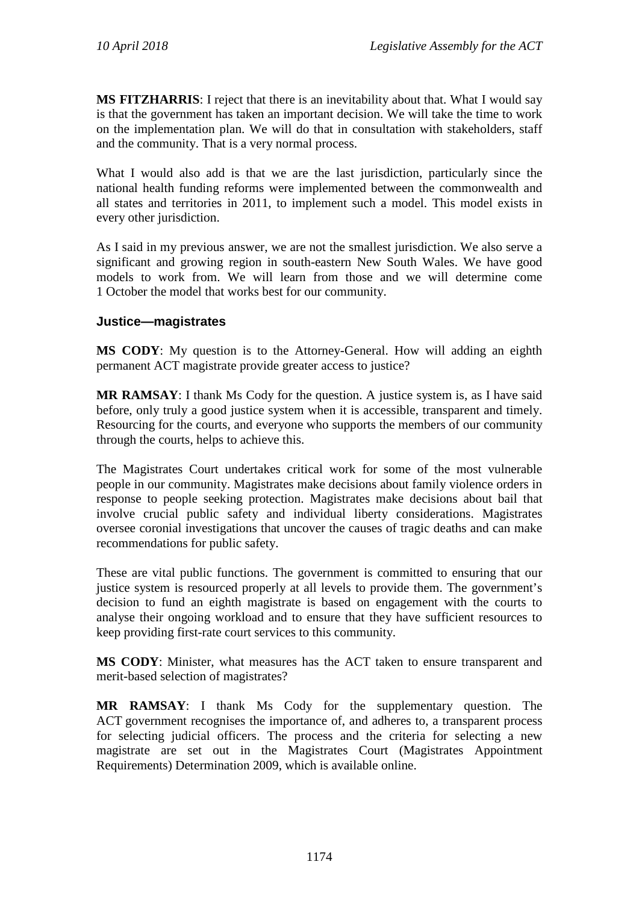**MS FITZHARRIS**: I reject that there is an inevitability about that. What I would say is that the government has taken an important decision. We will take the time to work on the implementation plan. We will do that in consultation with stakeholders, staff and the community. That is a very normal process.

What I would also add is that we are the last jurisdiction, particularly since the national health funding reforms were implemented between the commonwealth and all states and territories in 2011, to implement such a model. This model exists in every other jurisdiction.

As I said in my previous answer, we are not the smallest jurisdiction. We also serve a significant and growing region in south-eastern New South Wales. We have good models to work from. We will learn from those and we will determine come 1 October the model that works best for our community.

### Justice—magistrates

**MS CODY**: My question is to the Attorney-General. How will adding an eighth permanent ACT magistrate provide greater access to justice?

**MR RAMSAY**: I thank Ms Cody for the question. A justice system is, as I have said before, only truly a good justice system when it is accessible, transparent and timely. Resourcing for the courts, and everyone who supports the members of our community through the courts, helps to achieve this.

The Magistrates Court undertakes critical work for some of the most vulnerable people in our community. Magistrates make decisions about family violence orders in response to people seeking protection. Magistrates make decisions about bail that involve crucial public safety and individual liberty considerations. Magistrates oversee coronial investigations that uncover the causes of tragic deaths and can make recommendations for public safety.

These are vital public functions. The government is committed to ensuring that our justice system is resourced properly at all levels to provide them. The government's decision to fund an eighth magistrate is based on engagement with the courts to analyse their ongoing workload and to ensure that they have sufficient resources to keep providing first-rate court services to this community.

**MS CODY**: Minister, what measures has the ACT taken to ensure transparent and merit-based selection of magistrates?

**MR RAMSAY**: I thank Ms Cody for the supplementary question. The ACT government recognises the importance of, and adheres to, a transparent process for selecting judicial officers. The process and the criteria for selecting a new magistrate are set out in the Magistrates Court (Magistrates Appointment Requirements) Determination 2009, which is available online.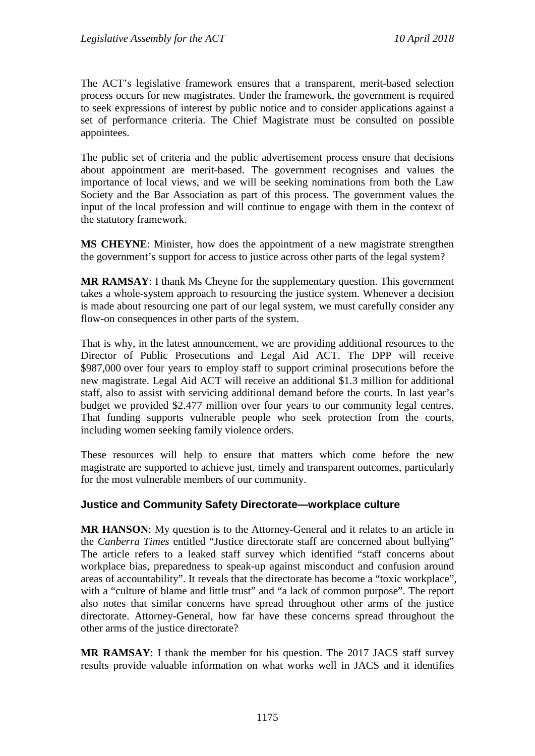The ACT's legislative framework ensures that a transparent, merit-based selection process occurs for new magistrates. Under the framework, the government is required to seek expressions of interest by public notice and to consider applications against a set of performance criteria. The Chief Magistrate must be consulted on possible appointees.

The public set of criteria and the public advertisement process ensure that decisions about appointment are merit-based. The government recognises and values the importance of local views, and we will be seeking nominations from both the Law Society and the Bar Association as part of this process. The government values the input of the local profession and will continue to engage with them in the context of the statutory framework.

**MS CHEYNE**: Minister, how does the appointment of a new magistrate strengthen the government's support for access to justice across other parts of the legal system?

**MR RAMSAY**: I thank Ms Cheyne for the supplementary question. This government takes a whole-system approach to resourcing the justice system. Whenever a decision is made about resourcing one part of our legal system, we must carefully consider any flow-on consequences in other parts of the system.

That is why, in the latest announcement, we are providing additional resources to the Director of Public Prosecutions and Legal Aid ACT. The DPP will receive $987,000 over four years to employ staff to support criminal prosecutions before the new magistrate. Legal Aid ACT will receive an additional $1.3 million for additional staff, also to assist with servicing additional demand before the courts. In last year's budget we provided $2.477 million over four years to our community legal centres. That funding supports vulnerable people who seek protection from the courts, including women seeking family violence orders.

These resources will help to ensure that matters which come before the new magistrate are supported to achieve just, timely and transparent outcomes, particularly for the most vulnerable members of our community.

### Justice and Community Safety Directorate—workplace culture

**MR HANSON**: My question is to the Attorney-General and it relates to an article in the *Canberra Times* entitled "Justice directorate staff are concerned about bullying" The article refers to a leaked staff survey which identified "staff concerns about workplace bias, preparedness to speak-up against misconduct and confusion around areas of accountability". It reveals that the directorate has become a "toxic workplace", with a "culture of blame and little trust" and "a lack of common purpose". The report also notes that similar concerns have spread throughout other arms of the justice directorate. Attorney-General, how far have these concerns spread throughout the other arms of the justice directorate?

**MR RAMSAY**: I thank the member for his question. The 2017 JACS staff survey results provide valuable information on what works well in JACS and it identifies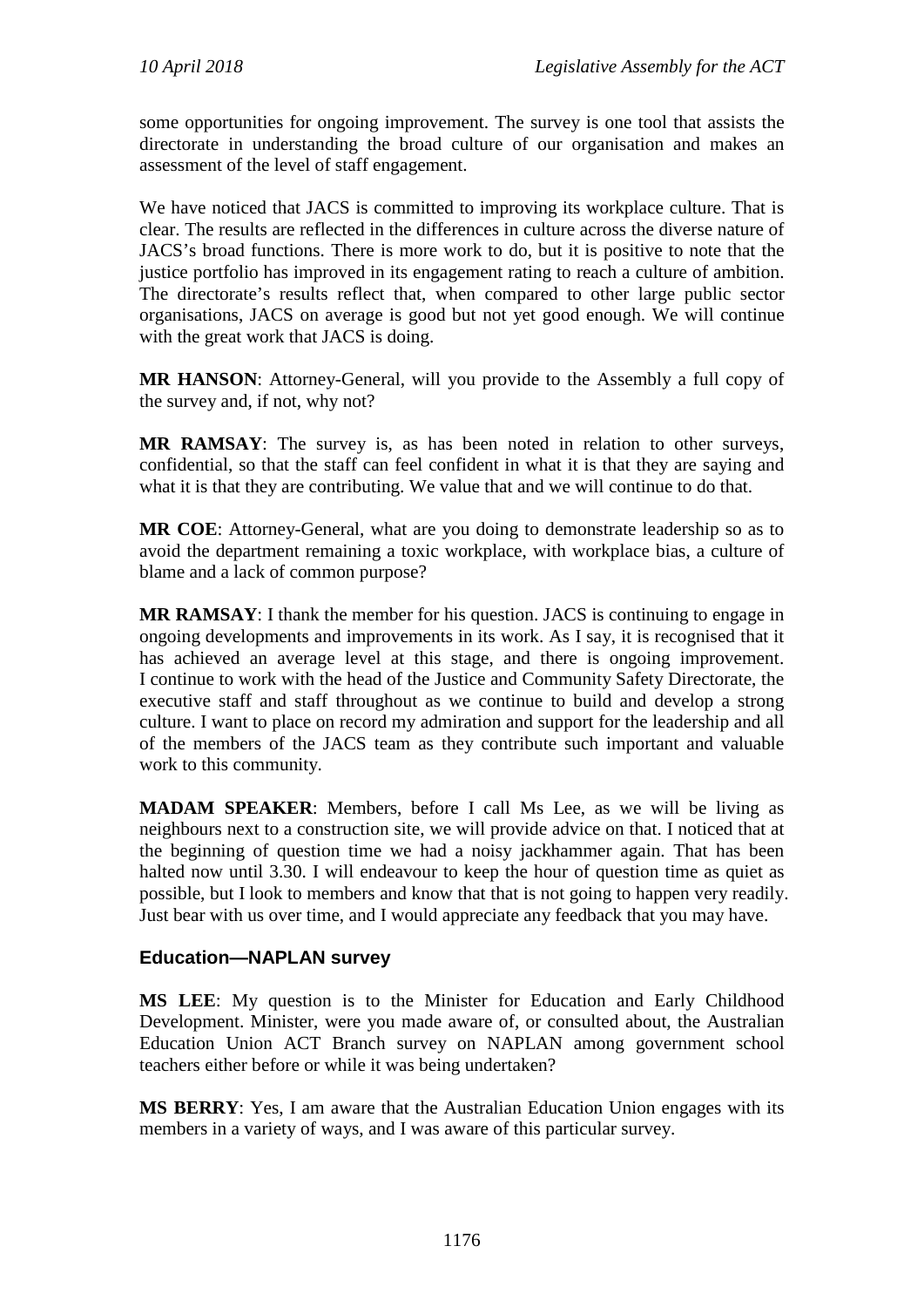some opportunities for ongoing improvement. The survey is one tool that assists the directorate in understanding the broad culture of our organisation and makes an assessment of the level of staff engagement.

We have noticed that JACS is committed to improving its workplace culture. That is clear. The results are reflected in the differences in culture across the diverse nature of JACS's broad functions. There is more work to do, but it is positive to note that the justice portfolio has improved in its engagement rating to reach a culture of ambition. The directorate's results reflect that, when compared to other large public sector organisations, JACS on average is good but not yet good enough. We will continue with the great work that JACS is doing.

**MR HANSON**: Attorney-General, will you provide to the Assembly a full copy of the survey and, if not, why not?

**MR RAMSAY**: The survey is, as has been noted in relation to other surveys, confidential, so that the staff can feel confident in what it is that they are saying and what it is that they are contributing. We value that and we will continue to do that.

**MR COE**: Attorney-General, what are you doing to demonstrate leadership so as to avoid the department remaining a toxic workplace, with workplace bias, a culture of blame and a lack of common purpose?

**MR RAMSAY**: I thank the member for his question. JACS is continuing to engage in ongoing developments and improvements in its work. As I say, it is recognised that it has achieved an average level at this stage, and there is ongoing improvement. I continue to work with the head of the Justice and Community Safety Directorate, the executive staff and staff throughout as we continue to build and develop a strong culture. I want to place on record my admiration and support for the leadership and all of the members of the JACS team as they contribute such important and valuable work to this community.

**MADAM SPEAKER**: Members, before I call Ms Lee, as we will be living as neighbours next to a construction site, we will provide advice on that. I noticed that at the beginning of question time we had a noisy jackhammer again. That has been halted now until 3.30. I will endeavour to keep the hour of question time as quiet as possible, but I look to members and know that that is not going to happen very readily. Just bear with us over time, and I would appreciate any feedback that you may have.

### Education—NAPLAN survey

**MS LEE**: My question is to the Minister for Education and Early Childhood Development. Minister, were you made aware of, or consulted about, the Australian Education Union ACT Branch survey on NAPLAN among government school teachers either before or while it was being undertaken?

**MS BERRY**: Yes, I am aware that the Australian Education Union engages with its members in a variety of ways, and I was aware of this particular survey.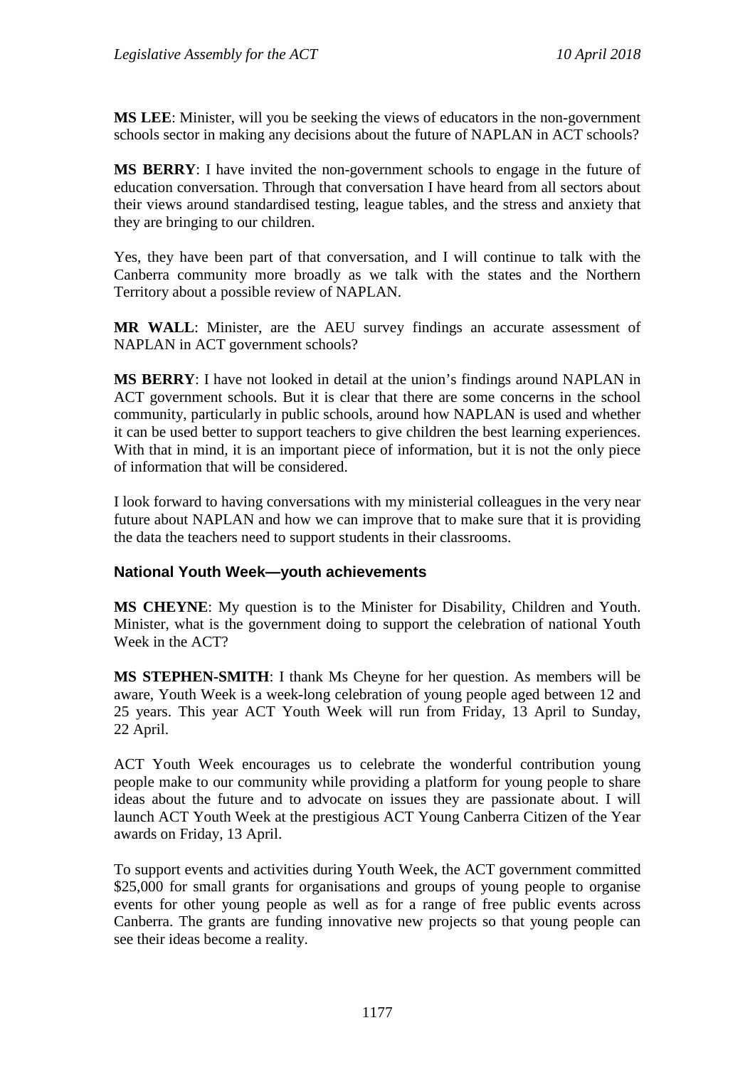**MS LEE**: Minister, will you be seeking the views of educators in the non-government schools sector in making any decisions about the future of NAPLAN in ACT schools?

**MS BERRY**: I have invited the non-government schools to engage in the future of education conversation. Through that conversation I have heard from all sectors about their views around standardised testing, league tables, and the stress and anxiety that they are bringing to our children.

Yes, they have been part of that conversation, and I will continue to talk with the Canberra community more broadly as we talk with the states and the Northern Territory about a possible review of NAPLAN.

**MR WALL**: Minister, are the AEU survey findings an accurate assessment of NAPLAN in ACT government schools?

**MS BERRY**: I have not looked in detail at the union's findings around NAPLAN in ACT government schools. But it is clear that there are some concerns in the school community, particularly in public schools, around how NAPLAN is used and whether it can be used better to support teachers to give children the best learning experiences. With that in mind, it is an important piece of information, but it is not the only piece of information that will be considered.

I look forward to having conversations with my ministerial colleagues in the very near future about NAPLAN and how we can improve that to make sure that it is providing the data the teachers need to support students in their classrooms.

### National Youth Week—youth achievements

**MS CHEYNE**: My question is to the Minister for Disability, Children and Youth. Minister, what is the government doing to support the celebration of national Youth Week in the ACT?

**MS STEPHEN-SMITH**: I thank Ms Cheyne for her question. As members will be aware, Youth Week is a week-long celebration of young people aged between 12 and 25 years. This year ACT Youth Week will run from Friday, 13 April to Sunday, 22 April.

ACT Youth Week encourages us to celebrate the wonderful contribution young people make to our community while providing a platform for young people to share ideas about the future and to advocate on issues they are passionate about. I will launch ACT Youth Week at the prestigious ACT Young Canberra Citizen of the Year awards on Friday, 13 April.

To support events and activities during Youth Week, the ACT government committed $25,000 for small grants for organisations and groups of young people to organise events for other young people as well as for a range of free public events across Canberra. The grants are funding innovative new projects so that young people can see their ideas become a reality.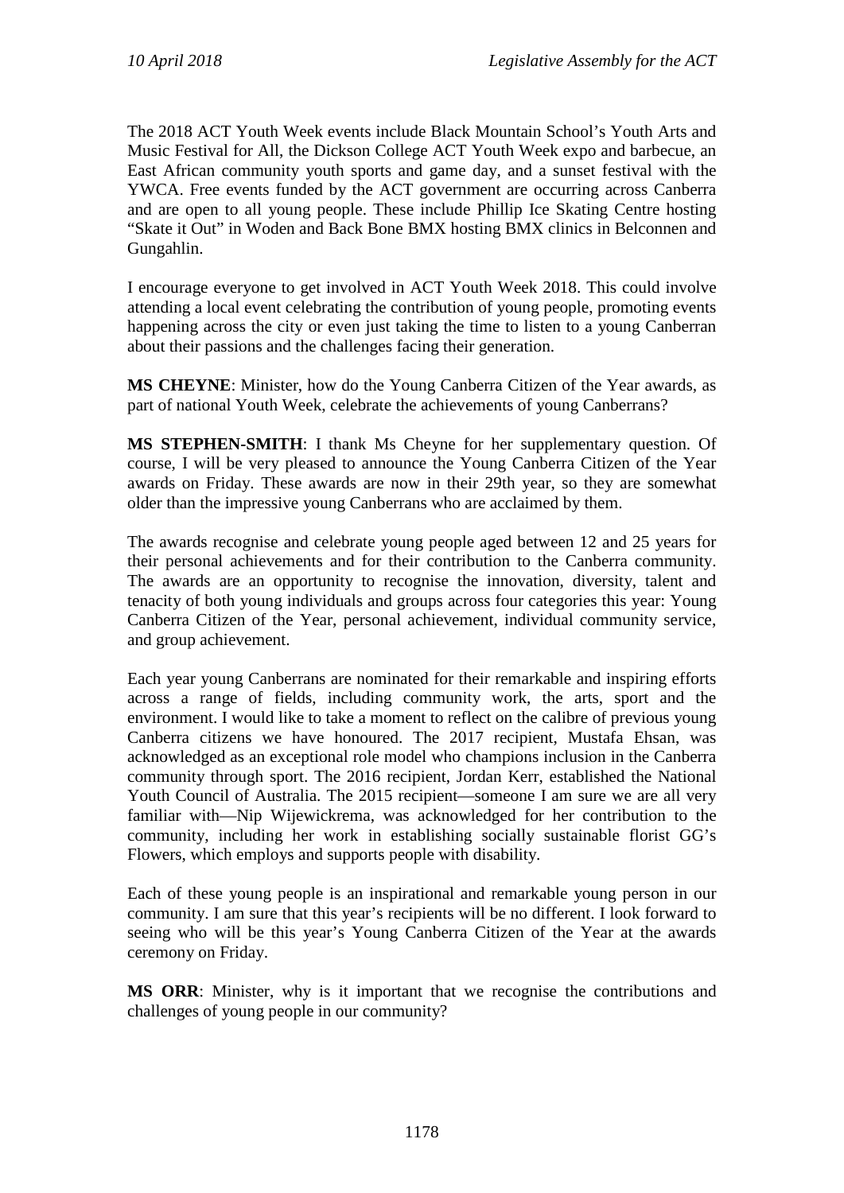The 2018 ACT Youth Week events include Black Mountain School's Youth Arts and Music Festival for All, the Dickson College ACT Youth Week expo and barbecue, an East African community youth sports and game day, and a sunset festival with the YWCA. Free events funded by the ACT government are occurring across Canberra and are open to all young people. These include Phillip Ice Skating Centre hosting "Skate it Out" in Woden and Back Bone BMX hosting BMX clinics in Belconnen and Gungahlin.

I encourage everyone to get involved in ACT Youth Week 2018. This could involve attending a local event celebrating the contribution of young people, promoting events happening across the city or even just taking the time to listen to a young Canberran about their passions and the challenges facing their generation.

**MS CHEYNE**: Minister, how do the Young Canberra Citizen of the Year awards, as part of national Youth Week, celebrate the achievements of young Canberrans?

**MS STEPHEN-SMITH**: I thank Ms Cheyne for her supplementary question. Of course, I will be very pleased to announce the Young Canberra Citizen of the Year awards on Friday. These awards are now in their 29th year, so they are somewhat older than the impressive young Canberrans who are acclaimed by them.

The awards recognise and celebrate young people aged between 12 and 25 years for their personal achievements and for their contribution to the Canberra community. The awards are an opportunity to recognise the innovation, diversity, talent and tenacity of both young individuals and groups across four categories this year: Young Canberra Citizen of the Year, personal achievement, individual community service, and group achievement.

Each year young Canberrans are nominated for their remarkable and inspiring efforts across a range of fields, including community work, the arts, sport and the environment. I would like to take a moment to reflect on the calibre of previous young Canberra citizens we have honoured. The 2017 recipient, Mustafa Ehsan, was acknowledged as an exceptional role model who champions inclusion in the Canberra community through sport. The 2016 recipient, Jordan Kerr, established the National Youth Council of Australia. The 2015 recipient—someone I am sure we are all very familiar with—Nip Wijewickrema, was acknowledged for her contribution to the community, including her work in establishing socially sustainable florist GG's Flowers, which employs and supports people with disability.

Each of these young people is an inspirational and remarkable young person in our community. I am sure that this year's recipients will be no different. I look forward to seeing who will be this year's Young Canberra Citizen of the Year at the awards ceremony on Friday.

**MS ORR**: Minister, why is it important that we recognise the contributions and challenges of young people in our community?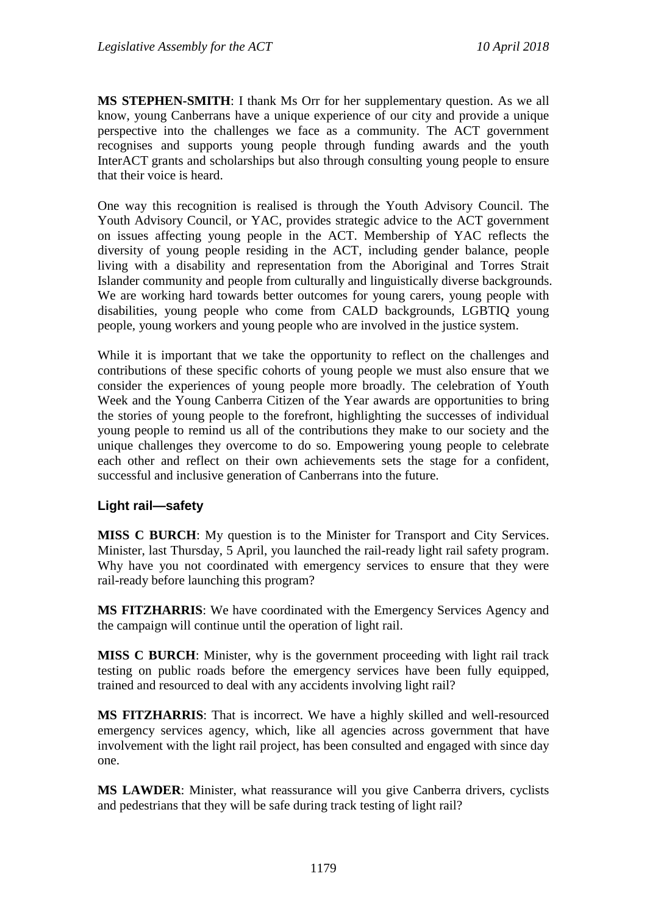**MS STEPHEN-SMITH**: I thank Ms Orr for her supplementary question. As we all know, young Canberrans have a unique experience of our city and provide a unique perspective into the challenges we face as a community. The ACT government recognises and supports young people through funding awards and the youth InterACT grants and scholarships but also through consulting young people to ensure that their voice is heard.

One way this recognition is realised is through the Youth Advisory Council. The Youth Advisory Council, or YAC, provides strategic advice to the ACT government on issues affecting young people in the ACT. Membership of YAC reflects the diversity of young people residing in the ACT, including gender balance, people living with a disability and representation from the Aboriginal and Torres Strait Islander community and people from culturally and linguistically diverse backgrounds. We are working hard towards better outcomes for young carers, young people with disabilities, young people who come from CALD backgrounds, LGBTIQ young people, young workers and young people who are involved in the justice system.

While it is important that we take the opportunity to reflect on the challenges and contributions of these specific cohorts of young people we must also ensure that we consider the experiences of young people more broadly. The celebration of Youth Week and the Young Canberra Citizen of the Year awards are opportunities to bring the stories of young people to the forefront, highlighting the successes of individual young people to remind us all of the contributions they make to our society and the unique challenges they overcome to do so. Empowering young people to celebrate each other and reflect on their own achievements sets the stage for a confident, successful and inclusive generation of Canberrans into the future.

## Light rail—safety

**MISS C BURCH**: My question is to the Minister for Transport and City Services. Minister, last Thursday, 5 April, you launched the rail-ready light rail safety program. Why have you not coordinated with emergency services to ensure that they were rail-ready before launching this program?

**MS FITZHARRIS**: We have coordinated with the Emergency Services Agency and the campaign will continue until the operation of light rail.

**MISS C BURCH**: Minister, why is the government proceeding with light rail track testing on public roads before the emergency services have been fully equipped, trained and resourced to deal with any accidents involving light rail?

**MS FITZHARRIS**: That is incorrect. We have a highly skilled and well-resourced emergency services agency, which, like all agencies across government that have involvement with the light rail project, has been consulted and engaged with since day one.

**MS LAWDER**: Minister, what reassurance will you give Canberra drivers, cyclists and pedestrians that they will be safe during track testing of light rail?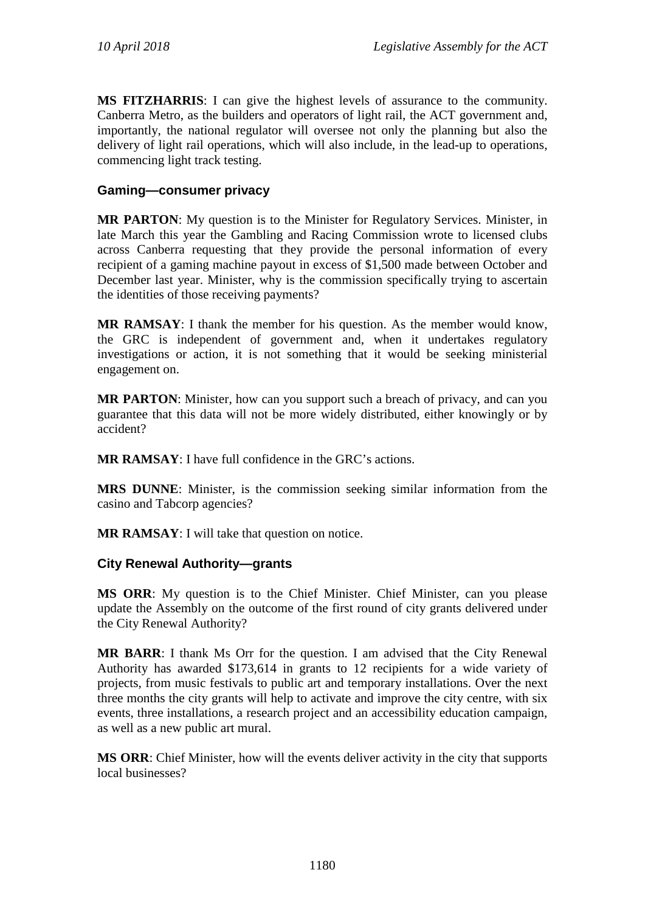**MS FITZHARRIS**: I can give the highest levels of assurance to the community. Canberra Metro, as the builders and operators of light rail, the ACT government and, importantly, the national regulator will oversee not only the planning but also the delivery of light rail operations, which will also include, in the lead-up to operations, commencing light track testing.

### Gaming—consumer privacy

**MR PARTON**: My question is to the Minister for Regulatory Services. Minister, in late March this year the Gambling and Racing Commission wrote to licensed clubs across Canberra requesting that they provide the personal information of every recipient of a gaming machine payout in excess of $1,500 made between October and December last year. Minister, why is the commission specifically trying to ascertain the identities of those receiving payments?

**MR RAMSAY**: I thank the member for his question. As the member would know, the GRC is independent of government and, when it undertakes regulatory investigations or action, it is not something that it would be seeking ministerial engagement on.

**MR PARTON**: Minister, how can you support such a breach of privacy, and can you guarantee that this data will not be more widely distributed, either knowingly or by accident?

**MR RAMSAY**: I have full confidence in the GRC's actions.

**MRS DUNNE**: Minister, is the commission seeking similar information from the casino and Tabcorp agencies?

**MR RAMSAY**: I will take that question on notice.

### City Renewal Authority—grants

**MS ORR**: My question is to the Chief Minister. Chief Minister, can you please update the Assembly on the outcome of the first round of city grants delivered under the City Renewal Authority?

**MR BARR**: I thank Ms Orr for the question. I am advised that the City Renewal Authority has awarded $173,614 in grants to 12 recipients for a wide variety of projects, from music festivals to public art and temporary installations. Over the next three months the city grants will help to activate and improve the city centre, with six events, three installations, a research project and an accessibility education campaign, as well as a new public art mural.

**MS ORR**: Chief Minister, how will the events deliver activity in the city that supports local businesses?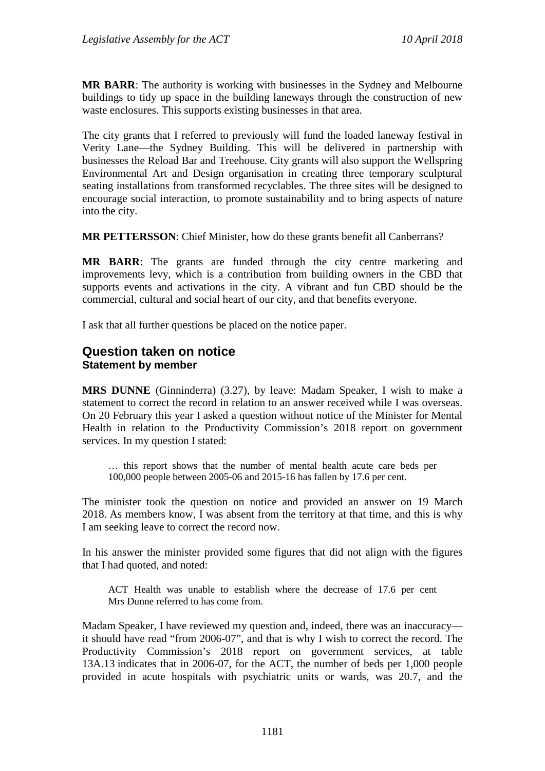**MR BARR**: The authority is working with businesses in the Sydney and Melbourne buildings to tidy up space in the building laneways through the construction of new waste enclosures. This supports existing businesses in that area.

The city grants that I referred to previously will fund the loaded laneway festival in Verity Lane—the Sydney Building. This will be delivered in partnership with businesses the Reload Bar and Treehouse. City grants will also support the Wellspring Environmental Art and Design organisation in creating three temporary sculptural seating installations from transformed recyclables. The three sites will be designed to encourage social interaction, to promote sustainability and to bring aspects of nature into the city.

**MR PETTERSSON**: Chief Minister, how do these grants benefit all Canberrans?

**MR BARR**: The grants are funded through the city centre marketing and improvements levy, which is a contribution from building owners in the CBD that supports events and activations in the city. A vibrant and fun CBD should be the commercial, cultural and social heart of our city, and that benefits everyone.

I ask that all further questions be placed on the notice paper.

## Question taken on notice
### Statement by member

**MRS DUNNE** (Ginninderra) (3.27), by leave: Madam Speaker, I wish to make a statement to correct the record in relation to an answer received while I was overseas. On 20 February this year I asked a question without notice of the Minister for Mental Health in relation to the Productivity Commission's 2018 report on government services. In my question I stated:

> … this report shows that the number of mental health acute care beds per 100,000 people between 2005-06 and 2015-16 has fallen by 17.6 per cent.

The minister took the question on notice and provided an answer on 19 March 2018. As members know, I was absent from the territory at that time, and this is why I am seeking leave to correct the record now.

In his answer the minister provided some figures that did not align with the figures that I had quoted, and noted:

> ACT Health was unable to establish where the decrease of 17.6 per cent Mrs Dunne referred to has come from.

Madam Speaker, I have reviewed my question and, indeed, there was an inaccuracy—it should have read "from 2006-07", and that is why I wish to correct the record. The Productivity Commission's 2018 report on government services, at table 13A.13 indicates that in 2006-07, for the ACT, the number of beds per 1,000 people provided in acute hospitals with psychiatric units or wards, was 20.7, and the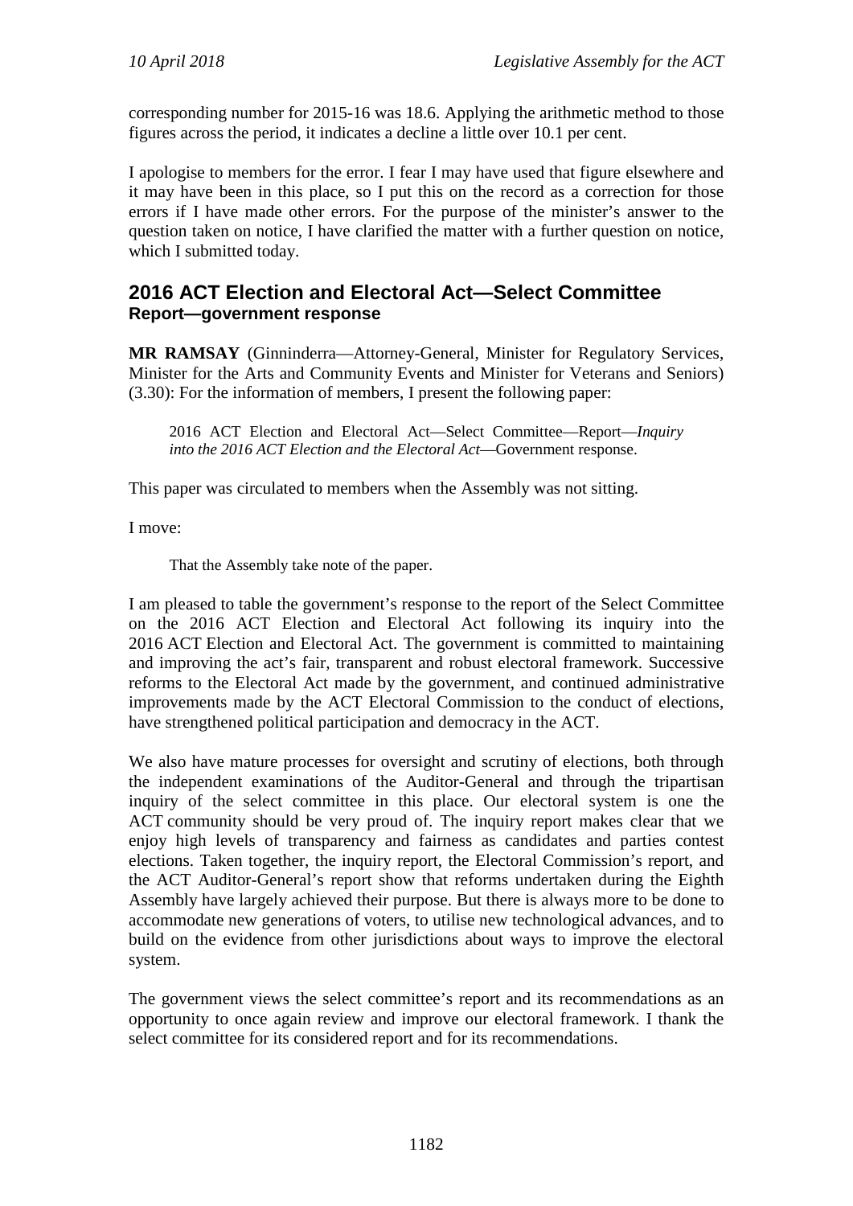corresponding number for 2015-16 was 18.6. Applying the arithmetic method to those figures across the period, it indicates a decline a little over 10.1 per cent.

I apologise to members for the error. I fear I may have used that figure elsewhere and it may have been in this place, so I put this on the record as a correction for those errors if I have made other errors. For the purpose of the minister's answer to the question taken on notice, I have clarified the matter with a further question on notice, which I submitted today.

## 2016 ACT Election and Electoral Act—Select Committee

### Report—government response

**MR RAMSAY** (Ginninderra—Attorney-General, Minister for Regulatory Services, Minister for the Arts and Community Events and Minister for Veterans and Seniors) (3.30): For the information of members, I present the following paper:

> 2016 ACT Election and Electoral Act—Select Committee—Report—*Inquiry into the 2016 ACT Election and the Electoral Act*—Government response.

This paper was circulated to members when the Assembly was not sitting.

I move:

> That the Assembly take note of the paper.

I am pleased to table the government's response to the report of the Select Committee on the 2016 ACT Election and Electoral Act following its inquiry into the 2016 ACT Election and Electoral Act. The government is committed to maintaining and improving the act's fair, transparent and robust electoral framework. Successive reforms to the Electoral Act made by the government, and continued administrative improvements made by the ACT Electoral Commission to the conduct of elections, have strengthened political participation and democracy in the ACT.

We also have mature processes for oversight and scrutiny of elections, both through the independent examinations of the Auditor-General and through the tripartisan inquiry of the select committee in this place. Our electoral system is one the ACT community should be very proud of. The inquiry report makes clear that we enjoy high levels of transparency and fairness as candidates and parties contest elections. Taken together, the inquiry report, the Electoral Commission's report, and the ACT Auditor-General's report show that reforms undertaken during the Eighth Assembly have largely achieved their purpose. But there is always more to be done to accommodate new generations of voters, to utilise new technological advances, and to build on the evidence from other jurisdictions about ways to improve the electoral system.

The government views the select committee's report and its recommendations as an opportunity to once again review and improve our electoral framework. I thank the select committee for its considered report and for its recommendations.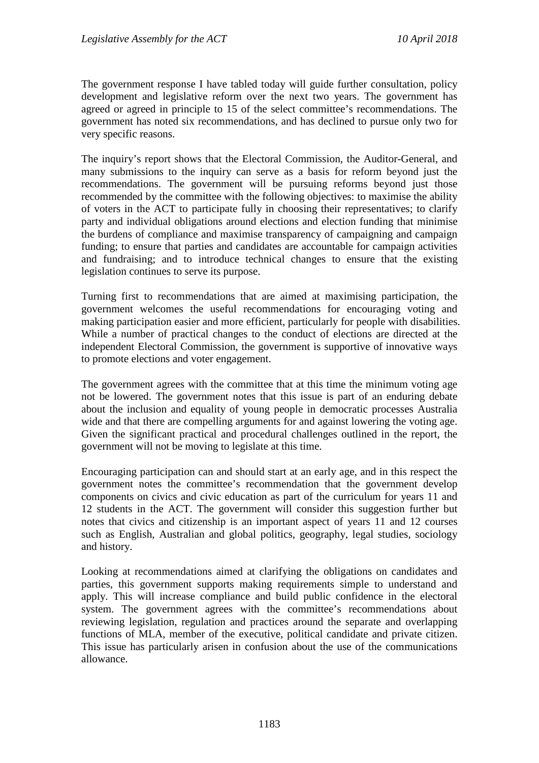The government response I have tabled today will guide further consultation, policy development and legislative reform over the next two years. The government has agreed or agreed in principle to 15 of the select committee's recommendations. The government has noted six recommendations, and has declined to pursue only two for very specific reasons.

The inquiry's report shows that the Electoral Commission, the Auditor-General, and many submissions to the inquiry can serve as a basis for reform beyond just the recommendations. The government will be pursuing reforms beyond just those recommended by the committee with the following objectives: to maximise the ability of voters in the ACT to participate fully in choosing their representatives; to clarify party and individual obligations around elections and election funding that minimise the burdens of compliance and maximise transparency of campaigning and campaign funding; to ensure that parties and candidates are accountable for campaign activities and fundraising; and to introduce technical changes to ensure that the existing legislation continues to serve its purpose.

Turning first to recommendations that are aimed at maximising participation, the government welcomes the useful recommendations for encouraging voting and making participation easier and more efficient, particularly for people with disabilities. While a number of practical changes to the conduct of elections are directed at the independent Electoral Commission, the government is supportive of innovative ways to promote elections and voter engagement.

The government agrees with the committee that at this time the minimum voting age not be lowered. The government notes that this issue is part of an enduring debate about the inclusion and equality of young people in democratic processes Australia wide and that there are compelling arguments for and against lowering the voting age. Given the significant practical and procedural challenges outlined in the report, the government will not be moving to legislate at this time.

Encouraging participation can and should start at an early age, and in this respect the government notes the committee's recommendation that the government develop components on civics and civic education as part of the curriculum for years 11 and 12 students in the ACT. The government will consider this suggestion further but notes that civics and citizenship is an important aspect of years 11 and 12 courses such as English, Australian and global politics, geography, legal studies, sociology and history.

Looking at recommendations aimed at clarifying the obligations on candidates and parties, this government supports making requirements simple to understand and apply. This will increase compliance and build public confidence in the electoral system. The government agrees with the committee's recommendations about reviewing legislation, regulation and practices around the separate and overlapping functions of MLA, member of the executive, political candidate and private citizen. This issue has particularly arisen in confusion about the use of the communications allowance.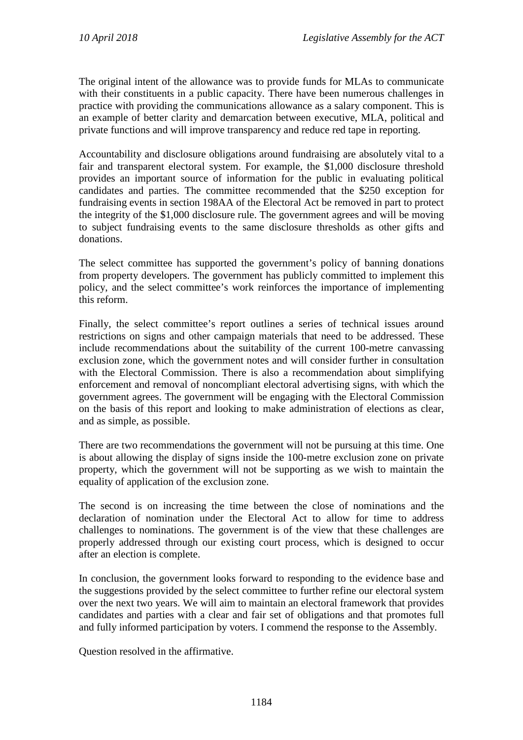The original intent of the allowance was to provide funds for MLAs to communicate with their constituents in a public capacity. There have been numerous challenges in practice with providing the communications allowance as a salary component. This is an example of better clarity and demarcation between executive, MLA, political and private functions and will improve transparency and reduce red tape in reporting.

Accountability and disclosure obligations around fundraising are absolutely vital to a fair and transparent electoral system. For example, the $1,000 disclosure threshold provides an important source of information for the public in evaluating political candidates and parties. The committee recommended that the $250 exception for fundraising events in section 198AA of the Electoral Act be removed in part to protect the integrity of the $1,000 disclosure rule. The government agrees and will be moving to subject fundraising events to the same disclosure thresholds as other gifts and donations.

The select committee has supported the government's policy of banning donations from property developers. The government has publicly committed to implement this policy, and the select committee's work reinforces the importance of implementing this reform.

Finally, the select committee's report outlines a series of technical issues around restrictions on signs and other campaign materials that need to be addressed. These include recommendations about the suitability of the current 100-metre canvassing exclusion zone, which the government notes and will consider further in consultation with the Electoral Commission. There is also a recommendation about simplifying enforcement and removal of noncompliant electoral advertising signs, with which the government agrees. The government will be engaging with the Electoral Commission on the basis of this report and looking to make administration of elections as clear, and as simple, as possible.

There are two recommendations the government will not be pursuing at this time. One is about allowing the display of signs inside the 100-metre exclusion zone on private property, which the government will not be supporting as we wish to maintain the equality of application of the exclusion zone.

The second is on increasing the time between the close of nominations and the declaration of nomination under the Electoral Act to allow for time to address challenges to nominations. The government is of the view that these challenges are properly addressed through our existing court process, which is designed to occur after an election is complete.

In conclusion, the government looks forward to responding to the evidence base and the suggestions provided by the select committee to further refine our electoral system over the next two years. We will aim to maintain an electoral framework that provides candidates and parties with a clear and fair set of obligations and that promotes full and fully informed participation by voters. I commend the response to the Assembly.

Question resolved in the affirmative.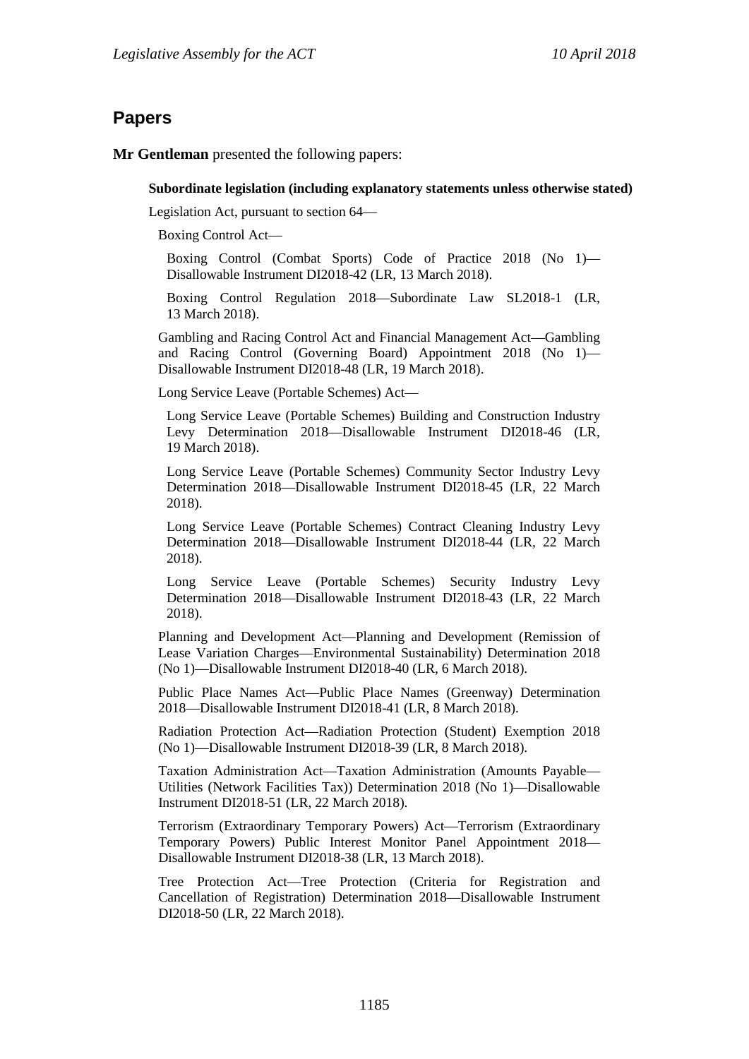## Papers

**Mr Gentleman** presented the following papers:

**Subordinate legislation (including explanatory statements unless otherwise stated)**

Legislation Act, pursuant to section 64—

Boxing Control Act—

Boxing Control (Combat Sports) Code of Practice 2018 (No 1)—Disallowable Instrument DI2018-42 (LR, 13 March 2018).

Boxing Control Regulation 2018—Subordinate Law SL2018-1 (LR, 13 March 2018).

Gambling and Racing Control Act and Financial Management Act—Gambling and Racing Control (Governing Board) Appointment 2018 (No 1)—Disallowable Instrument DI2018-48 (LR, 19 March 2018).

Long Service Leave (Portable Schemes) Act—

Long Service Leave (Portable Schemes) Building and Construction Industry Levy Determination 2018—Disallowable Instrument DI2018-46 (LR, 19 March 2018).

Long Service Leave (Portable Schemes) Community Sector Industry Levy Determination 2018—Disallowable Instrument DI2018-45 (LR, 22 March 2018).

Long Service Leave (Portable Schemes) Contract Cleaning Industry Levy Determination 2018—Disallowable Instrument DI2018-44 (LR, 22 March 2018).

Long Service Leave (Portable Schemes) Security Industry Levy Determination 2018—Disallowable Instrument DI2018-43 (LR, 22 March 2018).

Planning and Development Act—Planning and Development (Remission of Lease Variation Charges—Environmental Sustainability) Determination 2018 (No 1)—Disallowable Instrument DI2018-40 (LR, 6 March 2018).

Public Place Names Act—Public Place Names (Greenway) Determination 2018—Disallowable Instrument DI2018-41 (LR, 8 March 2018).

Radiation Protection Act—Radiation Protection (Student) Exemption 2018 (No 1)—Disallowable Instrument DI2018-39 (LR, 8 March 2018).

Taxation Administration Act—Taxation Administration (Amounts Payable—Utilities (Network Facilities Tax)) Determination 2018 (No 1)—Disallowable Instrument DI2018-51 (LR, 22 March 2018).

Terrorism (Extraordinary Temporary Powers) Act—Terrorism (Extraordinary Temporary Powers) Public Interest Monitor Panel Appointment 2018—Disallowable Instrument DI2018-38 (LR, 13 March 2018).

Tree Protection Act—Tree Protection (Criteria for Registration and Cancellation of Registration) Determination 2018—Disallowable Instrument DI2018-50 (LR, 22 March 2018).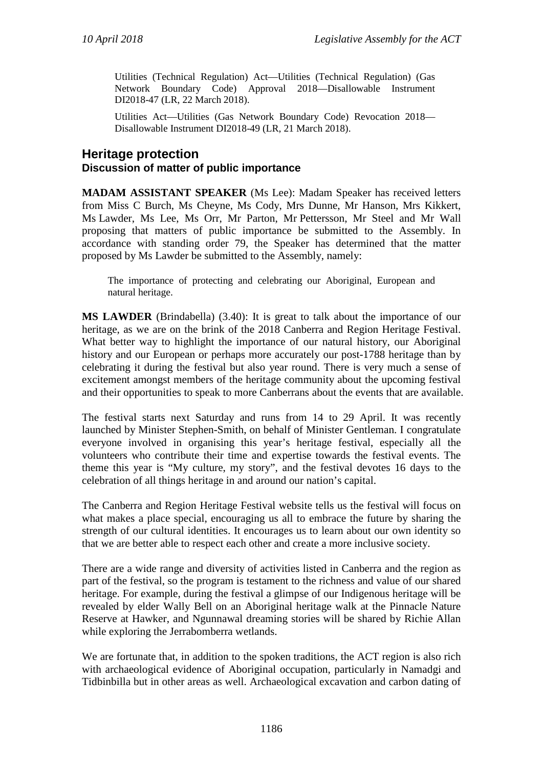Utilities (Technical Regulation) Act—Utilities (Technical Regulation) (Gas Network Boundary Code) Approval 2018—Disallowable Instrument DI2018-47 (LR, 22 March 2018).

Utilities Act—Utilities (Gas Network Boundary Code) Revocation 2018—Disallowable Instrument DI2018-49 (LR, 21 March 2018).

## Heritage protection

### Discussion of matter of public importance

**MADAM ASSISTANT SPEAKER** (Ms Lee): Madam Speaker has received letters from Miss C Burch, Ms Cheyne, Ms Cody, Mrs Dunne, Mr Hanson, Mrs Kikkert, Ms Lawder, Ms Lee, Ms Orr, Mr Parton, Mr Pettersson, Mr Steel and Mr Wall proposing that matters of public importance be submitted to the Assembly. In accordance with standing order 79, the Speaker has determined that the matter proposed by Ms Lawder be submitted to the Assembly, namely:

> The importance of protecting and celebrating our Aboriginal, European and natural heritage.

**MS LAWDER** (Brindabella) (3.40): It is great to talk about the importance of our heritage, as we are on the brink of the 2018 Canberra and Region Heritage Festival. What better way to highlight the importance of our natural history, our Aboriginal history and our European or perhaps more accurately our post-1788 heritage than by celebrating it during the festival but also year round. There is very much a sense of excitement amongst members of the heritage community about the upcoming festival and their opportunities to speak to more Canberrans about the events that are available.

The festival starts next Saturday and runs from 14 to 29 April. It was recently launched by Minister Stephen-Smith, on behalf of Minister Gentleman. I congratulate everyone involved in organising this year's heritage festival, especially all the volunteers who contribute their time and expertise towards the festival events. The theme this year is "My culture, my story", and the festival devotes 16 days to the celebration of all things heritage in and around our nation's capital.

The Canberra and Region Heritage Festival website tells us the festival will focus on what makes a place special, encouraging us all to embrace the future by sharing the strength of our cultural identities. It encourages us to learn about our own identity so that we are better able to respect each other and create a more inclusive society.

There are a wide range and diversity of activities listed in Canberra and the region as part of the festival, so the program is testament to the richness and value of our shared heritage. For example, during the festival a glimpse of our Indigenous heritage will be revealed by elder Wally Bell on an Aboriginal heritage walk at the Pinnacle Nature Reserve at Hawker, and Ngunnawal dreaming stories will be shared by Richie Allan while exploring the Jerrabomberra wetlands.

We are fortunate that, in addition to the spoken traditions, the ACT region is also rich with archaeological evidence of Aboriginal occupation, particularly in Namadgi and Tidbinbilla but in other areas as well. Archaeological excavation and carbon dating of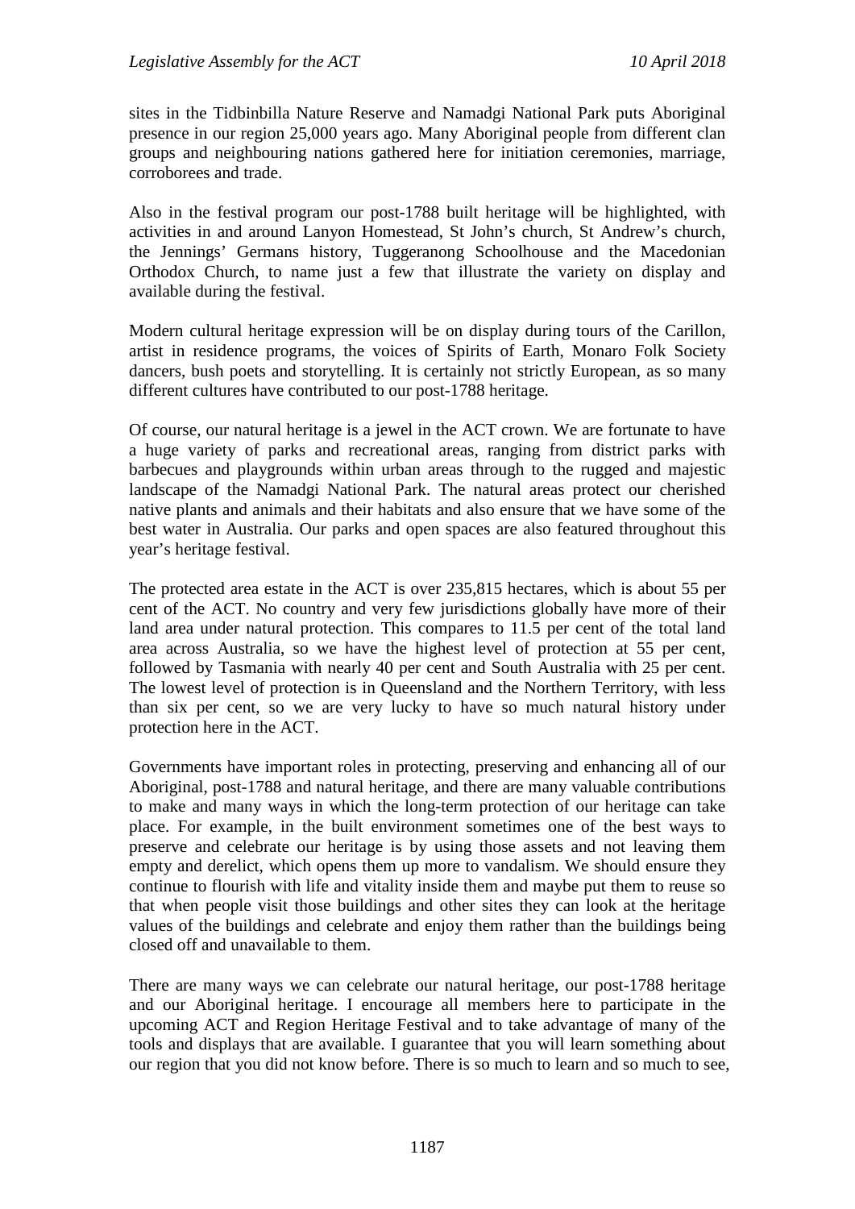sites in the Tidbinbilla Nature Reserve and Namadgi National Park puts Aboriginal presence in our region 25,000 years ago. Many Aboriginal people from different clan groups and neighbouring nations gathered here for initiation ceremonies, marriage, corroborees and trade.

Also in the festival program our post-1788 built heritage will be highlighted, with activities in and around Lanyon Homestead, St John's church, St Andrew's church, the Jennings' Germans history, Tuggeranong Schoolhouse and the Macedonian Orthodox Church, to name just a few that illustrate the variety on display and available during the festival.

Modern cultural heritage expression will be on display during tours of the Carillon, artist in residence programs, the voices of Spirits of Earth, Monaro Folk Society dancers, bush poets and storytelling. It is certainly not strictly European, as so many different cultures have contributed to our post-1788 heritage.

Of course, our natural heritage is a jewel in the ACT crown. We are fortunate to have a huge variety of parks and recreational areas, ranging from district parks with barbecues and playgrounds within urban areas through to the rugged and majestic landscape of the Namadgi National Park. The natural areas protect our cherished native plants and animals and their habitats and also ensure that we have some of the best water in Australia. Our parks and open spaces are also featured throughout this year's heritage festival.

The protected area estate in the ACT is over 235,815 hectares, which is about 55 per cent of the ACT. No country and very few jurisdictions globally have more of their land area under natural protection. This compares to 11.5 per cent of the total land area across Australia, so we have the highest level of protection at 55 per cent, followed by Tasmania with nearly 40 per cent and South Australia with 25 per cent. The lowest level of protection is in Queensland and the Northern Territory, with less than six per cent, so we are very lucky to have so much natural history under protection here in the ACT.

Governments have important roles in protecting, preserving and enhancing all of our Aboriginal, post-1788 and natural heritage, and there are many valuable contributions to make and many ways in which the long-term protection of our heritage can take place. For example, in the built environment sometimes one of the best ways to preserve and celebrate our heritage is by using those assets and not leaving them empty and derelict, which opens them up more to vandalism. We should ensure they continue to flourish with life and vitality inside them and maybe put them to reuse so that when people visit those buildings and other sites they can look at the heritage values of the buildings and celebrate and enjoy them rather than the buildings being closed off and unavailable to them.

There are many ways we can celebrate our natural heritage, our post-1788 heritage and our Aboriginal heritage. I encourage all members here to participate in the upcoming ACT and Region Heritage Festival and to take advantage of many of the tools and displays that are available. I guarantee that you will learn something about our region that you did not know before. There is so much to learn and so much to see,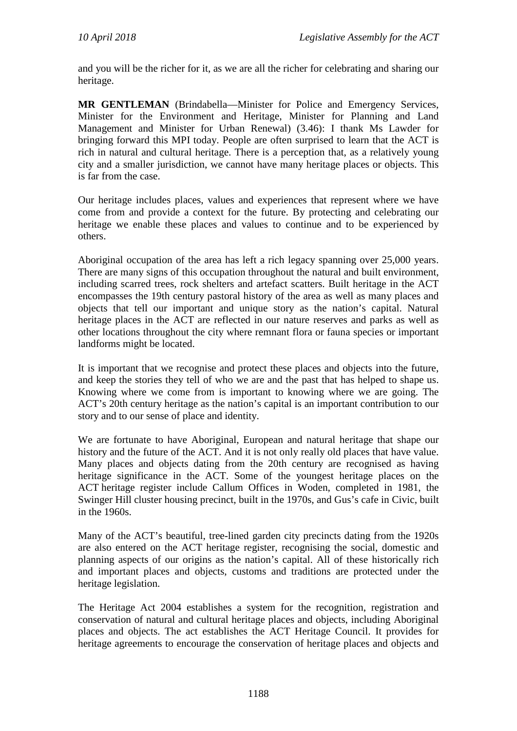and you will be the richer for it, as we are all the richer for celebrating and sharing our heritage.

**MR GENTLEMAN** (Brindabella—Minister for Police and Emergency Services, Minister for the Environment and Heritage, Minister for Planning and Land Management and Minister for Urban Renewal) (3.46): I thank Ms Lawder for bringing forward this MPI today. People are often surprised to learn that the ACT is rich in natural and cultural heritage. There is a perception that, as a relatively young city and a smaller jurisdiction, we cannot have many heritage places or objects. This is far from the case.

Our heritage includes places, values and experiences that represent where we have come from and provide a context for the future. By protecting and celebrating our heritage we enable these places and values to continue and to be experienced by others.

Aboriginal occupation of the area has left a rich legacy spanning over 25,000 years. There are many signs of this occupation throughout the natural and built environment, including scarred trees, rock shelters and artefact scatters. Built heritage in the ACT encompasses the 19th century pastoral history of the area as well as many places and objects that tell our important and unique story as the nation's capital. Natural heritage places in the ACT are reflected in our nature reserves and parks as well as other locations throughout the city where remnant flora or fauna species or important landforms might be located.

It is important that we recognise and protect these places and objects into the future, and keep the stories they tell of who we are and the past that has helped to shape us. Knowing where we come from is important to knowing where we are going. The ACT's 20th century heritage as the nation's capital is an important contribution to our story and to our sense of place and identity.

We are fortunate to have Aboriginal, European and natural heritage that shape our history and the future of the ACT. And it is not only really old places that have value. Many places and objects dating from the 20th century are recognised as having heritage significance in the ACT. Some of the youngest heritage places on the ACT heritage register include Callum Offices in Woden, completed in 1981, the Swinger Hill cluster housing precinct, built in the 1970s, and Gus's cafe in Civic, built in the 1960s.

Many of the ACT's beautiful, tree-lined garden city precincts dating from the 1920s are also entered on the ACT heritage register, recognising the social, domestic and planning aspects of our origins as the nation's capital. All of these historically rich and important places and objects, customs and traditions are protected under the heritage legislation.

The Heritage Act 2004 establishes a system for the recognition, registration and conservation of natural and cultural heritage places and objects, including Aboriginal places and objects. The act establishes the ACT Heritage Council. It provides for heritage agreements to encourage the conservation of heritage places and objects and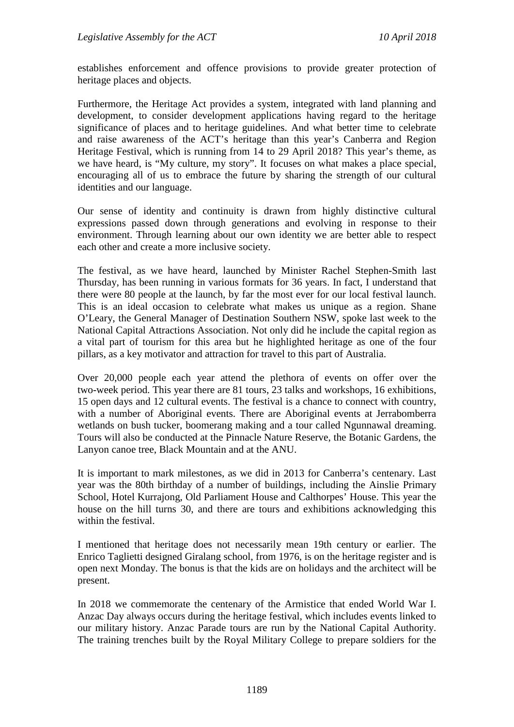establishes enforcement and offence provisions to provide greater protection of heritage places and objects.

Furthermore, the Heritage Act provides a system, integrated with land planning and development, to consider development applications having regard to the heritage significance of places and to heritage guidelines. And what better time to celebrate and raise awareness of the ACT's heritage than this year's Canberra and Region Heritage Festival, which is running from 14 to 29 April 2018? This year's theme, as we have heard, is "My culture, my story". It focuses on what makes a place special, encouraging all of us to embrace the future by sharing the strength of our cultural identities and our language.

Our sense of identity and continuity is drawn from highly distinctive cultural expressions passed down through generations and evolving in response to their environment. Through learning about our own identity we are better able to respect each other and create a more inclusive society.

The festival, as we have heard, launched by Minister Rachel Stephen-Smith last Thursday, has been running in various formats for 36 years. In fact, I understand that there were 80 people at the launch, by far the most ever for our local festival launch. This is an ideal occasion to celebrate what makes us unique as a region. Shane O'Leary, the General Manager of Destination Southern NSW, spoke last week to the National Capital Attractions Association. Not only did he include the capital region as a vital part of tourism for this area but he highlighted heritage as one of the four pillars, as a key motivator and attraction for travel to this part of Australia.

Over 20,000 people each year attend the plethora of events on offer over the two-week period. This year there are 81 tours, 23 talks and workshops, 16 exhibitions, 15 open days and 12 cultural events. The festival is a chance to connect with country, with a number of Aboriginal events. There are Aboriginal events at Jerrabomberra wetlands on bush tucker, boomerang making and a tour called Ngunnawal dreaming. Tours will also be conducted at the Pinnacle Nature Reserve, the Botanic Gardens, the Lanyon canoe tree, Black Mountain and at the ANU.

It is important to mark milestones, as we did in 2013 for Canberra's centenary. Last year was the 80th birthday of a number of buildings, including the Ainslie Primary School, Hotel Kurrajong, Old Parliament House and Calthorpes' House. This year the house on the hill turns 30, and there are tours and exhibitions acknowledging this within the festival.

I mentioned that heritage does not necessarily mean 19th century or earlier. The Enrico Taglietti designed Giralang school, from 1976, is on the heritage register and is open next Monday. The bonus is that the kids are on holidays and the architect will be present.

In 2018 we commemorate the centenary of the Armistice that ended World War I. Anzac Day always occurs during the heritage festival, which includes events linked to our military history. Anzac Parade tours are run by the National Capital Authority. The training trenches built by the Royal Military College to prepare soldiers for the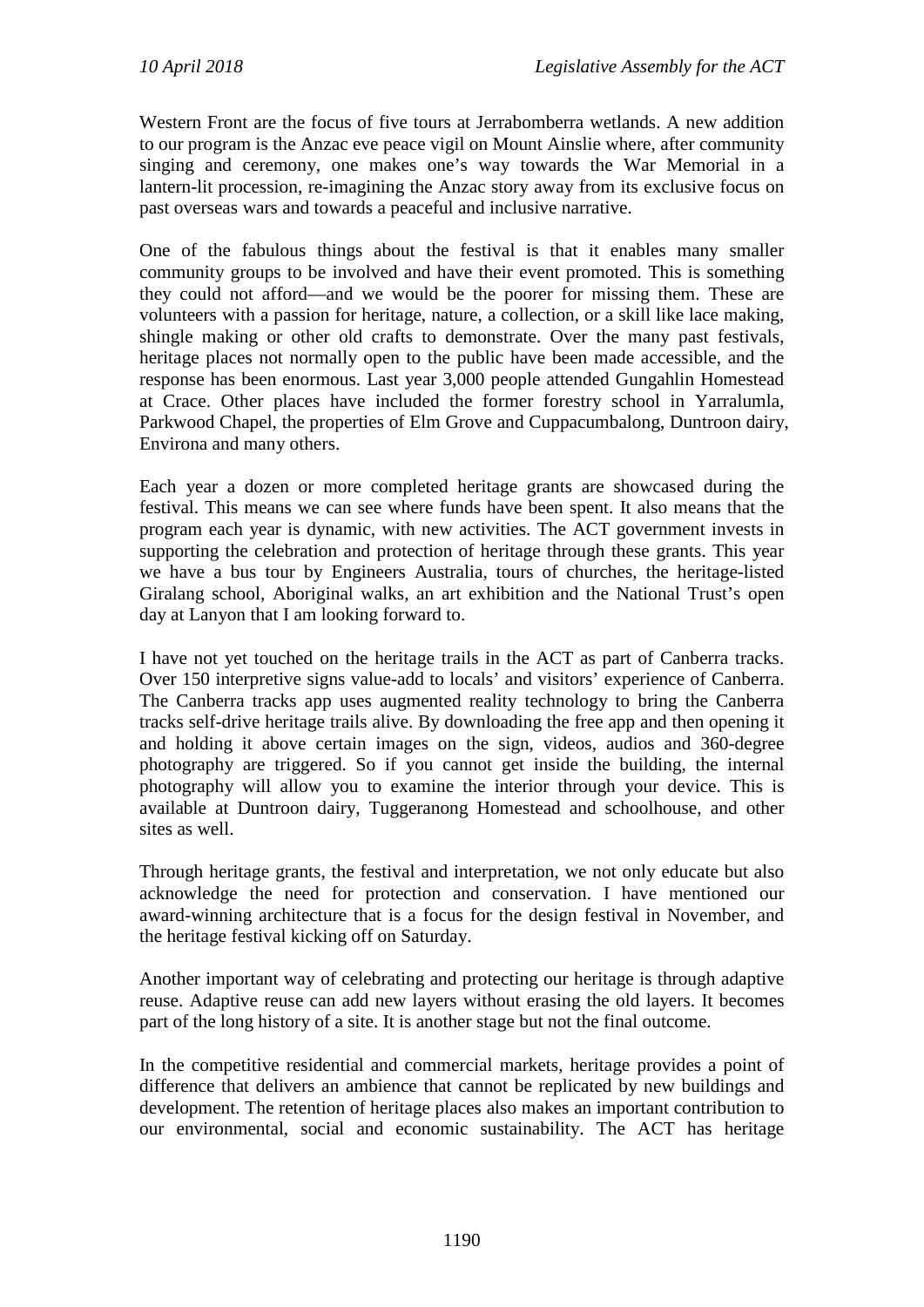Western Front are the focus of five tours at Jerrabomberra wetlands. A new addition to our program is the Anzac eve peace vigil on Mount Ainslie where, after community singing and ceremony, one makes one's way towards the War Memorial in a lantern-lit procession, re-imagining the Anzac story away from its exclusive focus on past overseas wars and towards a peaceful and inclusive narrative.

One of the fabulous things about the festival is that it enables many smaller community groups to be involved and have their event promoted. This is something they could not afford—and we would be the poorer for missing them. These are volunteers with a passion for heritage, nature, a collection, or a skill like lace making, shingle making or other old crafts to demonstrate. Over the many past festivals, heritage places not normally open to the public have been made accessible, and the response has been enormous. Last year 3,000 people attended Gungahlin Homestead at Crace. Other places have included the former forestry school in Yarralumla, Parkwood Chapel, the properties of Elm Grove and Cuppacumbalong, Duntroon dairy, Environa and many others.

Each year a dozen or more completed heritage grants are showcased during the festival. This means we can see where funds have been spent. It also means that the program each year is dynamic, with new activities. The ACT government invests in supporting the celebration and protection of heritage through these grants. This year we have a bus tour by Engineers Australia, tours of churches, the heritage-listed Giralang school, Aboriginal walks, an art exhibition and the National Trust's open day at Lanyon that I am looking forward to.

I have not yet touched on the heritage trails in the ACT as part of Canberra tracks. Over 150 interpretive signs value-add to locals' and visitors' experience of Canberra. The Canberra tracks app uses augmented reality technology to bring the Canberra tracks self-drive heritage trails alive. By downloading the free app and then opening it and holding it above certain images on the sign, videos, audios and 360-degree photography are triggered. So if you cannot get inside the building, the internal photography will allow you to examine the interior through your device. This is available at Duntroon dairy, Tuggeranong Homestead and schoolhouse, and other sites as well.

Through heritage grants, the festival and interpretation, we not only educate but also acknowledge the need for protection and conservation. I have mentioned our award-winning architecture that is a focus for the design festival in November, and the heritage festival kicking off on Saturday.

Another important way of celebrating and protecting our heritage is through adaptive reuse. Adaptive reuse can add new layers without erasing the old layers. It becomes part of the long history of a site. It is another stage but not the final outcome.

In the competitive residential and commercial markets, heritage provides a point of difference that delivers an ambience that cannot be replicated by new buildings and development. The retention of heritage places also makes an important contribution to our environmental, social and economic sustainability. The ACT has heritage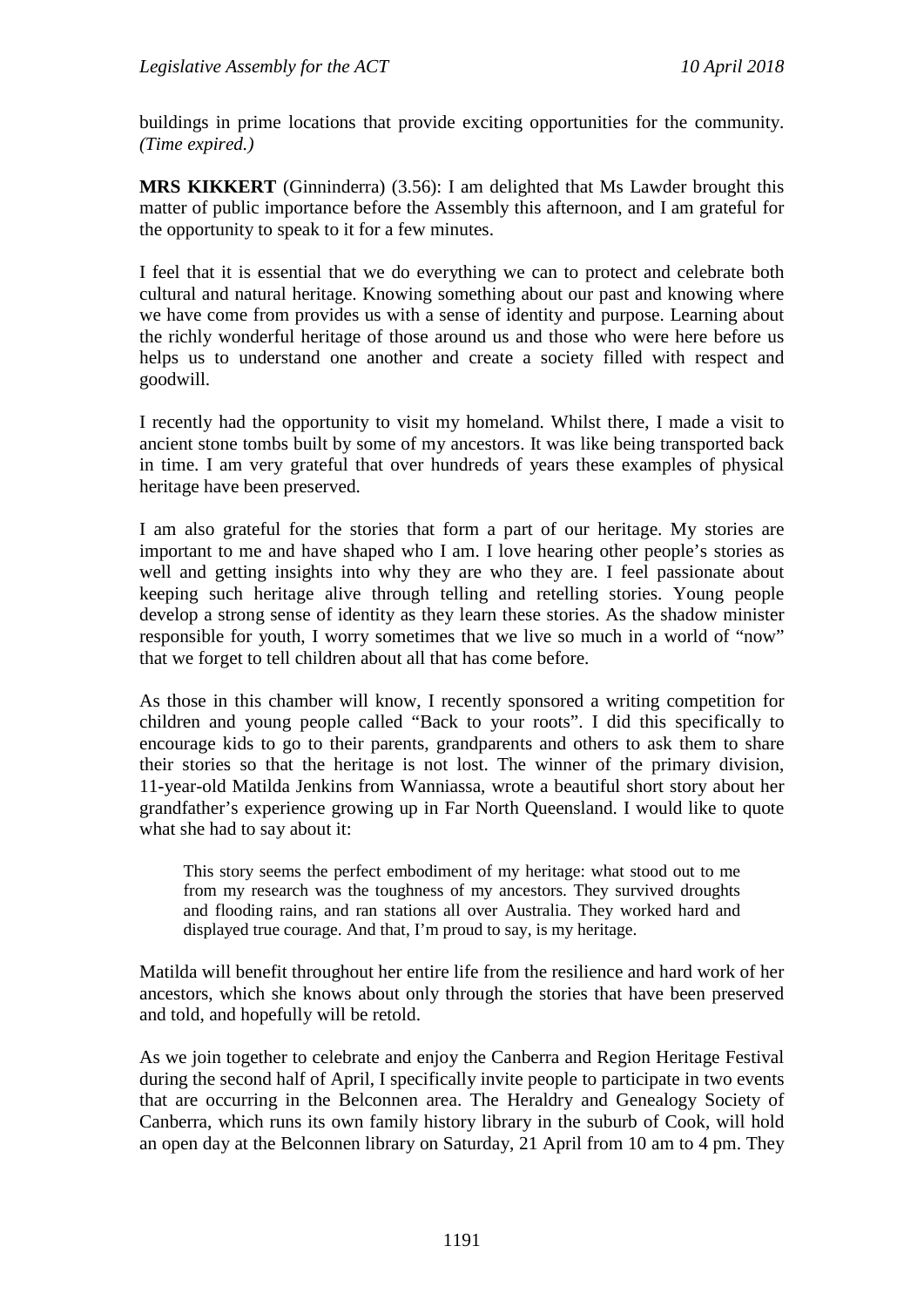buildings in prime locations that provide exciting opportunities for the community. *(Time expired.)*

**MRS KIKKERT** (Ginninderra) (3.56): I am delighted that Ms Lawder brought this matter of public importance before the Assembly this afternoon, and I am grateful for the opportunity to speak to it for a few minutes.

I feel that it is essential that we do everything we can to protect and celebrate both cultural and natural heritage. Knowing something about our past and knowing where we have come from provides us with a sense of identity and purpose. Learning about the richly wonderful heritage of those around us and those who were here before us helps us to understand one another and create a society filled with respect and goodwill.

I recently had the opportunity to visit my homeland. Whilst there, I made a visit to ancient stone tombs built by some of my ancestors. It was like being transported back in time. I am very grateful that over hundreds of years these examples of physical heritage have been preserved.

I am also grateful for the stories that form a part of our heritage. My stories are important to me and have shaped who I am. I love hearing other people's stories as well and getting insights into why they are who they are. I feel passionate about keeping such heritage alive through telling and retelling stories. Young people develop a strong sense of identity as they learn these stories. As the shadow minister responsible for youth, I worry sometimes that we live so much in a world of "now" that we forget to tell children about all that has come before.

As those in this chamber will know, I recently sponsored a writing competition for children and young people called "Back to your roots". I did this specifically to encourage kids to go to their parents, grandparents and others to ask them to share their stories so that the heritage is not lost. The winner of the primary division, 11-year-old Matilda Jenkins from Wanniassa, wrote a beautiful short story about her grandfather's experience growing up in Far North Queensland. I would like to quote what she had to say about it:

> This story seems the perfect embodiment of my heritage: what stood out to me from my research was the toughness of my ancestors. They survived droughts and flooding rains, and ran stations all over Australia. They worked hard and displayed true courage. And that, I'm proud to say, is my heritage.

Matilda will benefit throughout her entire life from the resilience and hard work of her ancestors, which she knows about only through the stories that have been preserved and told, and hopefully will be retold.

As we join together to celebrate and enjoy the Canberra and Region Heritage Festival during the second half of April, I specifically invite people to participate in two events that are occurring in the Belconnen area. The Heraldry and Genealogy Society of Canberra, which runs its own family history library in the suburb of Cook, will hold an open day at the Belconnen library on Saturday, 21 April from 10 am to 4 pm. They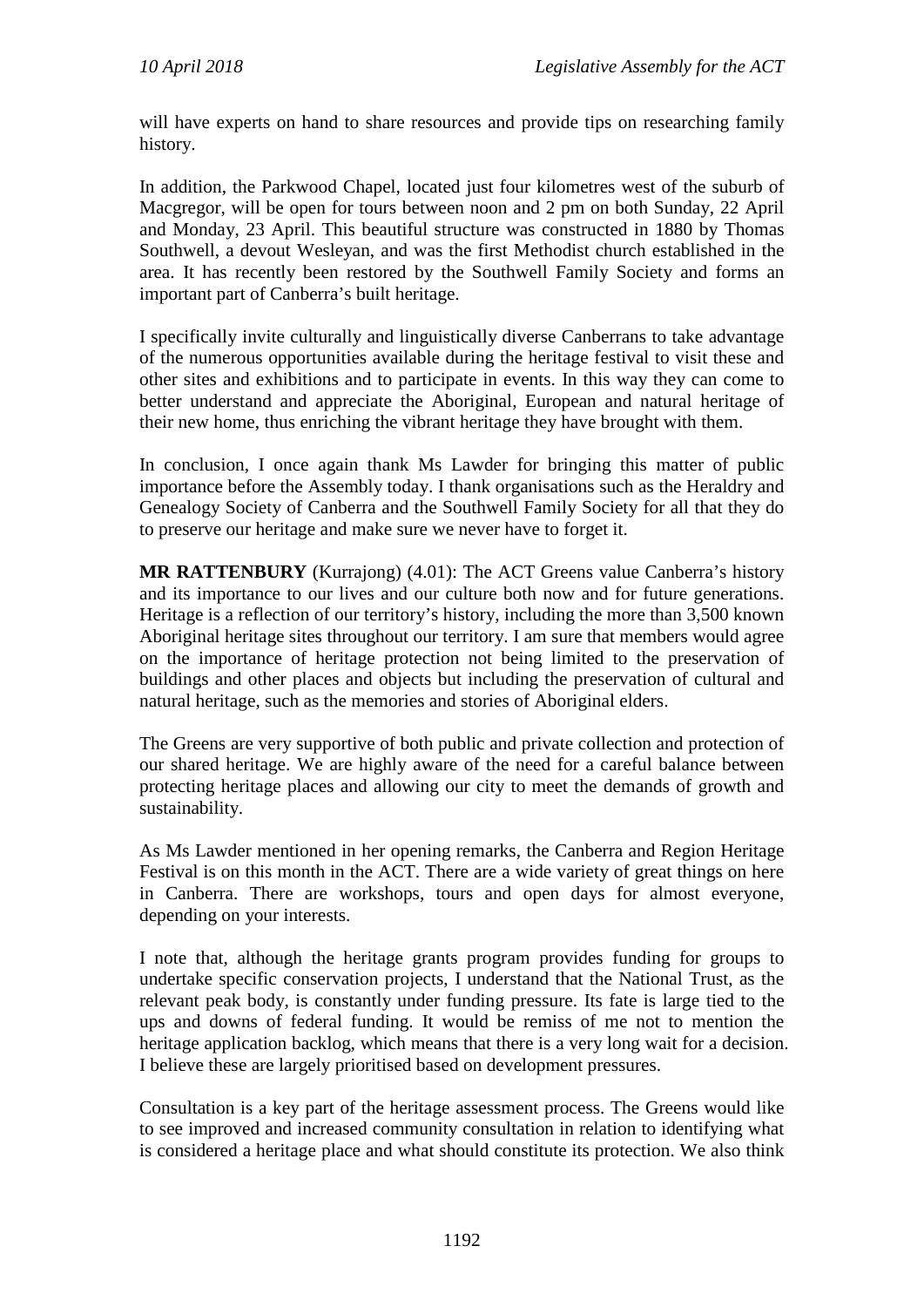will have experts on hand to share resources and provide tips on researching family history.

In addition, the Parkwood Chapel, located just four kilometres west of the suburb of Macgregor, will be open for tours between noon and 2 pm on both Sunday, 22 April and Monday, 23 April. This beautiful structure was constructed in 1880 by Thomas Southwell, a devout Wesleyan, and was the first Methodist church established in the area. It has recently been restored by the Southwell Family Society and forms an important part of Canberra's built heritage.

I specifically invite culturally and linguistically diverse Canberrans to take advantage of the numerous opportunities available during the heritage festival to visit these and other sites and exhibitions and to participate in events. In this way they can come to better understand and appreciate the Aboriginal, European and natural heritage of their new home, thus enriching the vibrant heritage they have brought with them.

In conclusion, I once again thank Ms Lawder for bringing this matter of public importance before the Assembly today. I thank organisations such as the Heraldry and Genealogy Society of Canberra and the Southwell Family Society for all that they do to preserve our heritage and make sure we never have to forget it.

**MR RATTENBURY** (Kurrajong) (4.01): The ACT Greens value Canberra's history and its importance to our lives and our culture both now and for future generations. Heritage is a reflection of our territory's history, including the more than 3,500 known Aboriginal heritage sites throughout our territory. I am sure that members would agree on the importance of heritage protection not being limited to the preservation of buildings and other places and objects but including the preservation of cultural and natural heritage, such as the memories and stories of Aboriginal elders.

The Greens are very supportive of both public and private collection and protection of our shared heritage. We are highly aware of the need for a careful balance between protecting heritage places and allowing our city to meet the demands of growth and sustainability.

As Ms Lawder mentioned in her opening remarks, the Canberra and Region Heritage Festival is on this month in the ACT. There are a wide variety of great things on here in Canberra. There are workshops, tours and open days for almost everyone, depending on your interests.

I note that, although the heritage grants program provides funding for groups to undertake specific conservation projects, I understand that the National Trust, as the relevant peak body, is constantly under funding pressure. Its fate is large tied to the ups and downs of federal funding. It would be remiss of me not to mention the heritage application backlog, which means that there is a very long wait for a decision. I believe these are largely prioritised based on development pressures.

Consultation is a key part of the heritage assessment process. The Greens would like to see improved and increased community consultation in relation to identifying what is considered a heritage place and what should constitute its protection. We also think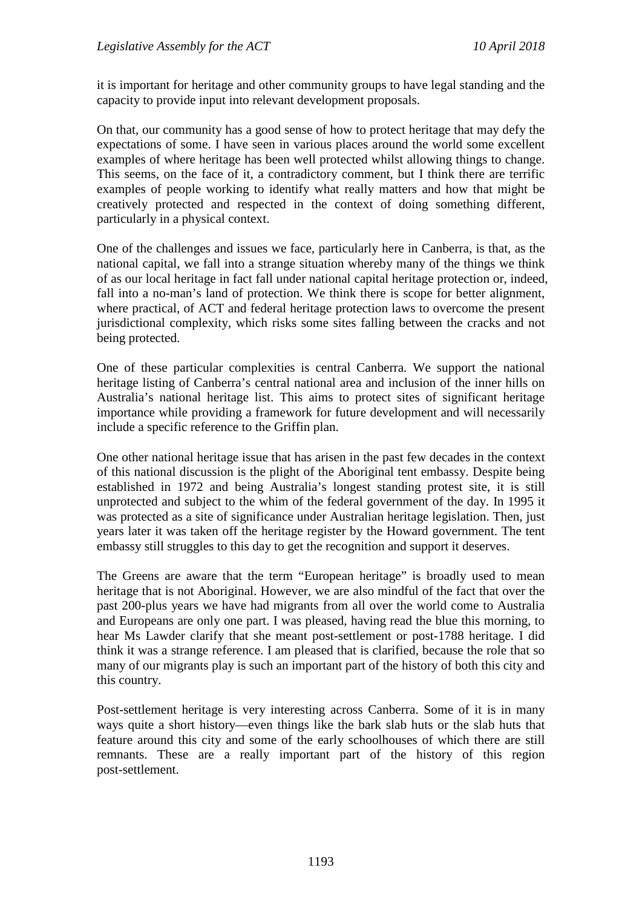it is important for heritage and other community groups to have legal standing and the capacity to provide input into relevant development proposals.

On that, our community has a good sense of how to protect heritage that may defy the expectations of some. I have seen in various places around the world some excellent examples of where heritage has been well protected whilst allowing things to change. This seems, on the face of it, a contradictory comment, but I think there are terrific examples of people working to identify what really matters and how that might be creatively protected and respected in the context of doing something different, particularly in a physical context.

One of the challenges and issues we face, particularly here in Canberra, is that, as the national capital, we fall into a strange situation whereby many of the things we think of as our local heritage in fact fall under national capital heritage protection or, indeed, fall into a no-man's land of protection. We think there is scope for better alignment, where practical, of ACT and federal heritage protection laws to overcome the present jurisdictional complexity, which risks some sites falling between the cracks and not being protected.

One of these particular complexities is central Canberra. We support the national heritage listing of Canberra's central national area and inclusion of the inner hills on Australia's national heritage list. This aims to protect sites of significant heritage importance while providing a framework for future development and will necessarily include a specific reference to the Griffin plan.

One other national heritage issue that has arisen in the past few decades in the context of this national discussion is the plight of the Aboriginal tent embassy. Despite being established in 1972 and being Australia's longest standing protest site, it is still unprotected and subject to the whim of the federal government of the day. In 1995 it was protected as a site of significance under Australian heritage legislation. Then, just years later it was taken off the heritage register by the Howard government. The tent embassy still struggles to this day to get the recognition and support it deserves.

The Greens are aware that the term "European heritage" is broadly used to mean heritage that is not Aboriginal. However, we are also mindful of the fact that over the past 200-plus years we have had migrants from all over the world come to Australia and Europeans are only one part. I was pleased, having read the blue this morning, to hear Ms Lawder clarify that she meant post-settlement or post-1788 heritage. I did think it was a strange reference. I am pleased that is clarified, because the role that so many of our migrants play is such an important part of the history of both this city and this country.

Post-settlement heritage is very interesting across Canberra. Some of it is in many ways quite a short history—even things like the bark slab huts or the slab huts that feature around this city and some of the early schoolhouses of which there are still remnants. These are a really important part of the history of this region post-settlement.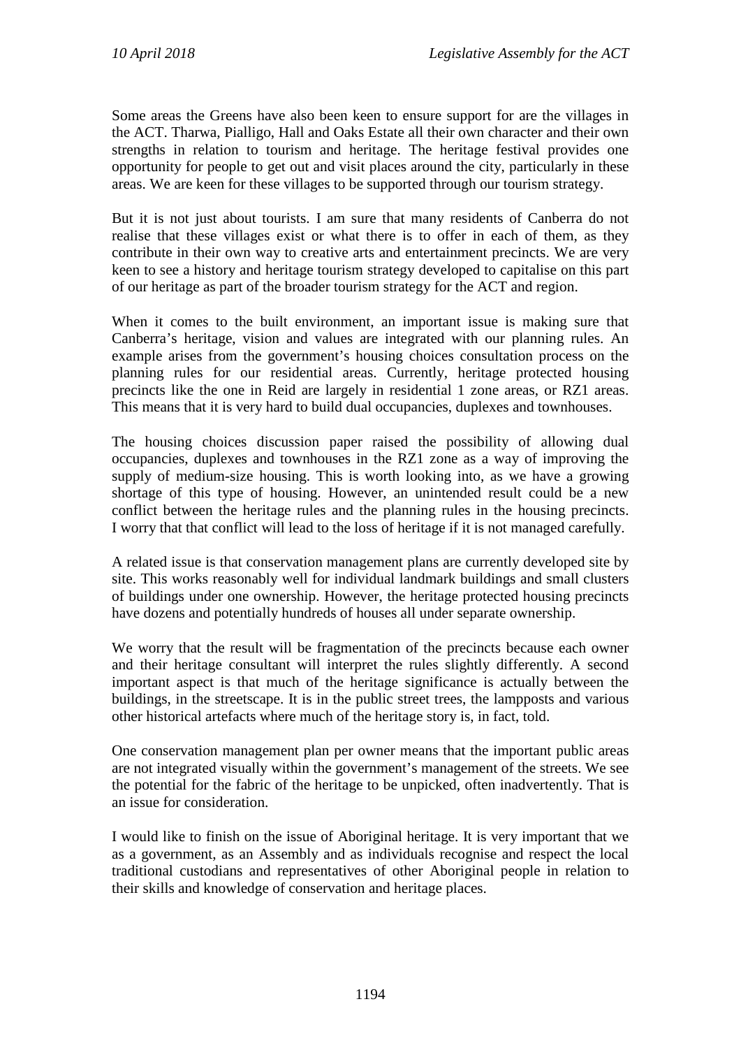Some areas the Greens have also been keen to ensure support for are the villages in the ACT. Tharwa, Pialligo, Hall and Oaks Estate all their own character and their own strengths in relation to tourism and heritage. The heritage festival provides one opportunity for people to get out and visit places around the city, particularly in these areas. We are keen for these villages to be supported through our tourism strategy.

But it is not just about tourists. I am sure that many residents of Canberra do not realise that these villages exist or what there is to offer in each of them, as they contribute in their own way to creative arts and entertainment precincts. We are very keen to see a history and heritage tourism strategy developed to capitalise on this part of our heritage as part of the broader tourism strategy for the ACT and region.

When it comes to the built environment, an important issue is making sure that Canberra's heritage, vision and values are integrated with our planning rules. An example arises from the government's housing choices consultation process on the planning rules for our residential areas. Currently, heritage protected housing precincts like the one in Reid are largely in residential 1 zone areas, or RZ1 areas. This means that it is very hard to build dual occupancies, duplexes and townhouses.

The housing choices discussion paper raised the possibility of allowing dual occupancies, duplexes and townhouses in the RZ1 zone as a way of improving the supply of medium-size housing. This is worth looking into, as we have a growing shortage of this type of housing. However, an unintended result could be a new conflict between the heritage rules and the planning rules in the housing precincts. I worry that that conflict will lead to the loss of heritage if it is not managed carefully.

A related issue is that conservation management plans are currently developed site by site. This works reasonably well for individual landmark buildings and small clusters of buildings under one ownership. However, the heritage protected housing precincts have dozens and potentially hundreds of houses all under separate ownership.

We worry that the result will be fragmentation of the precincts because each owner and their heritage consultant will interpret the rules slightly differently. A second important aspect is that much of the heritage significance is actually between the buildings, in the streetscape. It is in the public street trees, the lampposts and various other historical artefacts where much of the heritage story is, in fact, told.

One conservation management plan per owner means that the important public areas are not integrated visually within the government's management of the streets. We see the potential for the fabric of the heritage to be unpicked, often inadvertently. That is an issue for consideration.

I would like to finish on the issue of Aboriginal heritage. It is very important that we as a government, as an Assembly and as individuals recognise and respect the local traditional custodians and representatives of other Aboriginal people in relation to their skills and knowledge of conservation and heritage places.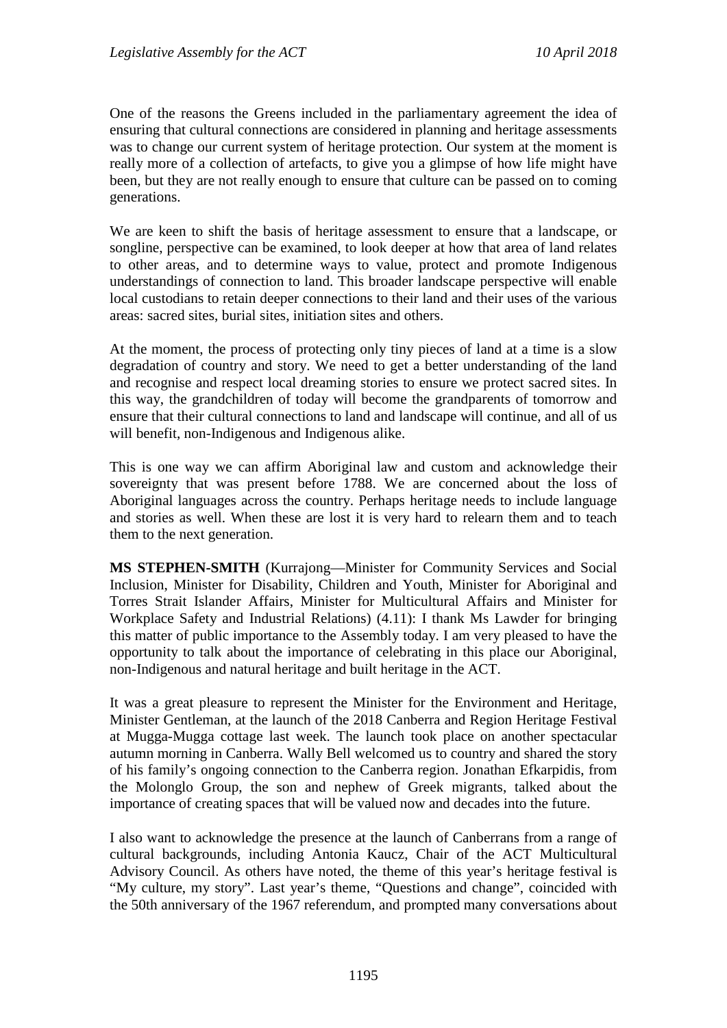One of the reasons the Greens included in the parliamentary agreement the idea of ensuring that cultural connections are considered in planning and heritage assessments was to change our current system of heritage protection. Our system at the moment is really more of a collection of artefacts, to give you a glimpse of how life might have been, but they are not really enough to ensure that culture can be passed on to coming generations.

We are keen to shift the basis of heritage assessment to ensure that a landscape, or songline, perspective can be examined, to look deeper at how that area of land relates to other areas, and to determine ways to value, protect and promote Indigenous understandings of connection to land. This broader landscape perspective will enable local custodians to retain deeper connections to their land and their uses of the various areas: sacred sites, burial sites, initiation sites and others.

At the moment, the process of protecting only tiny pieces of land at a time is a slow degradation of country and story. We need to get a better understanding of the land and recognise and respect local dreaming stories to ensure we protect sacred sites. In this way, the grandchildren of today will become the grandparents of tomorrow and ensure that their cultural connections to land and landscape will continue, and all of us will benefit, non-Indigenous and Indigenous alike.

This is one way we can affirm Aboriginal law and custom and acknowledge their sovereignty that was present before 1788. We are concerned about the loss of Aboriginal languages across the country. Perhaps heritage needs to include language and stories as well. When these are lost it is very hard to relearn them and to teach them to the next generation.

**MS STEPHEN-SMITH** (Kurrajong—Minister for Community Services and Social Inclusion, Minister for Disability, Children and Youth, Minister for Aboriginal and Torres Strait Islander Affairs, Minister for Multicultural Affairs and Minister for Workplace Safety and Industrial Relations) (4.11): I thank Ms Lawder for bringing this matter of public importance to the Assembly today. I am very pleased to have the opportunity to talk about the importance of celebrating in this place our Aboriginal, non-Indigenous and natural heritage and built heritage in the ACT.

It was a great pleasure to represent the Minister for the Environment and Heritage, Minister Gentleman, at the launch of the 2018 Canberra and Region Heritage Festival at Mugga-Mugga cottage last week. The launch took place on another spectacular autumn morning in Canberra. Wally Bell welcomed us to country and shared the story of his family's ongoing connection to the Canberra region. Jonathan Efkarpidis, from the Molonglo Group, the son and nephew of Greek migrants, talked about the importance of creating spaces that will be valued now and decades into the future.

I also want to acknowledge the presence at the launch of Canberrans from a range of cultural backgrounds, including Antonia Kaucz, Chair of the ACT Multicultural Advisory Council. As others have noted, the theme of this year's heritage festival is "My culture, my story". Last year's theme, "Questions and change", coincided with the 50th anniversary of the 1967 referendum, and prompted many conversations about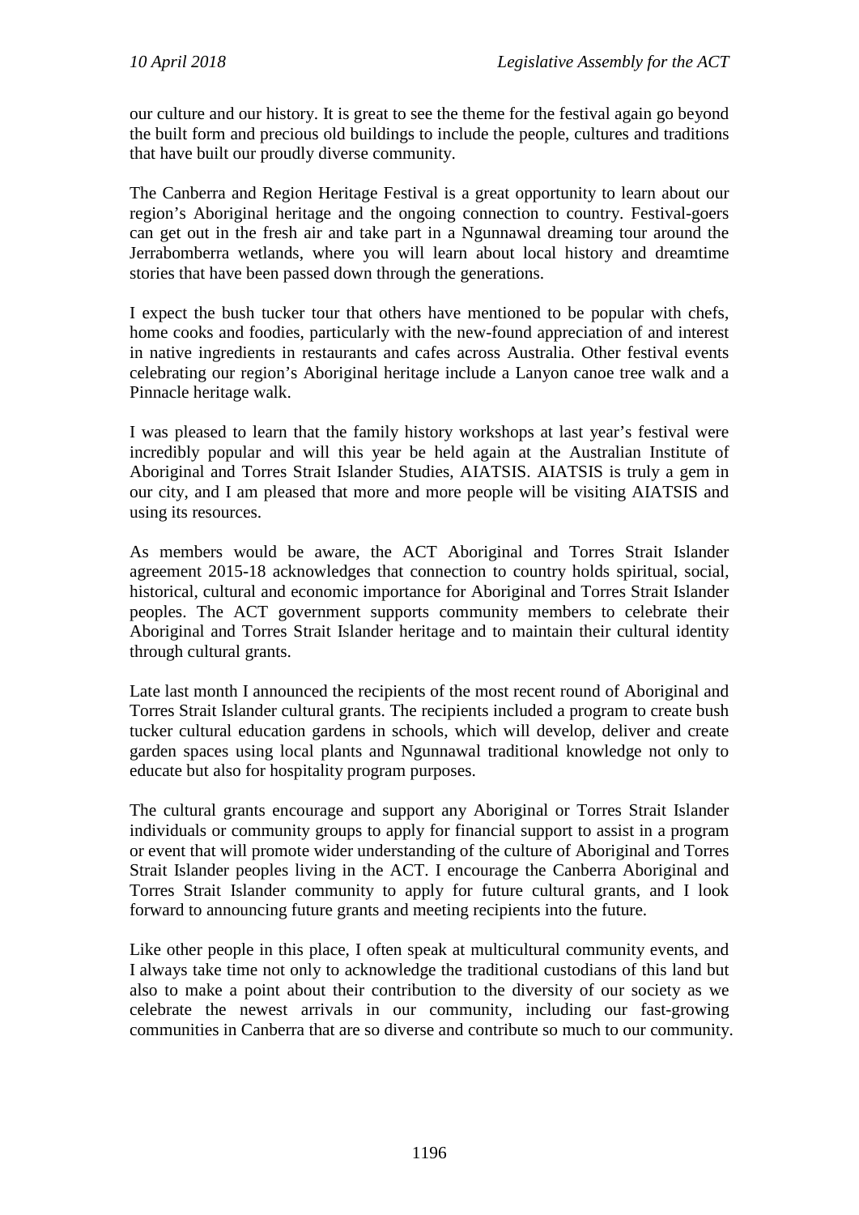our culture and our history. It is great to see the theme for the festival again go beyond the built form and precious old buildings to include the people, cultures and traditions that have built our proudly diverse community.

The Canberra and Region Heritage Festival is a great opportunity to learn about our region's Aboriginal heritage and the ongoing connection to country. Festival-goers can get out in the fresh air and take part in a Ngunnawal dreaming tour around the Jerrabomberra wetlands, where you will learn about local history and dreamtime stories that have been passed down through the generations.

I expect the bush tucker tour that others have mentioned to be popular with chefs, home cooks and foodies, particularly with the new-found appreciation of and interest in native ingredients in restaurants and cafes across Australia. Other festival events celebrating our region's Aboriginal heritage include a Lanyon canoe tree walk and a Pinnacle heritage walk.

I was pleased to learn that the family history workshops at last year's festival were incredibly popular and will this year be held again at the Australian Institute of Aboriginal and Torres Strait Islander Studies, AIATSIS. AIATSIS is truly a gem in our city, and I am pleased that more and more people will be visiting AIATSIS and using its resources.

As members would be aware, the ACT Aboriginal and Torres Strait Islander agreement 2015-18 acknowledges that connection to country holds spiritual, social, historical, cultural and economic importance for Aboriginal and Torres Strait Islander peoples. The ACT government supports community members to celebrate their Aboriginal and Torres Strait Islander heritage and to maintain their cultural identity through cultural grants.

Late last month I announced the recipients of the most recent round of Aboriginal and Torres Strait Islander cultural grants. The recipients included a program to create bush tucker cultural education gardens in schools, which will develop, deliver and create garden spaces using local plants and Ngunnawal traditional knowledge not only to educate but also for hospitality program purposes.

The cultural grants encourage and support any Aboriginal or Torres Strait Islander individuals or community groups to apply for financial support to assist in a program or event that will promote wider understanding of the culture of Aboriginal and Torres Strait Islander peoples living in the ACT. I encourage the Canberra Aboriginal and Torres Strait Islander community to apply for future cultural grants, and I look forward to announcing future grants and meeting recipients into the future.

Like other people in this place, I often speak at multicultural community events, and I always take time not only to acknowledge the traditional custodians of this land but also to make a point about their contribution to the diversity of our society as we celebrate the newest arrivals in our community, including our fast-growing communities in Canberra that are so diverse and contribute so much to our community.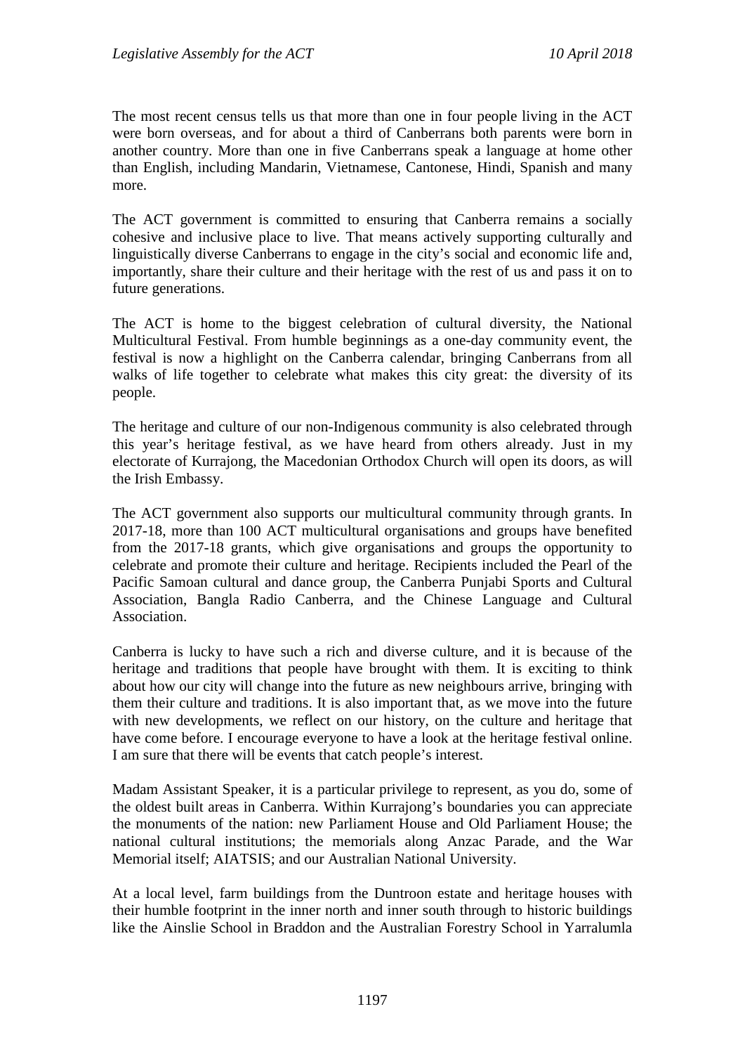The most recent census tells us that more than one in four people living in the ACT were born overseas, and for about a third of Canberrans both parents were born in another country. More than one in five Canberrans speak a language at home other than English, including Mandarin, Vietnamese, Cantonese, Hindi, Spanish and many more.

The ACT government is committed to ensuring that Canberra remains a socially cohesive and inclusive place to live. That means actively supporting culturally and linguistically diverse Canberrans to engage in the city's social and economic life and, importantly, share their culture and their heritage with the rest of us and pass it on to future generations.

The ACT is home to the biggest celebration of cultural diversity, the National Multicultural Festival. From humble beginnings as a one-day community event, the festival is now a highlight on the Canberra calendar, bringing Canberrans from all walks of life together to celebrate what makes this city great: the diversity of its people.

The heritage and culture of our non-Indigenous community is also celebrated through this year's heritage festival, as we have heard from others already. Just in my electorate of Kurrajong, the Macedonian Orthodox Church will open its doors, as will the Irish Embassy.

The ACT government also supports our multicultural community through grants. In 2017-18, more than 100 ACT multicultural organisations and groups have benefited from the 2017-18 grants, which give organisations and groups the opportunity to celebrate and promote their culture and heritage. Recipients included the Pearl of the Pacific Samoan cultural and dance group, the Canberra Punjabi Sports and Cultural Association, Bangla Radio Canberra, and the Chinese Language and Cultural Association.

Canberra is lucky to have such a rich and diverse culture, and it is because of the heritage and traditions that people have brought with them. It is exciting to think about how our city will change into the future as new neighbours arrive, bringing with them their culture and traditions. It is also important that, as we move into the future with new developments, we reflect on our history, on the culture and heritage that have come before. I encourage everyone to have a look at the heritage festival online. I am sure that there will be events that catch people's interest.

Madam Assistant Speaker, it is a particular privilege to represent, as you do, some of the oldest built areas in Canberra. Within Kurrajong's boundaries you can appreciate the monuments of the nation: new Parliament House and Old Parliament House; the national cultural institutions; the memorials along Anzac Parade, and the War Memorial itself; AIATSIS; and our Australian National University.

At a local level, farm buildings from the Duntroon estate and heritage houses with their humble footprint in the inner north and inner south through to historic buildings like the Ainslie School in Braddon and the Australian Forestry School in Yarralumla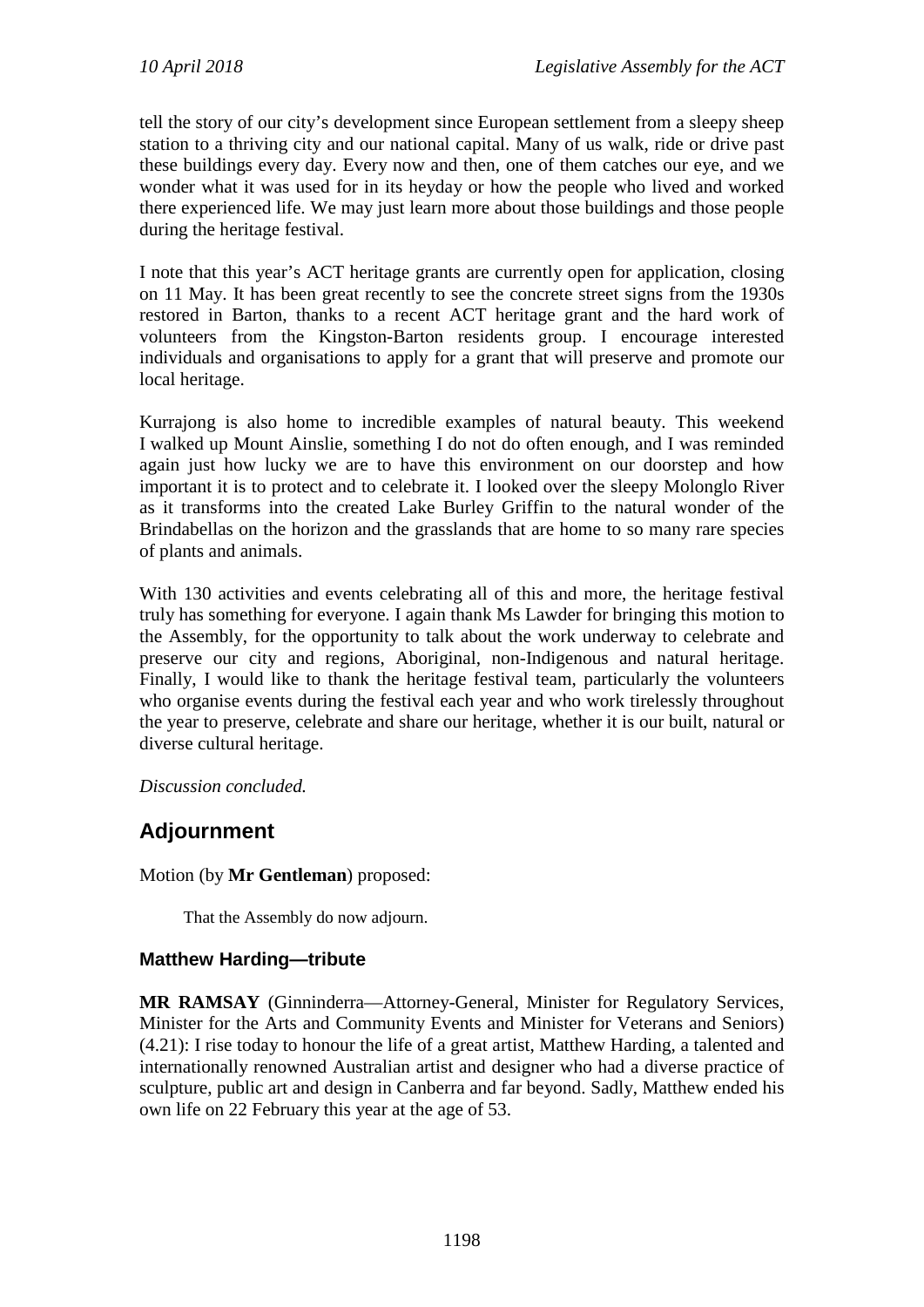tell the story of our city's development since European settlement from a sleepy sheep station to a thriving city and our national capital. Many of us walk, ride or drive past these buildings every day. Every now and then, one of them catches our eye, and we wonder what it was used for in its heyday or how the people who lived and worked there experienced life. We may just learn more about those buildings and those people during the heritage festival.

I note that this year's ACT heritage grants are currently open for application, closing on 11 May. It has been great recently to see the concrete street signs from the 1930s restored in Barton, thanks to a recent ACT heritage grant and the hard work of volunteers from the Kingston-Barton residents group. I encourage interested individuals and organisations to apply for a grant that will preserve and promote our local heritage.

Kurrajong is also home to incredible examples of natural beauty. This weekend I walked up Mount Ainslie, something I do not do often enough, and I was reminded again just how lucky we are to have this environment on our doorstep and how important it is to protect and to celebrate it. I looked over the sleepy Molonglo River as it transforms into the created Lake Burley Griffin to the natural wonder of the Brindabellas on the horizon and the grasslands that are home to so many rare species of plants and animals.

With 130 activities and events celebrating all of this and more, the heritage festival truly has something for everyone. I again thank Ms Lawder for bringing this motion to the Assembly, for the opportunity to talk about the work underway to celebrate and preserve our city and regions, Aboriginal, non-Indigenous and natural heritage. Finally, I would like to thank the heritage festival team, particularly the volunteers who organise events during the festival each year and who work tirelessly throughout the year to preserve, celebrate and share our heritage, whether it is our built, natural or diverse cultural heritage.

*Discussion concluded.*

## Adjournment

Motion (by **Mr Gentleman**) proposed:

> That the Assembly do now adjourn.

### Matthew Harding—tribute

**MR RAMSAY** (Ginninderra—Attorney-General, Minister for Regulatory Services, Minister for the Arts and Community Events and Minister for Veterans and Seniors) (4.21): I rise today to honour the life of a great artist, Matthew Harding, a talented and internationally renowned Australian artist and designer who had a diverse practice of sculpture, public art and design in Canberra and far beyond. Sadly, Matthew ended his own life on 22 February this year at the age of 53.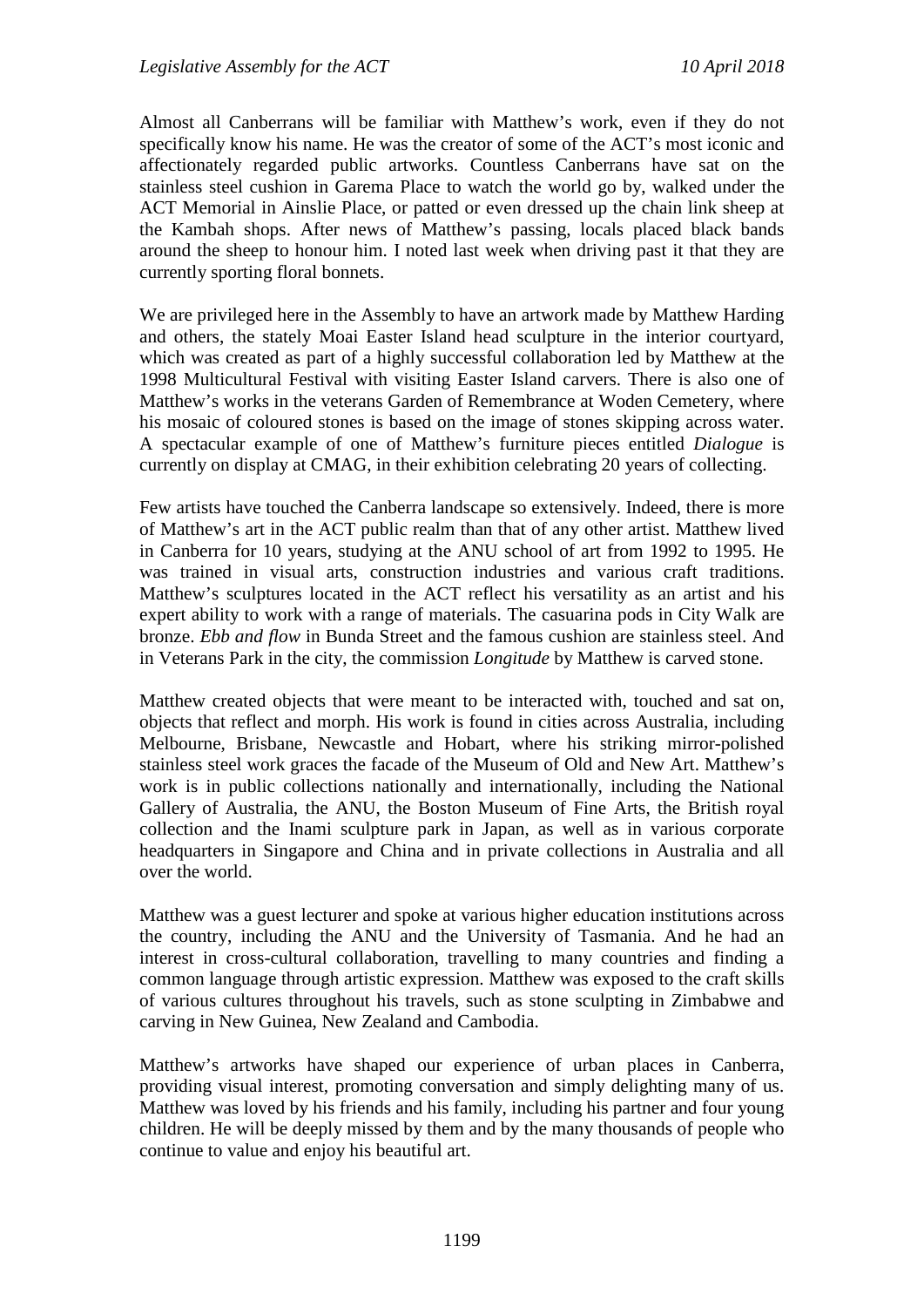Almost all Canberrans will be familiar with Matthew's work, even if they do not specifically know his name. He was the creator of some of the ACT's most iconic and affectionately regarded public artworks. Countless Canberrans have sat on the stainless steel cushion in Garema Place to watch the world go by, walked under the ACT Memorial in Ainslie Place, or patted or even dressed up the chain link sheep at the Kambah shops. After news of Matthew's passing, locals placed black bands around the sheep to honour him. I noted last week when driving past it that they are currently sporting floral bonnets.

We are privileged here in the Assembly to have an artwork made by Matthew Harding and others, the stately Moai Easter Island head sculpture in the interior courtyard, which was created as part of a highly successful collaboration led by Matthew at the 1998 Multicultural Festival with visiting Easter Island carvers. There is also one of Matthew's works in the veterans Garden of Remembrance at Woden Cemetery, where his mosaic of coloured stones is based on the image of stones skipping across water. A spectacular example of one of Matthew's furniture pieces entitled *Dialogue* is currently on display at CMAG, in their exhibition celebrating 20 years of collecting.

Few artists have touched the Canberra landscape so extensively. Indeed, there is more of Matthew's art in the ACT public realm than that of any other artist. Matthew lived in Canberra for 10 years, studying at the ANU school of art from 1992 to 1995. He was trained in visual arts, construction industries and various craft traditions. Matthew's sculptures located in the ACT reflect his versatility as an artist and his expert ability to work with a range of materials. The casuarina pods in City Walk are bronze. *Ebb and flow* in Bunda Street and the famous cushion are stainless steel. And in Veterans Park in the city, the commission *Longitude* by Matthew is carved stone.

Matthew created objects that were meant to be interacted with, touched and sat on, objects that reflect and morph. His work is found in cities across Australia, including Melbourne, Brisbane, Newcastle and Hobart, where his striking mirror-polished stainless steel work graces the facade of the Museum of Old and New Art. Matthew's work is in public collections nationally and internationally, including the National Gallery of Australia, the ANU, the Boston Museum of Fine Arts, the British royal collection and the Inami sculpture park in Japan, as well as in various corporate headquarters in Singapore and China and in private collections in Australia and all over the world.

Matthew was a guest lecturer and spoke at various higher education institutions across the country, including the ANU and the University of Tasmania. And he had an interest in cross-cultural collaboration, travelling to many countries and finding a common language through artistic expression. Matthew was exposed to the craft skills of various cultures throughout his travels, such as stone sculpting in Zimbabwe and carving in New Guinea, New Zealand and Cambodia.

Matthew's artworks have shaped our experience of urban places in Canberra, providing visual interest, promoting conversation and simply delighting many of us. Matthew was loved by his friends and his family, including his partner and four young children. He will be deeply missed by them and by the many thousands of people who continue to value and enjoy his beautiful art.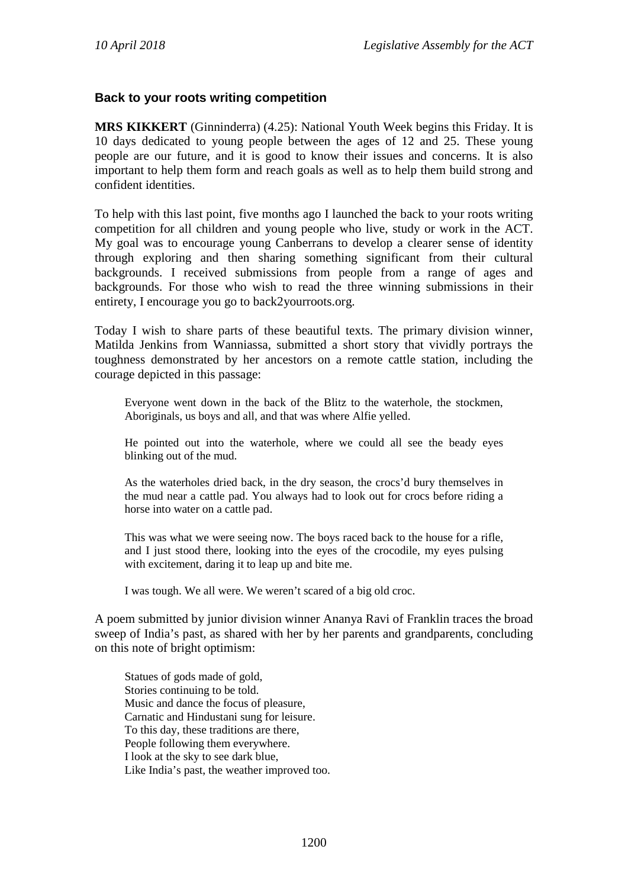### Back to your roots writing competition

**MRS KIKKERT** (Ginninderra) (4.25): National Youth Week begins this Friday. It is 10 days dedicated to young people between the ages of 12 and 25. These young people are our future, and it is good to know their issues and concerns. It is also important to help them form and reach goals as well as to help them build strong and confident identities.

To help with this last point, five months ago I launched the back to your roots writing competition for all children and young people who live, study or work in the ACT. My goal was to encourage young Canberrans to develop a clearer sense of identity through exploring and then sharing something significant from their cultural backgrounds. I received submissions from people from a range of ages and backgrounds. For those who wish to read the three winning submissions in their entirety, I encourage you go to back2yourroots.org.

Today I wish to share parts of these beautiful texts. The primary division winner, Matilda Jenkins from Wanniassa, submitted a short story that vividly portrays the toughness demonstrated by her ancestors on a remote cattle station, including the courage depicted in this passage:

> Everyone went down in the back of the Blitz to the waterhole, the stockmen, Aboriginals, us boys and all, and that was where Alfie yelled.
>
> He pointed out into the waterhole, where we could all see the beady eyes blinking out of the mud.
>
> As the waterholes dried back, in the dry season, the crocs'd bury themselves in the mud near a cattle pad. You always had to look out for crocs before riding a horse into water on a cattle pad.
>
> This was what we were seeing now. The boys raced back to the house for a rifle, and I just stood there, looking into the eyes of the crocodile, my eyes pulsing with excitement, daring it to leap up and bite me.
>
> I was tough. We all were. We weren't scared of a big old croc.

A poem submitted by junior division winner Ananya Ravi of Franklin traces the broad sweep of India's past, as shared with her by her parents and grandparents, concluding on this note of bright optimism:

> Statues of gods made of gold,
> Stories continuing to be told.
> Music and dance the focus of pleasure,
> Carnatic and Hindustani sung for leisure.
> To this day, these traditions are there,
> People following them everywhere.
> I look at the sky to see dark blue,
> Like India's past, the weather improved too.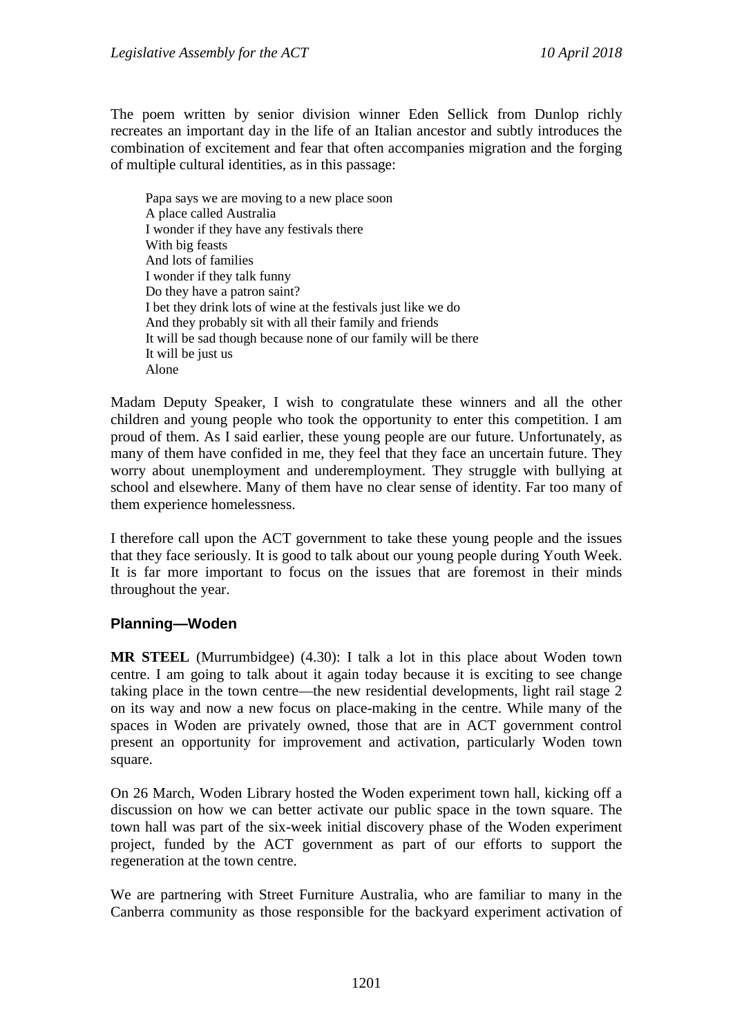The poem written by senior division winner Eden Sellick from Dunlop richly recreates an important day in the life of an Italian ancestor and subtly introduces the combination of excitement and fear that often accompanies migration and the forging of multiple cultural identities, as in this passage:

> Papa says we are moving to a new place soon
> A place called Australia
> I wonder if they have any festivals there
> With big feasts
> And lots of families
> I wonder if they talk funny
> Do they have a patron saint?
> I bet they drink lots of wine at the festivals just like we do
> And they probably sit with all their family and friends
> It will be sad though because none of our family will be there
> It will be just us
> Alone

Madam Deputy Speaker, I wish to congratulate these winners and all the other children and young people who took the opportunity to enter this competition. I am proud of them. As I said earlier, these young people are our future. Unfortunately, as many of them have confided in me, they feel that they face an uncertain future. They worry about unemployment and underemployment. They struggle with bullying at school and elsewhere. Many of them have no clear sense of identity. Far too many of them experience homelessness.

I therefore call upon the ACT government to take these young people and the issues that they face seriously. It is good to talk about our young people during Youth Week. It is far more important to focus on the issues that are foremost in their minds throughout the year.

## Planning—Woden

**MR STEEL** (Murrumbidgee) (4.30): I talk a lot in this place about Woden town centre. I am going to talk about it again today because it is exciting to see change taking place in the town centre—the new residential developments, light rail stage 2 on its way and now a new focus on place-making in the centre. While many of the spaces in Woden are privately owned, those that are in ACT government control present an opportunity for improvement and activation, particularly Woden town square.

On 26 March, Woden Library hosted the Woden experiment town hall, kicking off a discussion on how we can better activate our public space in the town square. The town hall was part of the six-week initial discovery phase of the Woden experiment project, funded by the ACT government as part of our efforts to support the regeneration at the town centre.

We are partnering with Street Furniture Australia, who are familiar to many in the Canberra community as those responsible for the backyard experiment activation of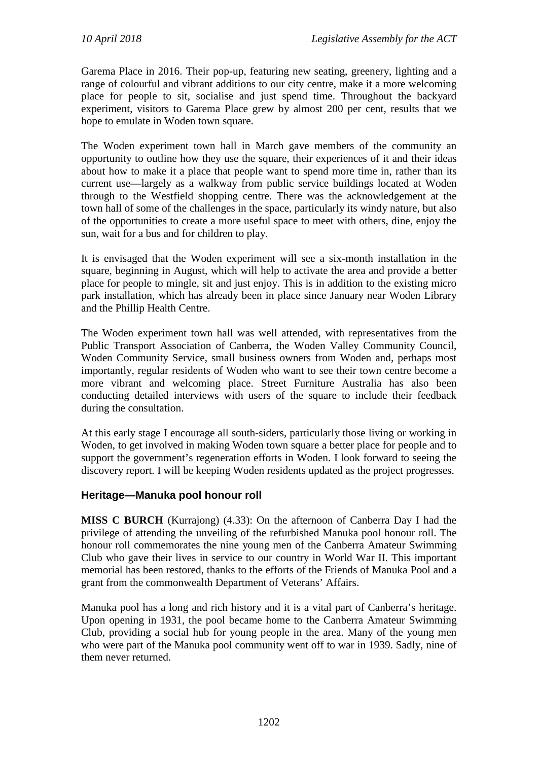Garema Place in 2016. Their pop-up, featuring new seating, greenery, lighting and a range of colourful and vibrant additions to our city centre, make it a more welcoming place for people to sit, socialise and just spend time. Throughout the backyard experiment, visitors to Garema Place grew by almost 200 per cent, results that we hope to emulate in Woden town square.

The Woden experiment town hall in March gave members of the community an opportunity to outline how they use the square, their experiences of it and their ideas about how to make it a place that people want to spend more time in, rather than its current use—largely as a walkway from public service buildings located at Woden through to the Westfield shopping centre. There was the acknowledgement at the town hall of some of the challenges in the space, particularly its windy nature, but also of the opportunities to create a more useful space to meet with others, dine, enjoy the sun, wait for a bus and for children to play.

It is envisaged that the Woden experiment will see a six-month installation in the square, beginning in August, which will help to activate the area and provide a better place for people to mingle, sit and just enjoy. This is in addition to the existing micro park installation, which has already been in place since January near Woden Library and the Phillip Health Centre.

The Woden experiment town hall was well attended, with representatives from the Public Transport Association of Canberra, the Woden Valley Community Council, Woden Community Service, small business owners from Woden and, perhaps most importantly, regular residents of Woden who want to see their town centre become a more vibrant and welcoming place. Street Furniture Australia has also been conducting detailed interviews with users of the square to include their feedback during the consultation.

At this early stage I encourage all south-siders, particularly those living or working in Woden, to get involved in making Woden town square a better place for people and to support the government's regeneration efforts in Woden. I look forward to seeing the discovery report. I will be keeping Woden residents updated as the project progresses.

### Heritage—Manuka pool honour roll

**MISS C BURCH** (Kurrajong) (4.33): On the afternoon of Canberra Day I had the privilege of attending the unveiling of the refurbished Manuka pool honour roll. The honour roll commemorates the nine young men of the Canberra Amateur Swimming Club who gave their lives in service to our country in World War II. This important memorial has been restored, thanks to the efforts of the Friends of Manuka Pool and a grant from the commonwealth Department of Veterans' Affairs.

Manuka pool has a long and rich history and it is a vital part of Canberra's heritage. Upon opening in 1931, the pool became home to the Canberra Amateur Swimming Club, providing a social hub for young people in the area. Many of the young men who were part of the Manuka pool community went off to war in 1939. Sadly, nine of them never returned.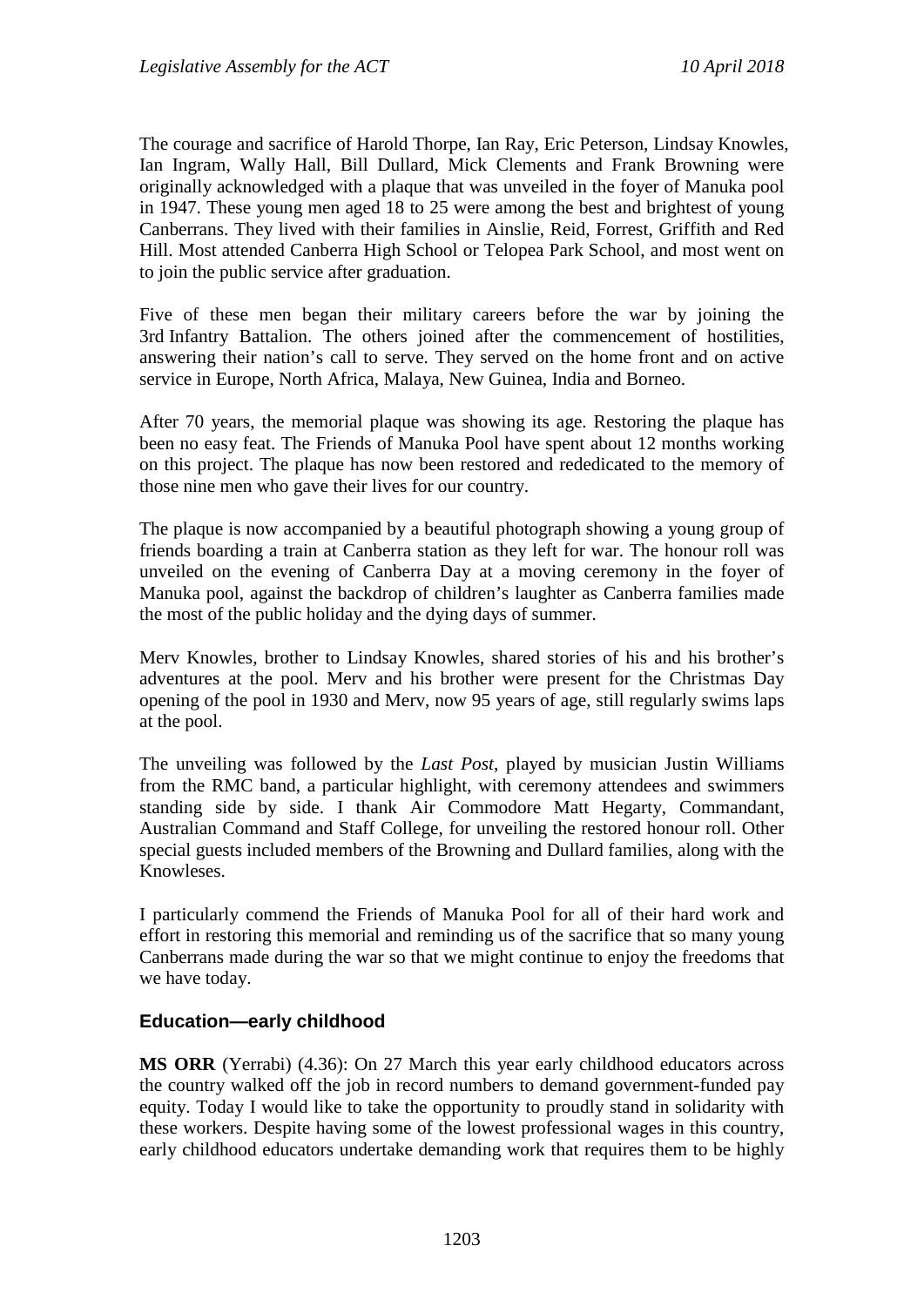The courage and sacrifice of Harold Thorpe, Ian Ray, Eric Peterson, Lindsay Knowles, Ian Ingram, Wally Hall, Bill Dullard, Mick Clements and Frank Browning were originally acknowledged with a plaque that was unveiled in the foyer of Manuka pool in 1947. These young men aged 18 to 25 were among the best and brightest of young Canberrans. They lived with their families in Ainslie, Reid, Forrest, Griffith and Red Hill. Most attended Canberra High School or Telopea Park School, and most went on to join the public service after graduation.

Five of these men began their military careers before the war by joining the 3rd Infantry Battalion. The others joined after the commencement of hostilities, answering their nation's call to serve. They served on the home front and on active service in Europe, North Africa, Malaya, New Guinea, India and Borneo.

After 70 years, the memorial plaque was showing its age. Restoring the plaque has been no easy feat. The Friends of Manuka Pool have spent about 12 months working on this project. The plaque has now been restored and rededicated to the memory of those nine men who gave their lives for our country.

The plaque is now accompanied by a beautiful photograph showing a young group of friends boarding a train at Canberra station as they left for war. The honour roll was unveiled on the evening of Canberra Day at a moving ceremony in the foyer of Manuka pool, against the backdrop of children's laughter as Canberra families made the most of the public holiday and the dying days of summer.

Merv Knowles, brother to Lindsay Knowles, shared stories of his and his brother's adventures at the pool. Merv and his brother were present for the Christmas Day opening of the pool in 1930 and Merv, now 95 years of age, still regularly swims laps at the pool.

The unveiling was followed by the *Last Post*, played by musician Justin Williams from the RMC band, a particular highlight, with ceremony attendees and swimmers standing side by side. I thank Air Commodore Matt Hegarty, Commandant, Australian Command and Staff College, for unveiling the restored honour roll. Other special guests included members of the Browning and Dullard families, along with the Knowleses.

I particularly commend the Friends of Manuka Pool for all of their hard work and effort in restoring this memorial and reminding us of the sacrifice that so many young Canberrans made during the war so that we might continue to enjoy the freedoms that we have today.

### Education—early childhood

**MS ORR** (Yerrabi) (4.36): On 27 March this year early childhood educators across the country walked off the job in record numbers to demand government-funded pay equity. Today I would like to take the opportunity to proudly stand in solidarity with these workers. Despite having some of the lowest professional wages in this country, early childhood educators undertake demanding work that requires them to be highly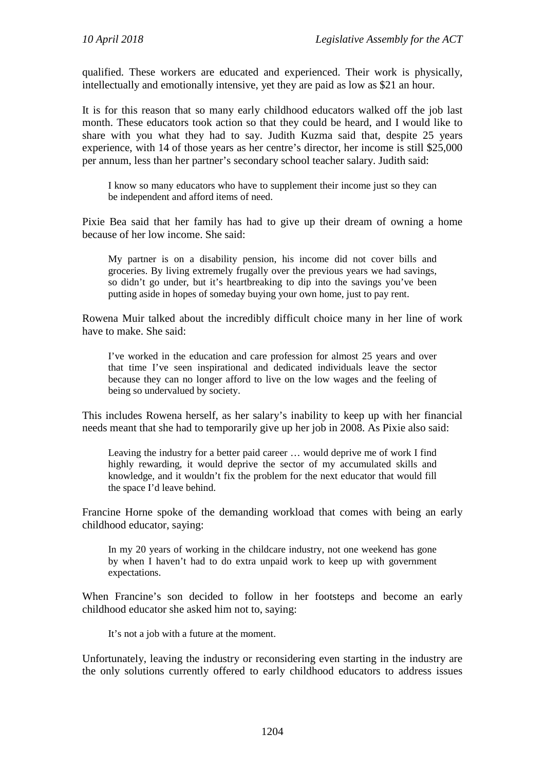qualified. These workers are educated and experienced. Their work is physically, intellectually and emotionally intensive, yet they are paid as low as $21 an hour.

It is for this reason that so many early childhood educators walked off the job last month. These educators took action so that they could be heard, and I would like to share with you what they had to say. Judith Kuzma said that, despite 25 years experience, with 14 of those years as her centre's director, her income is still $25,000 per annum, less than her partner's secondary school teacher salary. Judith said:

> I know so many educators who have to supplement their income just so they can be independent and afford items of need.

Pixie Bea said that her family has had to give up their dream of owning a home because of her low income. She said:

> My partner is on a disability pension, his income did not cover bills and groceries. By living extremely frugally over the previous years we had savings, so didn't go under, but it's heartbreaking to dip into the savings you've been putting aside in hopes of someday buying your own home, just to pay rent.

Rowena Muir talked about the incredibly difficult choice many in her line of work have to make. She said:

> I've worked in the education and care profession for almost 25 years and over that time I've seen inspirational and dedicated individuals leave the sector because they can no longer afford to live on the low wages and the feeling of being so undervalued by society.

This includes Rowena herself, as her salary's inability to keep up with her financial needs meant that she had to temporarily give up her job in 2008. As Pixie also said:

> Leaving the industry for a better paid career … would deprive me of work I find highly rewarding, it would deprive the sector of my accumulated skills and knowledge, and it wouldn't fix the problem for the next educator that would fill the space I'd leave behind.

Francine Horne spoke of the demanding workload that comes with being an early childhood educator, saying:

> In my 20 years of working in the childcare industry, not one weekend has gone by when I haven't had to do extra unpaid work to keep up with government expectations.

When Francine's son decided to follow in her footsteps and become an early childhood educator she asked him not to, saying:

> It's not a job with a future at the moment.

Unfortunately, leaving the industry or reconsidering even starting in the industry are the only solutions currently offered to early childhood educators to address issues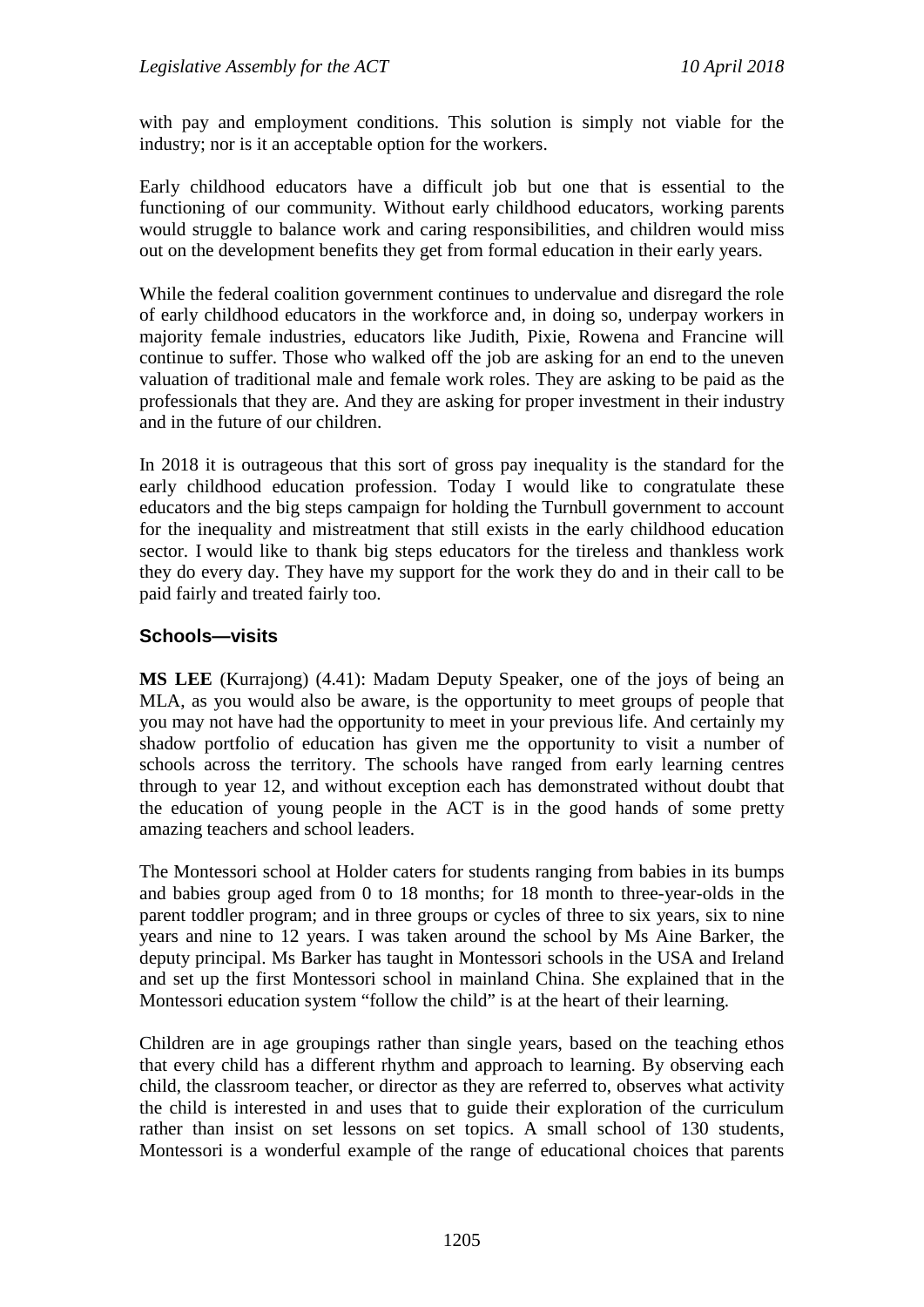with pay and employment conditions. This solution is simply not viable for the industry; nor is it an acceptable option for the workers.

Early childhood educators have a difficult job but one that is essential to the functioning of our community. Without early childhood educators, working parents would struggle to balance work and caring responsibilities, and children would miss out on the development benefits they get from formal education in their early years.

While the federal coalition government continues to undervalue and disregard the role of early childhood educators in the workforce and, in doing so, underpay workers in majority female industries, educators like Judith, Pixie, Rowena and Francine will continue to suffer. Those who walked off the job are asking for an end to the uneven valuation of traditional male and female work roles. They are asking to be paid as the professionals that they are. And they are asking for proper investment in their industry and in the future of our children.

In 2018 it is outrageous that this sort of gross pay inequality is the standard for the early childhood education profession. Today I would like to congratulate these educators and the big steps campaign for holding the Turnbull government to account for the inequality and mistreatment that still exists in the early childhood education sector. I would like to thank big steps educators for the tireless and thankless work they do every day. They have my support for the work they do and in their call to be paid fairly and treated fairly too.

### Schools—visits

**MS LEE** (Kurrajong) (4.41): Madam Deputy Speaker, one of the joys of being an MLA, as you would also be aware, is the opportunity to meet groups of people that you may not have had the opportunity to meet in your previous life. And certainly my shadow portfolio of education has given me the opportunity to visit a number of schools across the territory. The schools have ranged from early learning centres through to year 12, and without exception each has demonstrated without doubt that the education of young people in the ACT is in the good hands of some pretty amazing teachers and school leaders.

The Montessori school at Holder caters for students ranging from babies in its bumps and babies group aged from 0 to 18 months; for 18 month to three-year-olds in the parent toddler program; and in three groups or cycles of three to six years, six to nine years and nine to 12 years. I was taken around the school by Ms Aine Barker, the deputy principal. Ms Barker has taught in Montessori schools in the USA and Ireland and set up the first Montessori school in mainland China. She explained that in the Montessori education system "follow the child" is at the heart of their learning.

Children are in age groupings rather than single years, based on the teaching ethos that every child has a different rhythm and approach to learning. By observing each child, the classroom teacher, or director as they are referred to, observes what activity the child is interested in and uses that to guide their exploration of the curriculum rather than insist on set lessons on set topics. A small school of 130 students, Montessori is a wonderful example of the range of educational choices that parents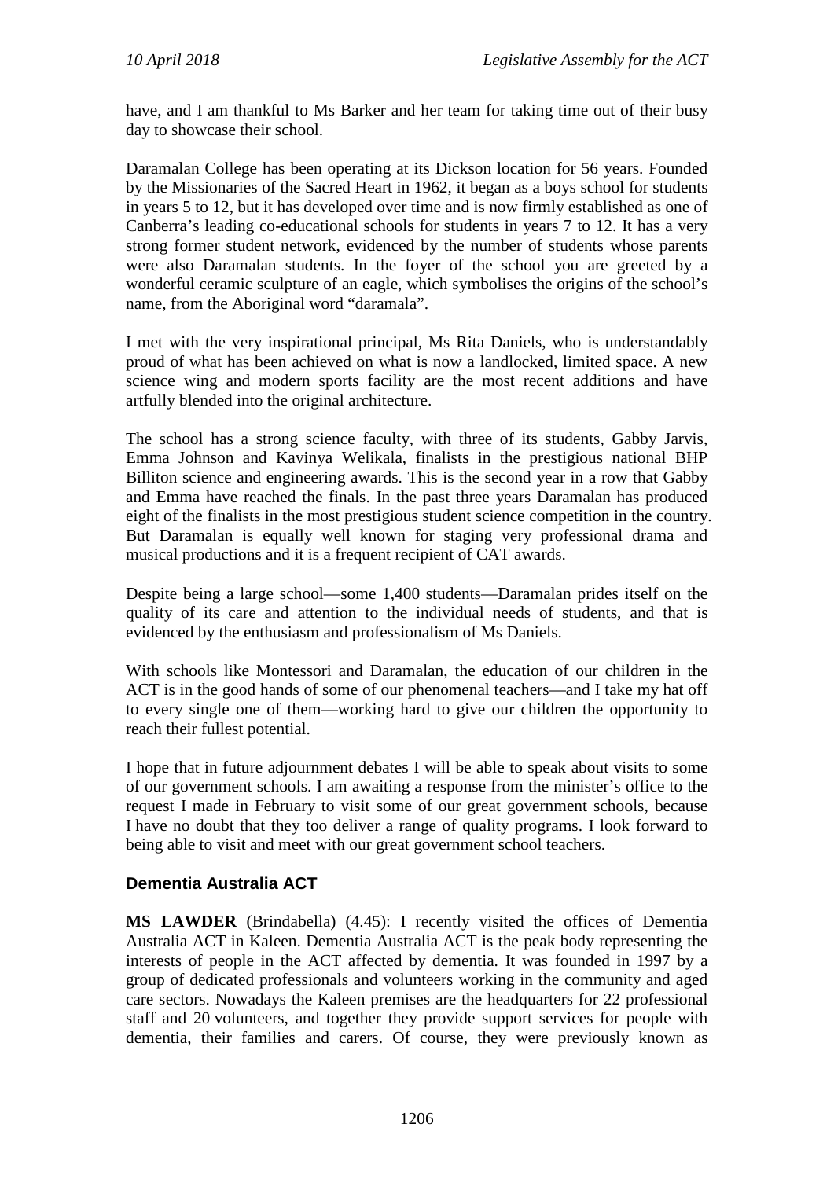have, and I am thankful to Ms Barker and her team for taking time out of their busy day to showcase their school.

Daramalan College has been operating at its Dickson location for 56 years. Founded by the Missionaries of the Sacred Heart in 1962, it began as a boys school for students in years 5 to 12, but it has developed over time and is now firmly established as one of Canberra's leading co-educational schools for students in years 7 to 12. It has a very strong former student network, evidenced by the number of students whose parents were also Daramalan students. In the foyer of the school you are greeted by a wonderful ceramic sculpture of an eagle, which symbolises the origins of the school's name, from the Aboriginal word "daramala".

I met with the very inspirational principal, Ms Rita Daniels, who is understandably proud of what has been achieved on what is now a landlocked, limited space. A new science wing and modern sports facility are the most recent additions and have artfully blended into the original architecture.

The school has a strong science faculty, with three of its students, Gabby Jarvis, Emma Johnson and Kavinya Welikala, finalists in the prestigious national BHP Billiton science and engineering awards. This is the second year in a row that Gabby and Emma have reached the finals. In the past three years Daramalan has produced eight of the finalists in the most prestigious student science competition in the country. But Daramalan is equally well known for staging very professional drama and musical productions and it is a frequent recipient of CAT awards.

Despite being a large school—some 1,400 students—Daramalan prides itself on the quality of its care and attention to the individual needs of students, and that is evidenced by the enthusiasm and professionalism of Ms Daniels.

With schools like Montessori and Daramalan, the education of our children in the ACT is in the good hands of some of our phenomenal teachers—and I take my hat off to every single one of them—working hard to give our children the opportunity to reach their fullest potential.

I hope that in future adjournment debates I will be able to speak about visits to some of our government schools. I am awaiting a response from the minister's office to the request I made in February to visit some of our great government schools, because I have no doubt that they too deliver a range of quality programs. I look forward to being able to visit and meet with our great government school teachers.

## Dementia Australia ACT

**MS LAWDER** (Brindabella) (4.45): I recently visited the offices of Dementia Australia ACT in Kaleen. Dementia Australia ACT is the peak body representing the interests of people in the ACT affected by dementia. It was founded in 1997 by a group of dedicated professionals and volunteers working in the community and aged care sectors. Nowadays the Kaleen premises are the headquarters for 22 professional staff and 20 volunteers, and together they provide support services for people with dementia, their families and carers. Of course, they were previously known as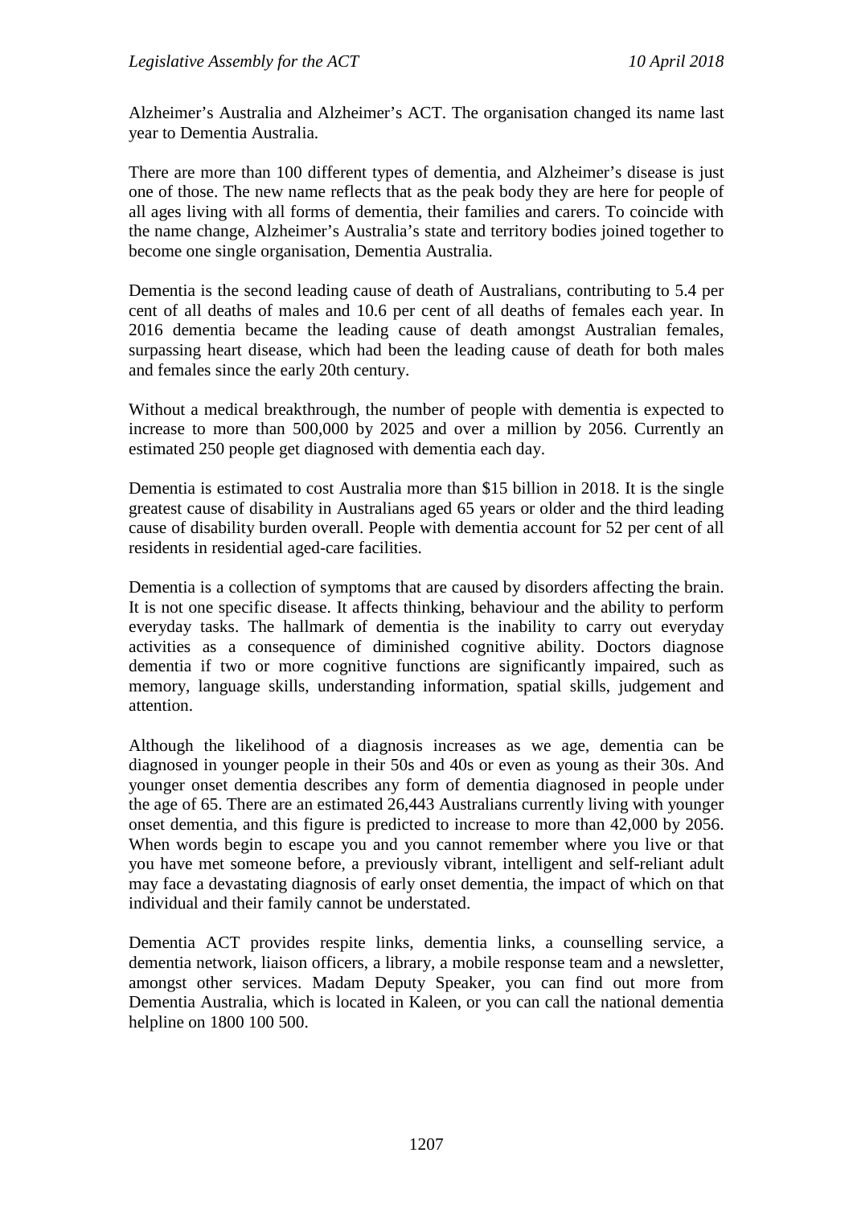Alzheimer's Australia and Alzheimer's ACT. The organisation changed its name last year to Dementia Australia.

There are more than 100 different types of dementia, and Alzheimer's disease is just one of those. The new name reflects that as the peak body they are here for people of all ages living with all forms of dementia, their families and carers. To coincide with the name change, Alzheimer's Australia's state and territory bodies joined together to become one single organisation, Dementia Australia.

Dementia is the second leading cause of death of Australians, contributing to 5.4 per cent of all deaths of males and 10.6 per cent of all deaths of females each year. In 2016 dementia became the leading cause of death amongst Australian females, surpassing heart disease, which had been the leading cause of death for both males and females since the early 20th century.

Without a medical breakthrough, the number of people with dementia is expected to increase to more than 500,000 by 2025 and over a million by 2056. Currently an estimated 250 people get diagnosed with dementia each day.

Dementia is estimated to cost Australia more than $15 billion in 2018. It is the single greatest cause of disability in Australians aged 65 years or older and the third leading cause of disability burden overall. People with dementia account for 52 per cent of all residents in residential aged-care facilities.

Dementia is a collection of symptoms that are caused by disorders affecting the brain. It is not one specific disease. It affects thinking, behaviour and the ability to perform everyday tasks. The hallmark of dementia is the inability to carry out everyday activities as a consequence of diminished cognitive ability. Doctors diagnose dementia if two or more cognitive functions are significantly impaired, such as memory, language skills, understanding information, spatial skills, judgement and attention.

Although the likelihood of a diagnosis increases as we age, dementia can be diagnosed in younger people in their 50s and 40s or even as young as their 30s. And younger onset dementia describes any form of dementia diagnosed in people under the age of 65. There are an estimated 26,443 Australians currently living with younger onset dementia, and this figure is predicted to increase to more than 42,000 by 2056. When words begin to escape you and you cannot remember where you live or that you have met someone before, a previously vibrant, intelligent and self-reliant adult may face a devastating diagnosis of early onset dementia, the impact of which on that individual and their family cannot be understated.

Dementia ACT provides respite links, dementia links, a counselling service, a dementia network, liaison officers, a library, a mobile response team and a newsletter, amongst other services. Madam Deputy Speaker, you can find out more from Dementia Australia, which is located in Kaleen, or you can call the national dementia helpline on 1800 100 500.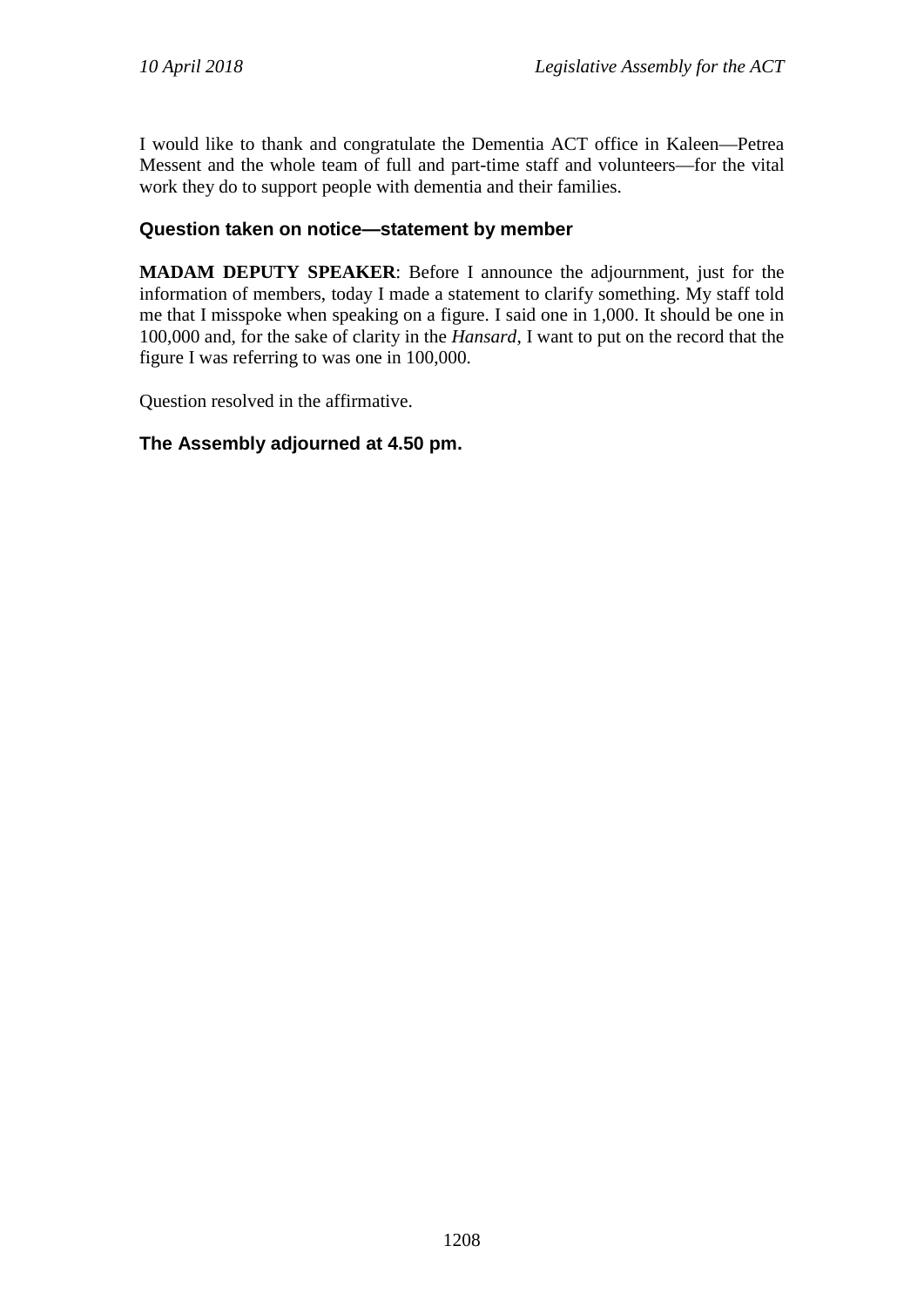I would like to thank and congratulate the Dementia ACT office in Kaleen—Petrea Messent and the whole team of full and part-time staff and volunteers—for the vital work they do to support people with dementia and their families.

### Question taken on notice—statement by member

**MADAM DEPUTY SPEAKER**: Before I announce the adjournment, just for the information of members, today I made a statement to clarify something. My staff told me that I misspoke when speaking on a figure. I said one in 1,000. It should be one in 100,000 and, for the sake of clarity in the *Hansard*, I want to put on the record that the figure I was referring to was one in 100,000.

Question resolved in the affirmative.

### The Assembly adjourned at 4.50 pm.